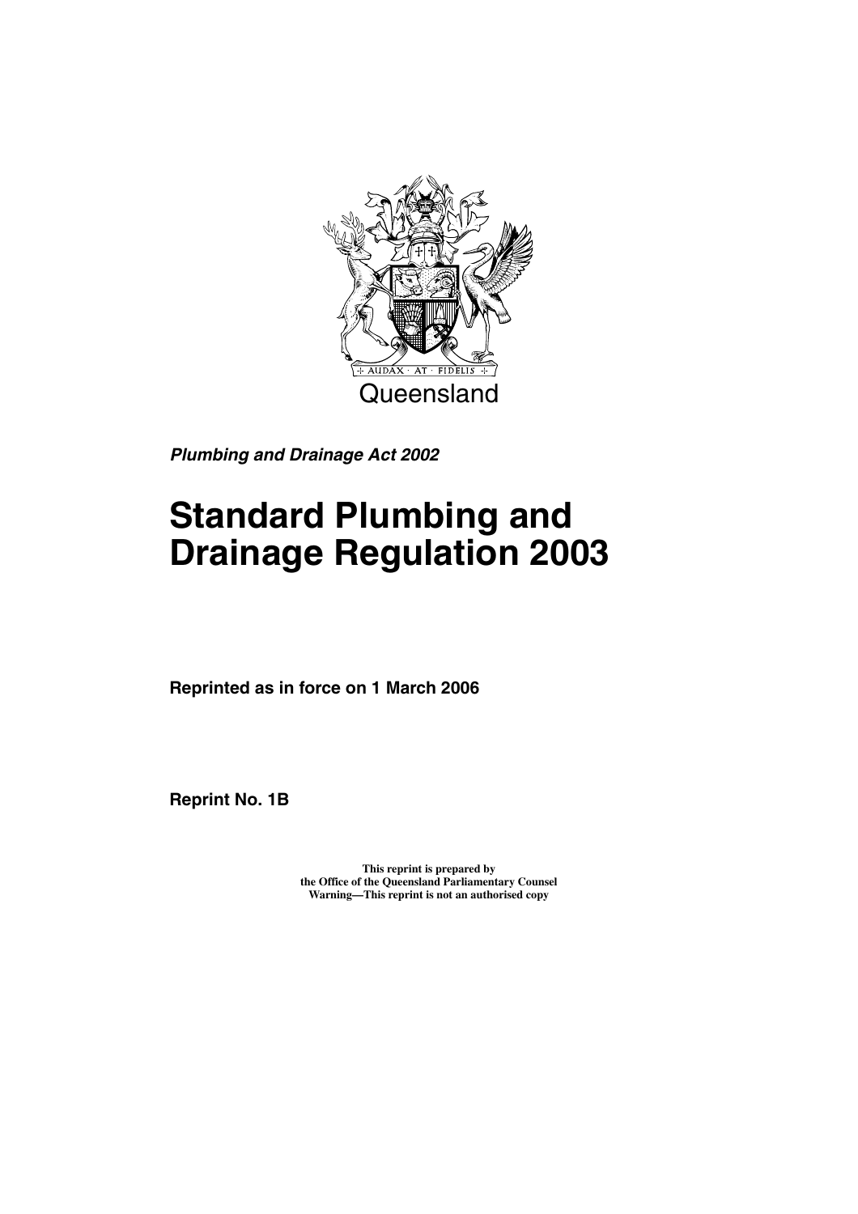AUDAX · AT · FIDELIS

Queensland

***Plumbing and Drainage Act 2002***

# Standard Plumbing and Drainage Regulation 2003

**Reprinted as in force on 1 March 2006**

**Reprint No. 1B**

**This reprint is prepared by**
**the Office of the Queensland Parliamentary Counsel**
**Warning—This reprint is not an authorised copy**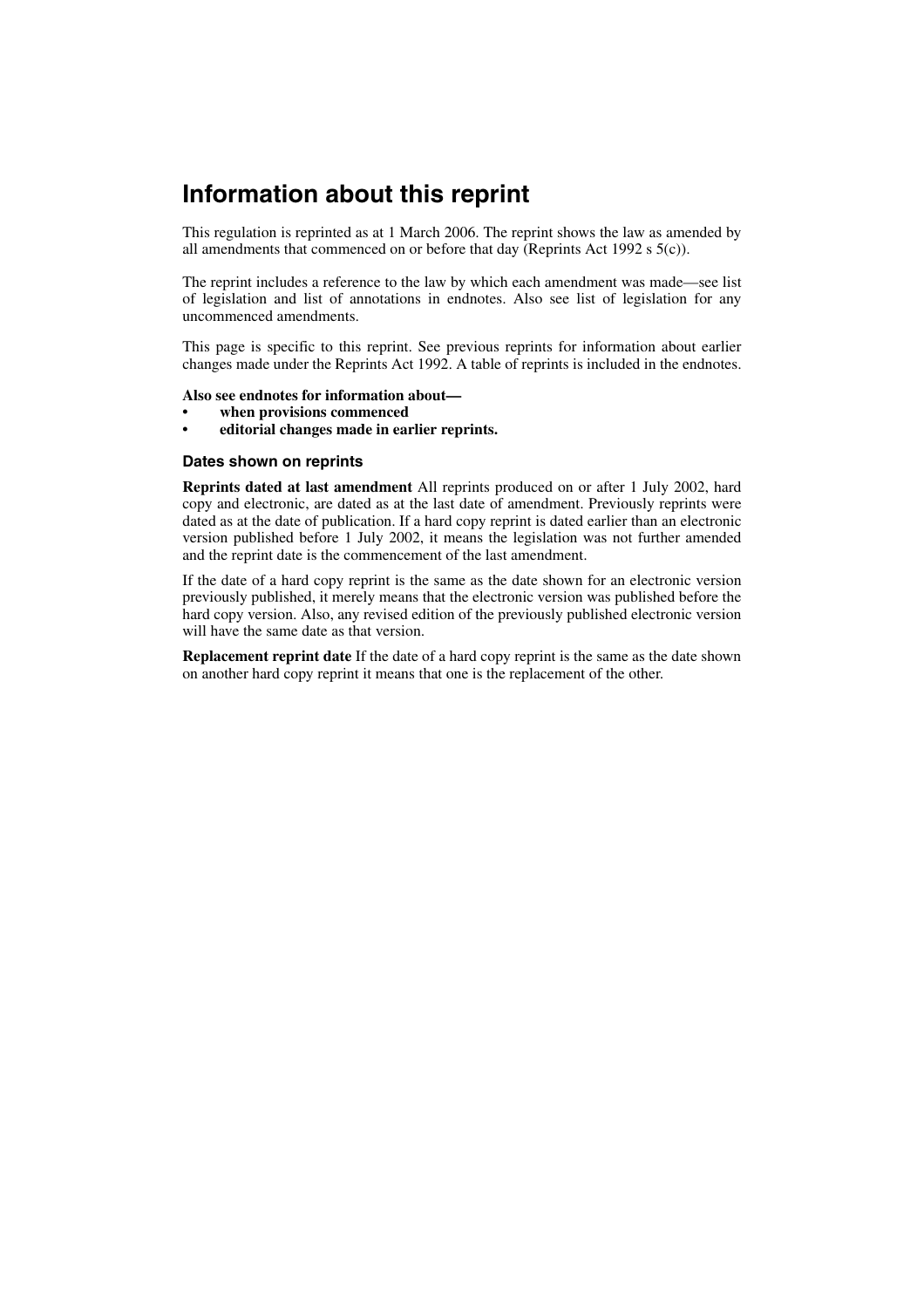# Information about this reprint

This regulation is reprinted as at 1 March 2006. The reprint shows the law as amended by all amendments that commenced on or before that day (Reprints Act 1992 s 5(c)).

The reprint includes a reference to the law by which each amendment was made—see list of legislation and list of annotations in endnotes. Also see list of legislation for any uncommenced amendments.

This page is specific to this reprint. See previous reprints for information about earlier changes made under the Reprints Act 1992. A table of reprints is included in the endnotes.

**Also see endnotes for information about—**

- **when provisions commenced**
- **editorial changes made in earlier reprints.**

### Dates shown on reprints

**Reprints dated at last amendment** All reprints produced on or after 1 July 2002, hard copy and electronic, are dated as at the last date of amendment. Previously reprints were dated as at the date of publication. If a hard copy reprint is dated earlier than an electronic version published before 1 July 2002, it means the legislation was not further amended and the reprint date is the commencement of the last amendment.

If the date of a hard copy reprint is the same as the date shown for an electronic version previously published, it merely means that the electronic version was published before the hard copy version. Also, any revised edition of the previously published electronic version will have the same date as that version.

**Replacement reprint date** If the date of a hard copy reprint is the same as the date shown on another hard copy reprint it means that one is the replacement of the other.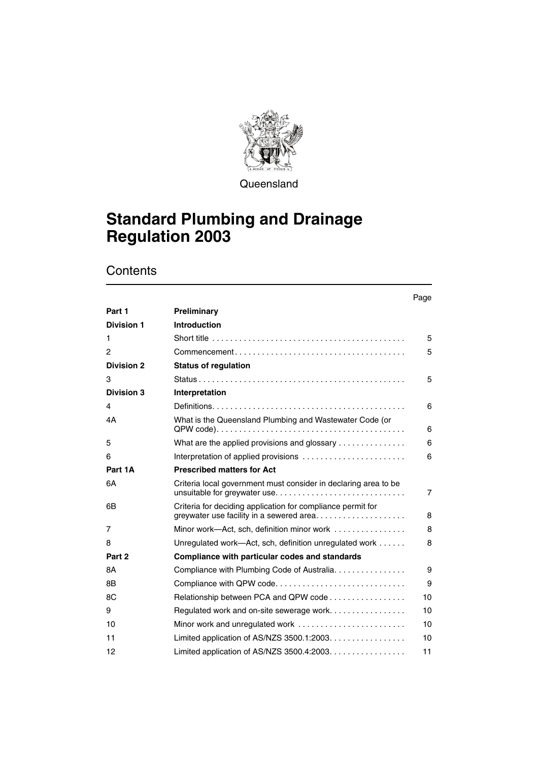Queensland

# Standard Plumbing and Drainage Regulation 2003

## Contents

| | | Page |
|---|---|---|
| **Part 1** | **Preliminary** | |
| **Division 1** | **Introduction** | |
| 1 | Short title | 5 |
| 2 | Commencement | 5 |
| **Division 2** | **Status of regulation** | |
| 3 | Status | 5 |
| **Division 3** | **Interpretation** | |
| 4 | Definitions | 6 |
| 4A | What is the Queensland Plumbing and Wastewater Code (or QPW code) | 6 |
| 5 | What are the applied provisions and glossary | 6 |
| 6 | Interpretation of applied provisions | 6 |
| **Part 1A** | **Prescribed matters for Act** | |
| 6A | Criteria local government must consider in declaring area to be unsuitable for greywater use | 7 |
| 6B | Criteria for deciding application for compliance permit for greywater use facility in a sewered area | 8 |
| 7 | Minor work—Act, sch, definition minor work | 8 |
| 8 | Unregulated work—Act, sch, definition unregulated work | 8 |
| **Part 2** | **Compliance with particular codes and standards** | |
| 8A | Compliance with Plumbing Code of Australia | 9 |
| 8B | Compliance with QPW code | 9 |
| 8C | Relationship between PCA and QPW code | 10 |
| 9 | Regulated work and on-site sewerage work | 10 |
| 10 | Minor work and unregulated work | 10 |
| 11 | Limited application of AS/NZS 3500.1:2003 | 10 |
| 12 | Limited application of AS/NZS 3500.4:2003 | 11 |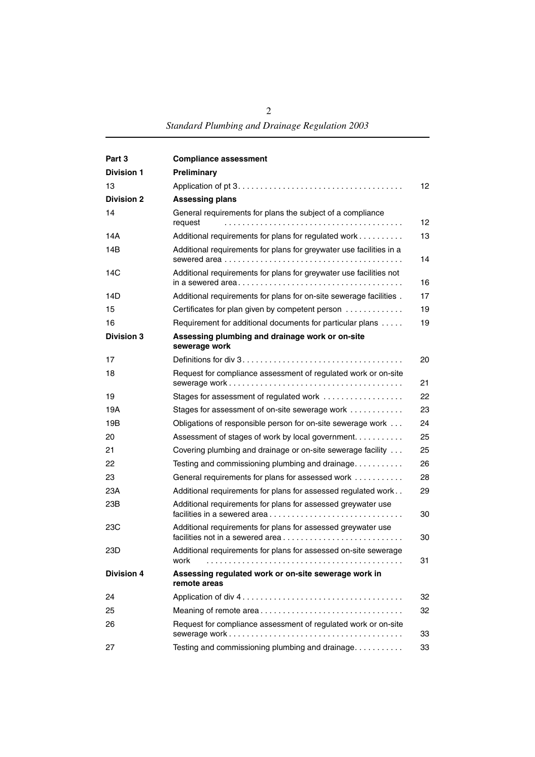| | | |
|---|---|---|
| **Part 3** | **Compliance assessment** | |
| **Division 1** | **Preliminary** | |
| 13 | Application of pt 3 | 12 |
| **Division 2** | **Assessing plans** | |
| 14 | General requirements for plans the subject of a compliance request | 12 |
| 14A | Additional requirements for plans for regulated work | 13 |
| 14B | Additional requirements for plans for greywater use facilities in a sewered area | 14 |
| 14C | Additional requirements for plans for greywater use facilities not in a sewered area | 16 |
| 14D | Additional requirements for plans for on-site sewerage facilities | 17 |
| 15 | Certificates for plan given by competent person | 19 |
| 16 | Requirement for additional documents for particular plans | 19 |
| **Division 3** | **Assessing plumbing and drainage work or on-site sewerage work** | |
| 17 | Definitions for div 3 | 20 |
| 18 | Request for compliance assessment of regulated work or on-site sewerage work | 21 |
| 19 | Stages for assessment of regulated work | 22 |
| 19A | Stages for assessment of on-site sewerage work | 23 |
| 19B | Obligations of responsible person for on-site sewerage work | 24 |
| 20 | Assessment of stages of work by local government | 25 |
| 21 | Covering plumbing and drainage or on-site sewerage facility | 25 |
| 22 | Testing and commissioning plumbing and drainage | 26 |
| 23 | General requirements for plans for assessed work | 28 |
| 23A | Additional requirements for plans for assessed regulated work | 29 |
| 23B | Additional requirements for plans for assessed greywater use facilities in a sewered area | 30 |
| 23C | Additional requirements for plans for assessed greywater use facilities not in a sewered area | 30 |
| 23D | Additional requirements for plans for assessed on-site sewerage work | 31 |
| **Division 4** | **Assessing regulated work or on-site sewerage work in remote areas** | |
| 24 | Application of div 4 | 32 |
| 25 | Meaning of remote area | 32 |
| 26 | Request for compliance assessment of regulated work or on-site sewerage work | 33 |
| 27 | Testing and commissioning plumbing and drainage | 33 |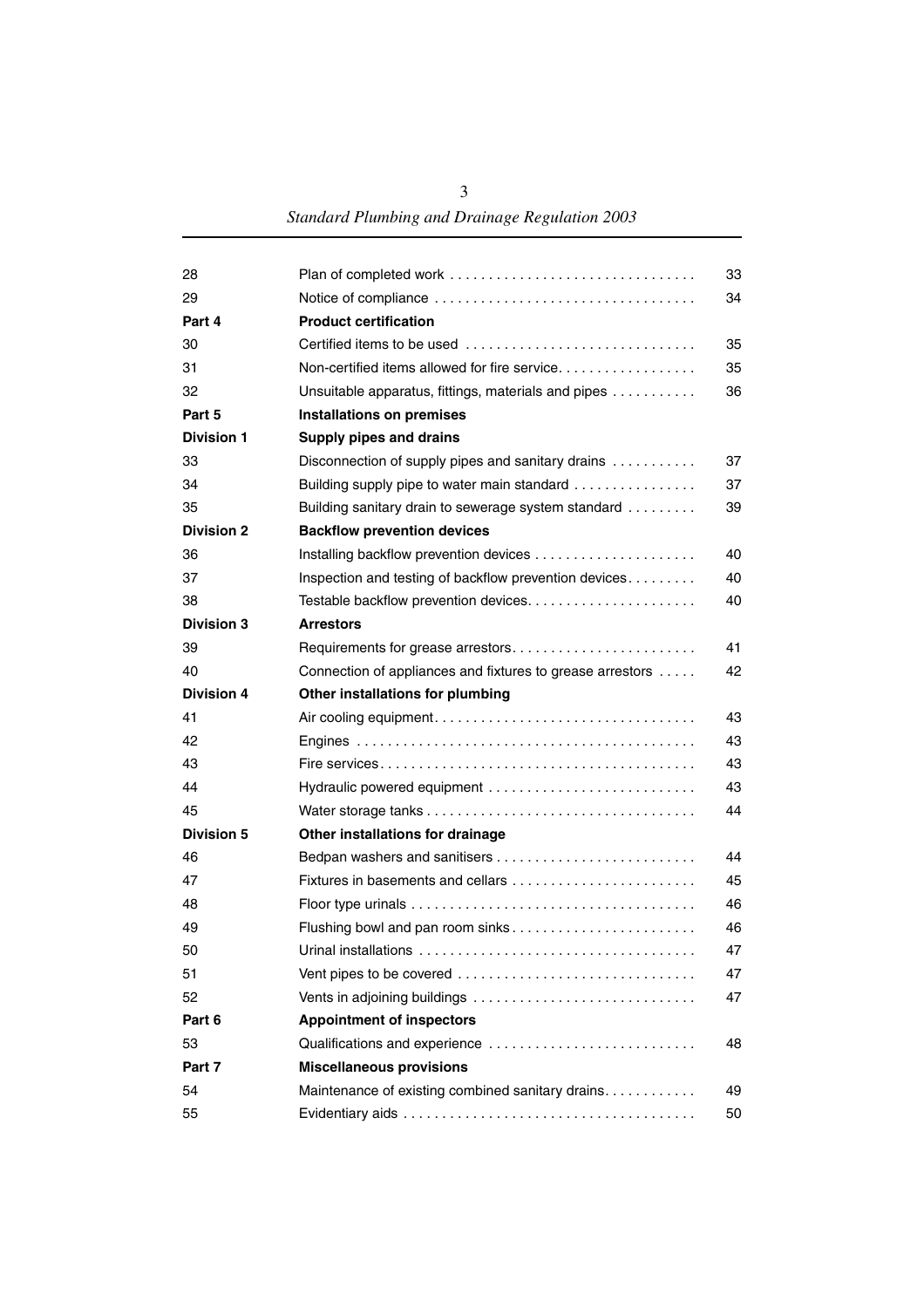| | | |
|---|---|---|
| 28 | Plan of completed work | 33 |
| 29 | Notice of compliance | 34 |
| **Part 4** | **Product certification** | |
| 30 | Certified items to be used | 35 |
| 31 | Non-certified items allowed for fire service | 35 |
| 32 | Unsuitable apparatus, fittings, materials and pipes | 36 |
| **Part 5** | **Installations on premises** | |
| **Division 1** | **Supply pipes and drains** | |
| 33 | Disconnection of supply pipes and sanitary drains | 37 |
| 34 | Building supply pipe to water main standard | 37 |
| 35 | Building sanitary drain to sewerage system standard | 39 |
| **Division 2** | **Backflow prevention devices** | |
| 36 | Installing backflow prevention devices | 40 |
| 37 | Inspection and testing of backflow prevention devices | 40 |
| 38 | Testable backflow prevention devices | 40 |
| **Division 3** | **Arrestors** | |
| 39 | Requirements for grease arrestors | 41 |
| 40 | Connection of appliances and fixtures to grease arrestors | 42 |
| **Division 4** | **Other installations for plumbing** | |
| 41 | Air cooling equipment | 43 |
| 42 | Engines | 43 |
| 43 | Fire services | 43 |
| 44 | Hydraulic powered equipment | 43 |
| 45 | Water storage tanks | 44 |
| **Division 5** | **Other installations for drainage** | |
| 46 | Bedpan washers and sanitisers | 44 |
| 47 | Fixtures in basements and cellars | 45 |
| 48 | Floor type urinals | 46 |
| 49 | Flushing bowl and pan room sinks | 46 |
| 50 | Urinal installations | 47 |
| 51 | Vent pipes to be covered | 47 |
| 52 | Vents in adjoining buildings | 47 |
| **Part 6** | **Appointment of inspectors** | |
| 53 | Qualifications and experience | 48 |
| **Part 7** | **Miscellaneous provisions** | |
| 54 | Maintenance of existing combined sanitary drains | 49 |
| 55 | Evidentiary aids | 50 |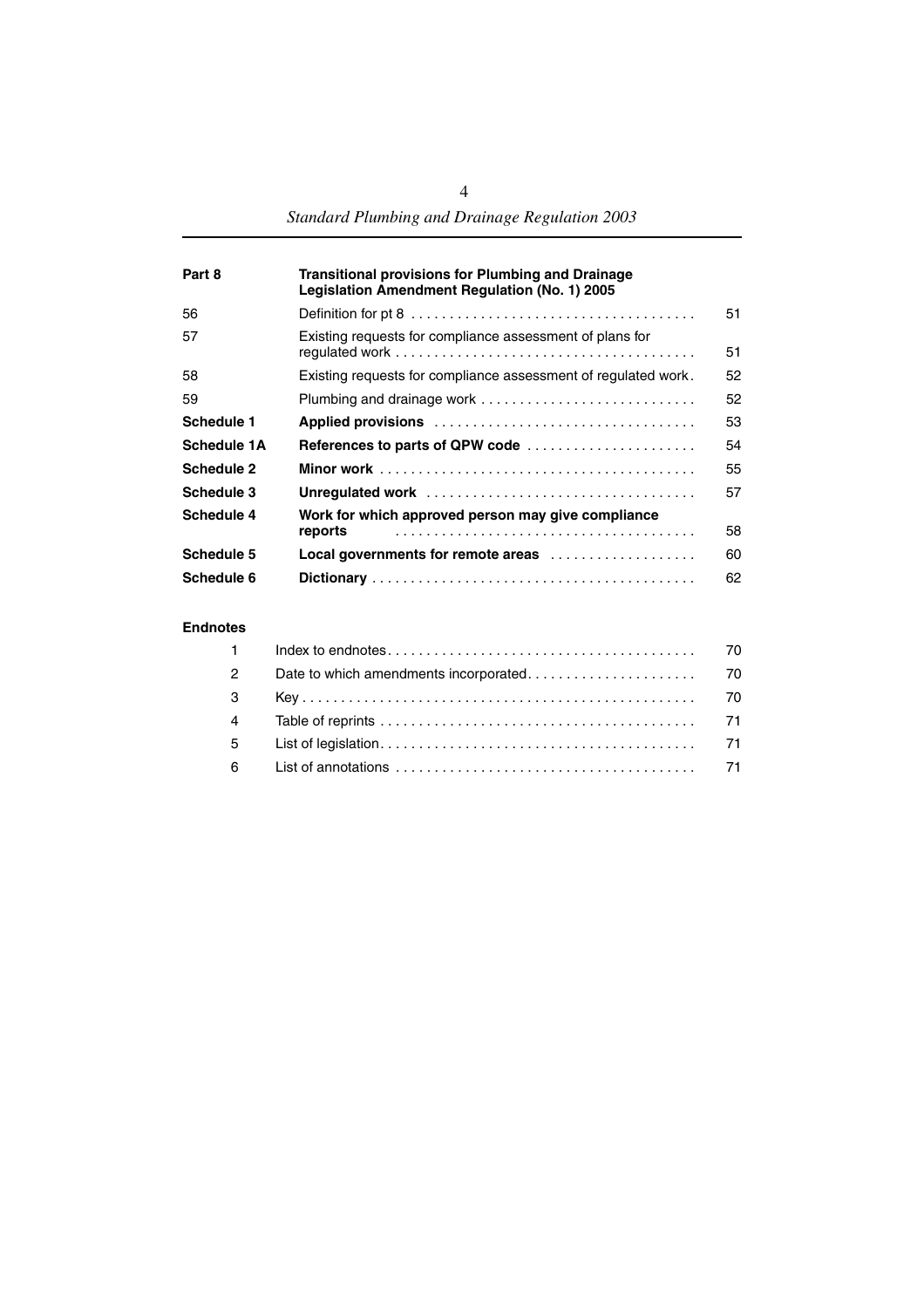| | | |
|---|---|---|
| **Part 8** | **Transitional provisions for Plumbing and Drainage Legislation Amendment Regulation (No. 1) 2005** | |
| 56 | Definition for pt 8 | 51 |
| 57 | Existing requests for compliance assessment of plans for regulated work | 51 |
| 58 | Existing requests for compliance assessment of regulated work | 52 |
| 59 | Plumbing and drainage work | 52 |
| **Schedule 1** | **Applied provisions** | 53 |
| **Schedule 1A** | **References to parts of QPW code** | 54 |
| **Schedule 2** | **Minor work** | 55 |
| **Schedule 3** | **Unregulated work** | 57 |
| **Schedule 4** | **Work for which approved person may give compliance reports** | 58 |
| **Schedule 5** | **Local governments for remote areas** | 60 |
| **Schedule 6** | **Dictionary** | 62 |

**Endnotes**

| | | |
|---|---|---|
| 1 | Index to endnotes | 70 |
| 2 | Date to which amendments incorporated | 70 |
| 3 | Key | 70 |
| 4 | Table of reprints | 71 |
| 5 | List of legislation | 71 |
| 6 | List of annotations | 71 |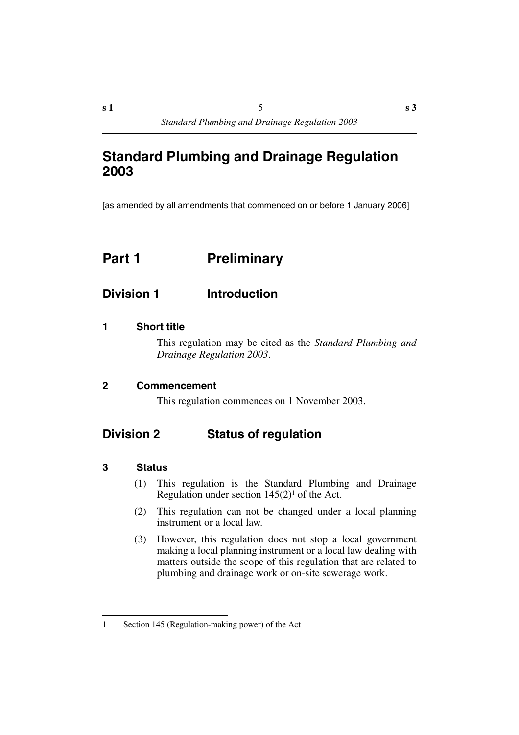# Standard Plumbing and Drainage Regulation 2003

[as amended by all amendments that commenced on or before 1 January 2006]

## Part 1 Preliminary

### Division 1 Introduction

#### 1 Short title

This regulation may be cited as the *Standard Plumbing and Drainage Regulation 2003*.

#### 2 Commencement

This regulation commences on 1 November 2003.

### Division 2 Status of regulation

#### 3 Status

(1) This regulation is the Standard Plumbing and Drainage Regulation under section 145(2)[1] of the Act.

(2) This regulation can not be changed under a local planning instrument or a local law.

(3) However, this regulation does not stop a local government making a local planning instrument or a local law dealing with matters outside the scope of this regulation that are related to plumbing and drainage work or on-site sewerage work.

---

1 Section 145 (Regulation-making power) of the Act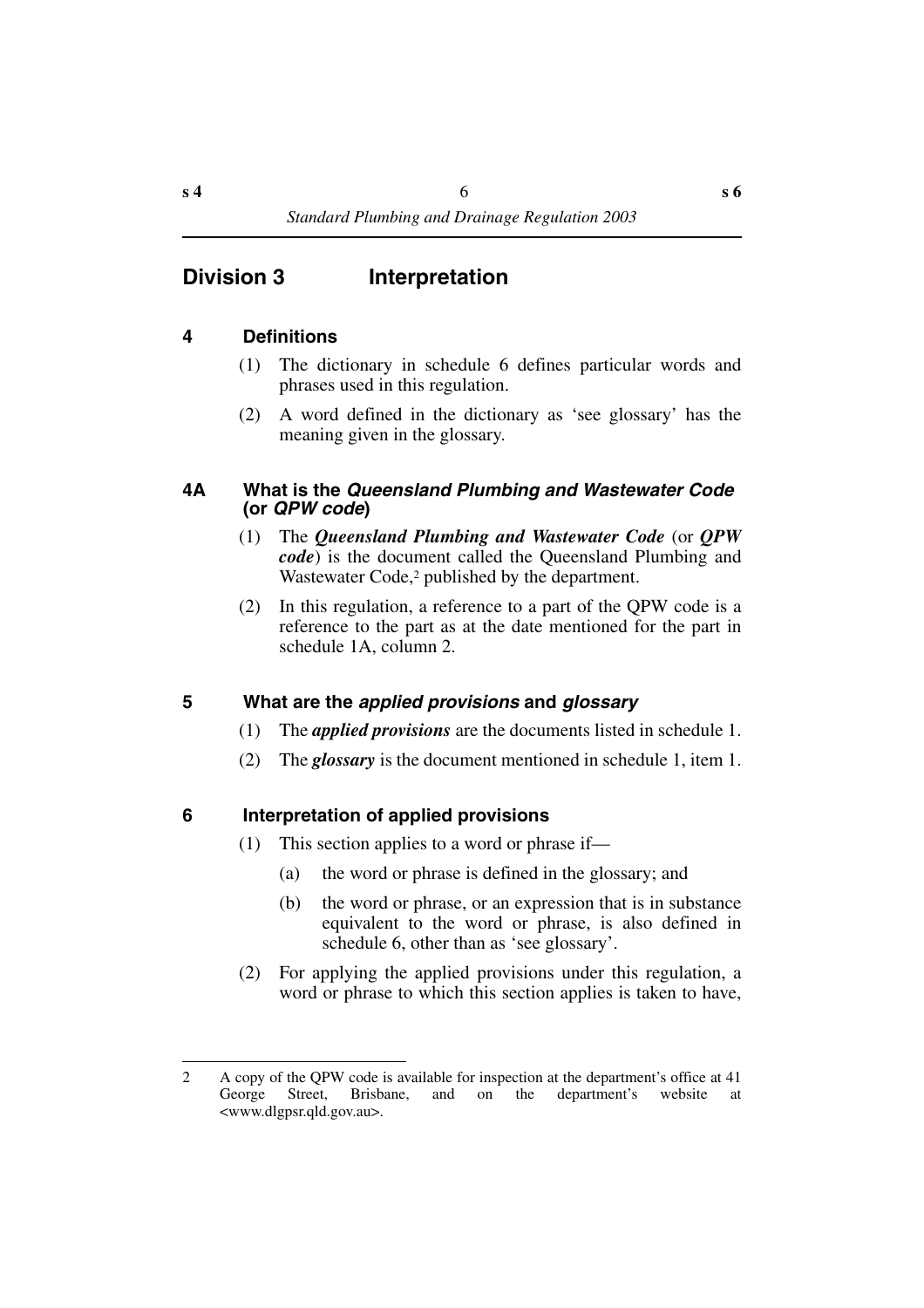## Division 3 Interpretation

### 4 Definitions

(1) The dictionary in schedule 6 defines particular words and phrases used in this regulation.

(2) A word defined in the dictionary as 'see glossary' has the meaning given in the glossary.

### 4A What is the *Queensland Plumbing and Wastewater Code* (or *QPW code*)

(1) The ***Queensland Plumbing and Wastewater Code*** (or ***QPW code***) is the document called the Queensland Plumbing and Wastewater Code,[2] published by the department.

(2) In this regulation, a reference to a part of the QPW code is a reference to the part as at the date mentioned for the part in schedule 1A, column 2.

### 5 What are the *applied provisions* and *glossary*

(1) The ***applied provisions*** are the documents listed in schedule 1.

(2) The ***glossary*** is the document mentioned in schedule 1, item 1.

### 6 Interpretation of applied provisions

(1) This section applies to a word or phrase if—

(a) the word or phrase is defined in the glossary; and

(b) the word or phrase, or an expression that is in substance equivalent to the word or phrase, is also defined in schedule 6, other than as 'see glossary'.

(2) For applying the applied provisions under this regulation, a word or phrase to which this section applies is taken to have,

---

2 A copy of the QPW code is available for inspection at the department's office at 41 George Street, Brisbane, and on the department's website at <www.dlgpsr.qld.gov.au>.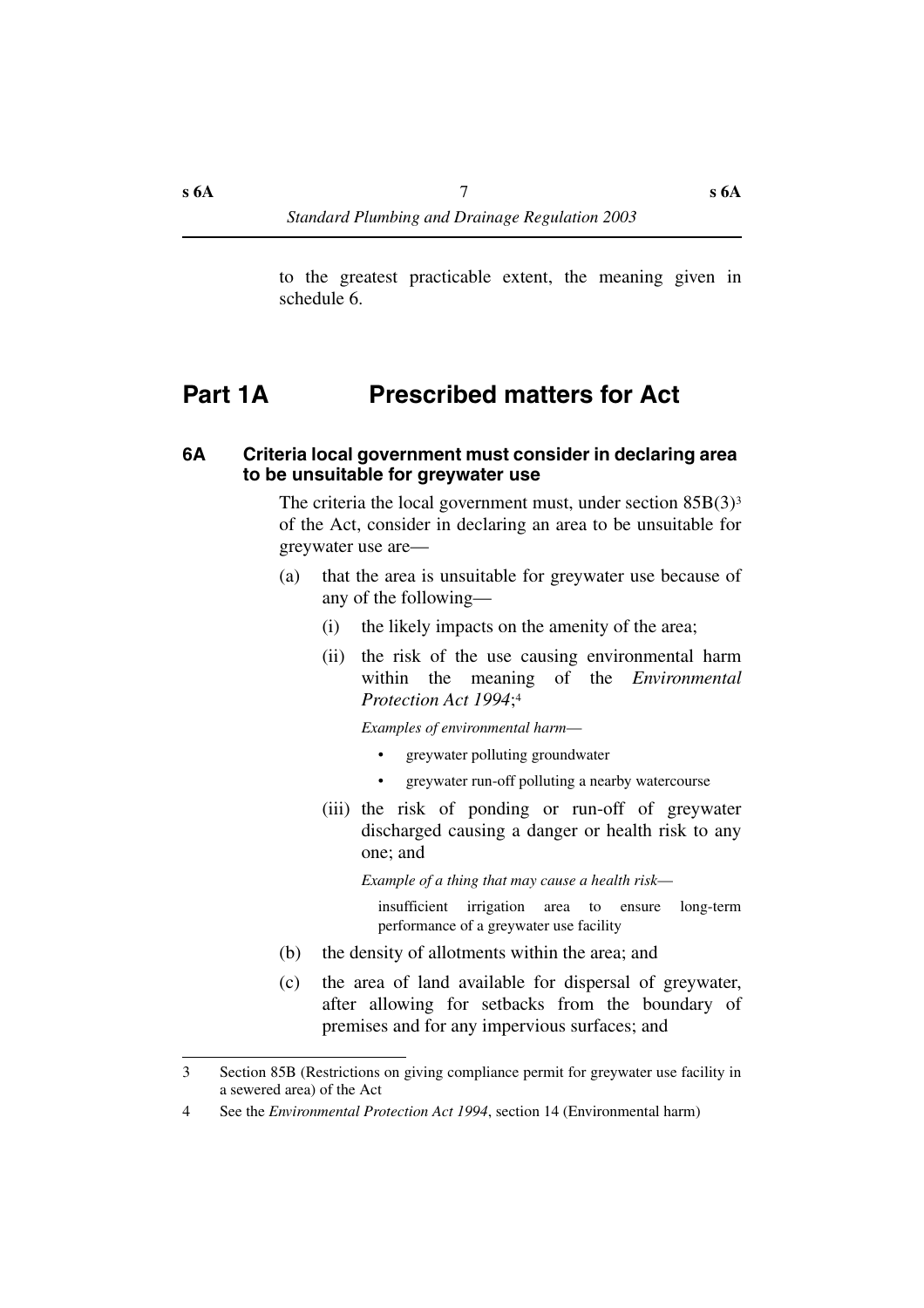to the greatest practicable extent, the meaning given in schedule 6.

# Part 1A Prescribed matters for Act

## 6A Criteria local government must consider in declaring area to be unsuitable for greywater use

The criteria the local government must, under section 85B(3)[3] of the Act, consider in declaring an area to be unsuitable for greywater use are—

(a) that the area is unsuitable for greywater use because of any of the following—

(i) the likely impacts on the amenity of the area;

(ii) the risk of the use causing environmental harm within the meaning of the *Environmental Protection Act 1994*;[4]

*Examples of environmental harm—*

- greywater polluting groundwater
- greywater run-off polluting a nearby watercourse

(iii) the risk of ponding or run-off of greywater discharged causing a danger or health risk to any one; and

*Example of a thing that may cause a health risk—*

insufficient irrigation area to ensure long-term performance of a greywater use facility

(b) the density of allotments within the area; and

(c) the area of land available for dispersal of greywater, after allowing for setbacks from the boundary of premises and for any impervious surfaces; and

---

3 Section 85B (Restrictions on giving compliance permit for greywater use facility in a sewered area) of the Act

4 See the *Environmental Protection Act 1994*, section 14 (Environmental harm)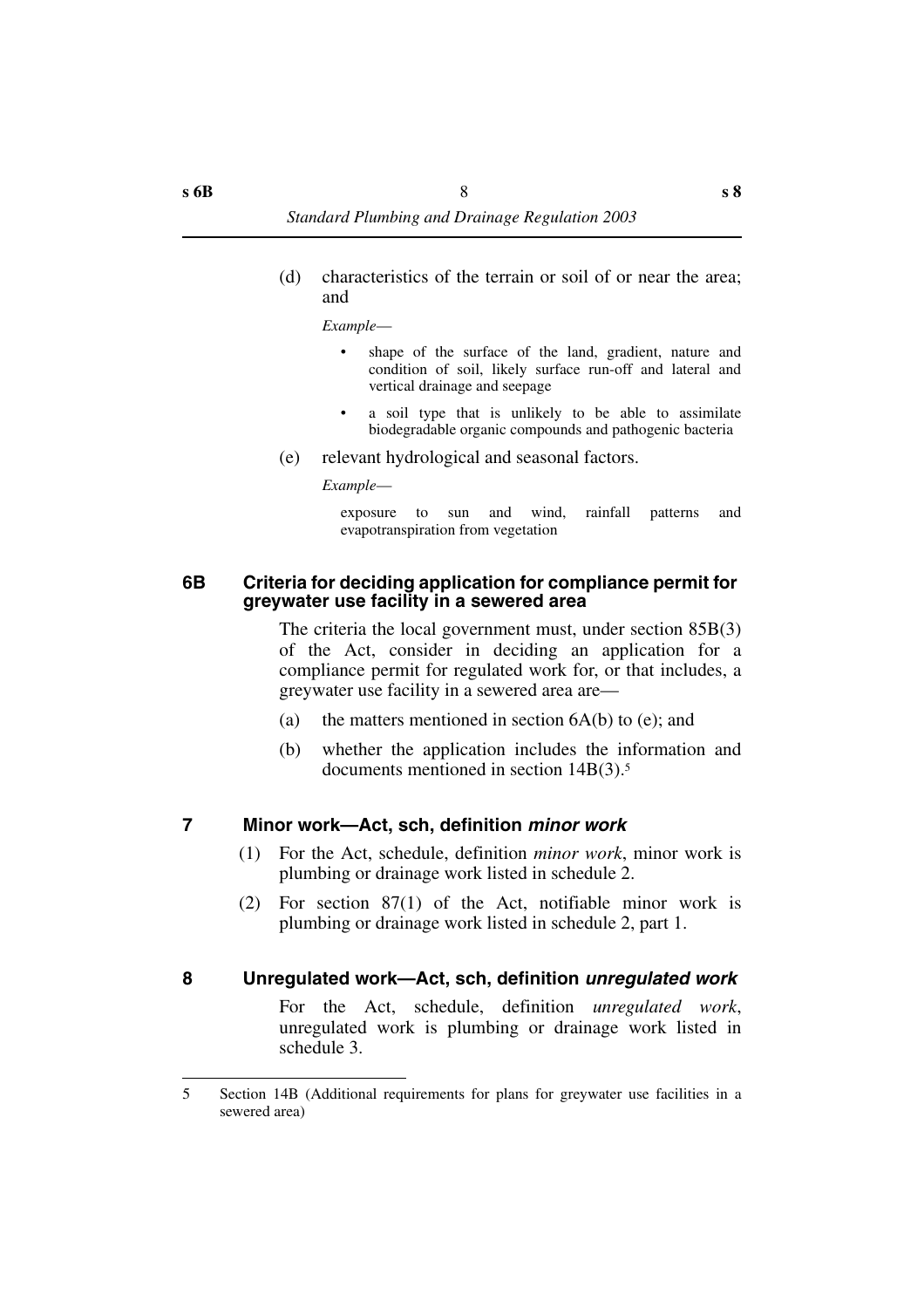(d) characteristics of the terrain or soil of or near the area; and

*Example*—

- shape of the surface of the land, gradient, nature and condition of soil, likely surface run-off and lateral and vertical drainage and seepage
- a soil type that is unlikely to be able to assimilate biodegradable organic compounds and pathogenic bacteria

(e) relevant hydrological and seasonal factors.

*Example*—

exposure to sun and wind, rainfall patterns and evapotranspiration from vegetation

### 6B Criteria for deciding application for compliance permit for greywater use facility in a sewered area

The criteria the local government must, under section 85B(3) of the Act, consider in deciding an application for a compliance permit for regulated work for, or that includes, a greywater use facility in a sewered area are—

(a) the matters mentioned in section 6A(b) to (e); and

(b) whether the application includes the information and documents mentioned in section 14B(3).[5]

### 7 Minor work—Act, sch, definition *minor work*

(1) For the Act, schedule, definition *minor work*, minor work is plumbing or drainage work listed in schedule 2.

(2) For section 87(1) of the Act, notifiable minor work is plumbing or drainage work listed in schedule 2, part 1.

### 8 Unregulated work—Act, sch, definition *unregulated work*

For the Act, schedule, definition *unregulated work*, unregulated work is plumbing or drainage work listed in schedule 3.

---

5 Section 14B (Additional requirements for plans for greywater use facilities in a sewered area)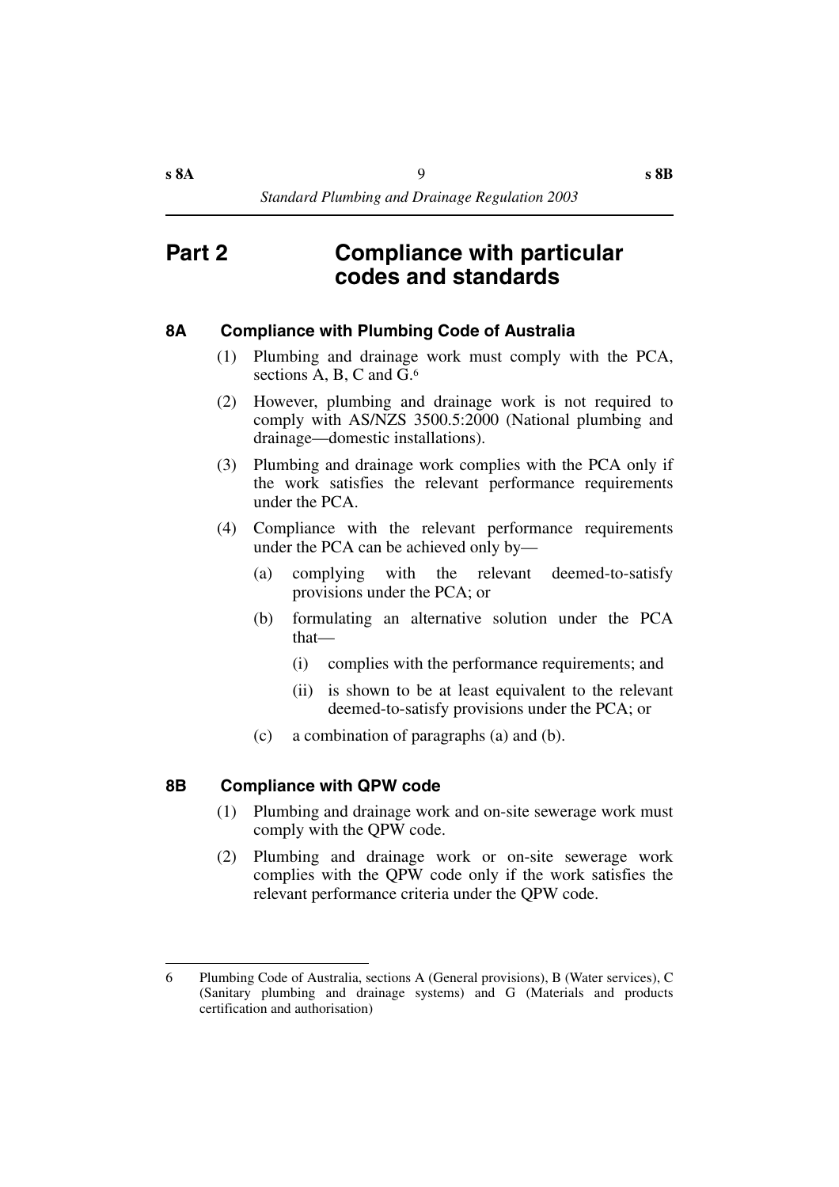# Part 2 Compliance with particular codes and standards

### 8A Compliance with Plumbing Code of Australia

(1) Plumbing and drainage work must comply with the PCA, sections A, B, C and G.[6]

(2) However, plumbing and drainage work is not required to comply with AS/NZS 3500.5:2000 (National plumbing and drainage—domestic installations).

(3) Plumbing and drainage work complies with the PCA only if the work satisfies the relevant performance requirements under the PCA.

(4) Compliance with the relevant performance requirements under the PCA can be achieved only by—

- (a) complying with the relevant deemed-to-satisfy provisions under the PCA; or
- (b) formulating an alternative solution under the PCA that—
  - (i) complies with the performance requirements; and
  - (ii) is shown to be at least equivalent to the relevant deemed-to-satisfy provisions under the PCA; or
- (c) a combination of paragraphs (a) and (b).

### 8B Compliance with QPW code

(1) Plumbing and drainage work and on-site sewerage work must comply with the QPW code.

(2) Plumbing and drainage work or on-site sewerage work complies with the QPW code only if the work satisfies the relevant performance criteria under the QPW code.

---

6 Plumbing Code of Australia, sections A (General provisions), B (Water services), C (Sanitary plumbing and drainage systems) and G (Materials and products certification and authorisation)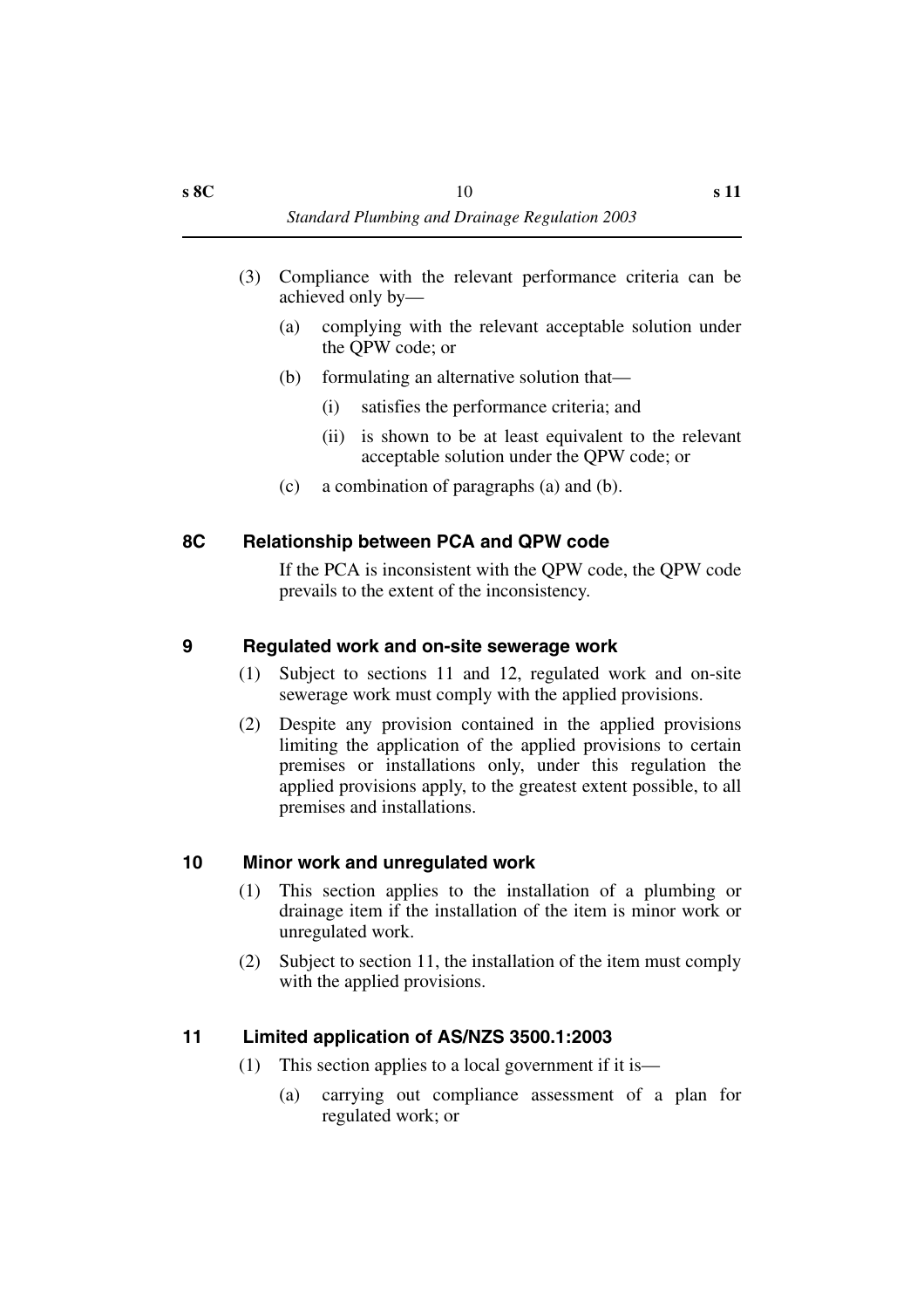(3) Compliance with the relevant performance criteria can be achieved only by—

   (a) complying with the relevant acceptable solution under the QPW code; or

   (b) formulating an alternative solution that—

      (i) satisfies the performance criteria; and

      (ii) is shown to be at least equivalent to the relevant acceptable solution under the QPW code; or

   (c) a combination of paragraphs (a) and (b).

### 8C Relationship between PCA and QPW code

If the PCA is inconsistent with the QPW code, the QPW code prevails to the extent of the inconsistency.

### 9 Regulated work and on-site sewerage work

(1) Subject to sections 11 and 12, regulated work and on-site sewerage work must comply with the applied provisions.

(2) Despite any provision contained in the applied provisions limiting the application of the applied provisions to certain premises or installations only, under this regulation the applied provisions apply, to the greatest extent possible, to all premises and installations.

### 10 Minor work and unregulated work

(1) This section applies to the installation of a plumbing or drainage item if the installation of the item is minor work or unregulated work.

(2) Subject to section 11, the installation of the item must comply with the applied provisions.

### 11 Limited application of AS/NZS 3500.1:2003

(1) This section applies to a local government if it is—

   (a) carrying out compliance assessment of a plan for regulated work; or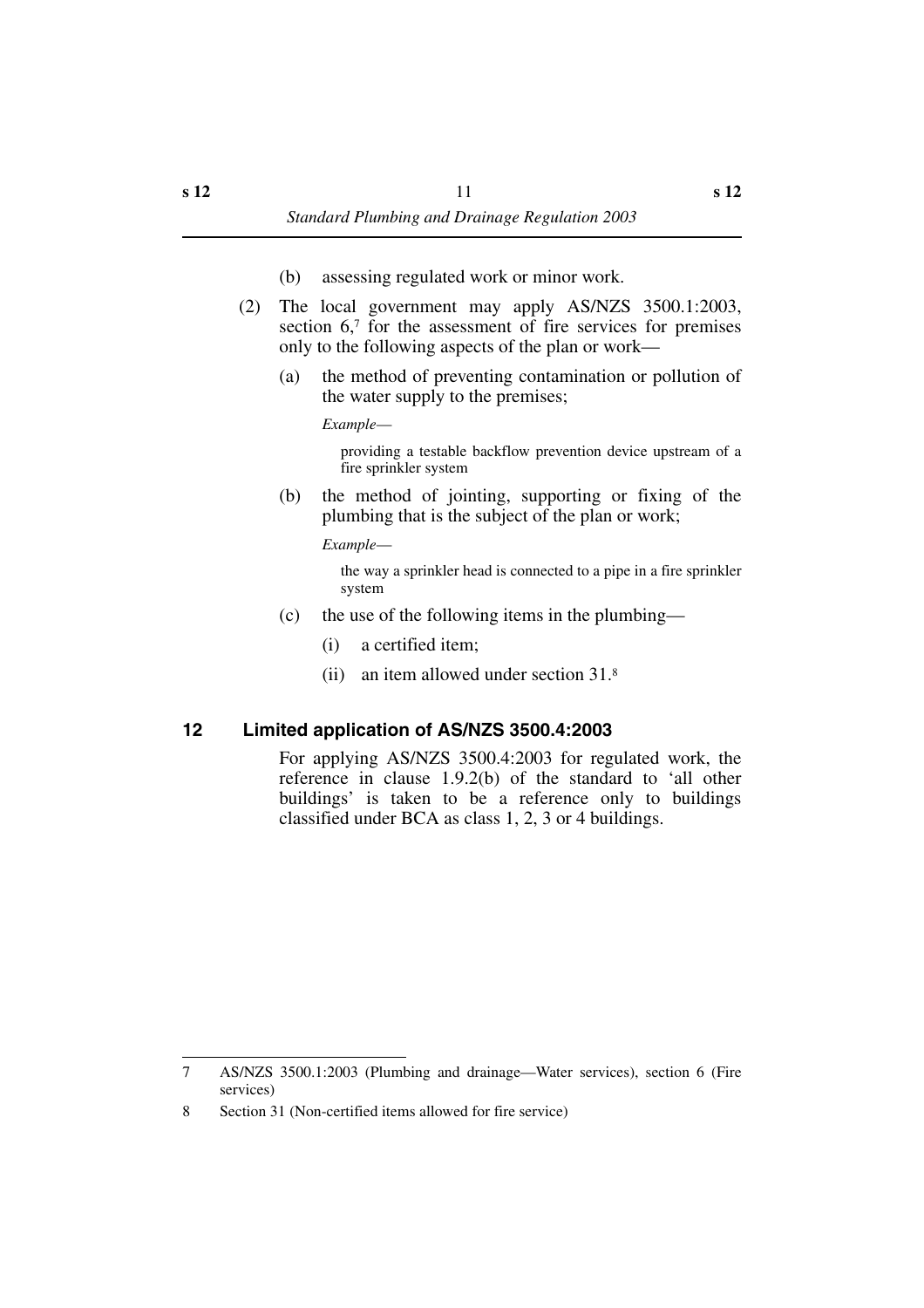(b) assessing regulated work or minor work.

(2) The local government may apply AS/NZS 3500.1:2003, section 6,[7] for the assessment of fire services for premises only to the following aspects of the plan or work—

(a) the method of preventing contamination or pollution of the water supply to the premises;

*Example*—

providing a testable backflow prevention device upstream of a fire sprinkler system

(b) the method of jointing, supporting or fixing of the plumbing that is the subject of the plan or work;

*Example*—

the way a sprinkler head is connected to a pipe in a fire sprinkler system

(c) the use of the following items in the plumbing—

(i) a certified item;

(ii) an item allowed under section 31.[8]

## 12 Limited application of AS/NZS 3500.4:2003

For applying AS/NZS 3500.4:2003 for regulated work, the reference in clause 1.9.2(b) of the standard to 'all other buildings' is taken to be a reference only to buildings classified under BCA as class 1, 2, 3 or 4 buildings.

---

7 AS/NZS 3500.1:2003 (Plumbing and drainage—Water services), section 6 (Fire services)

8 Section 31 (Non-certified items allowed for fire service)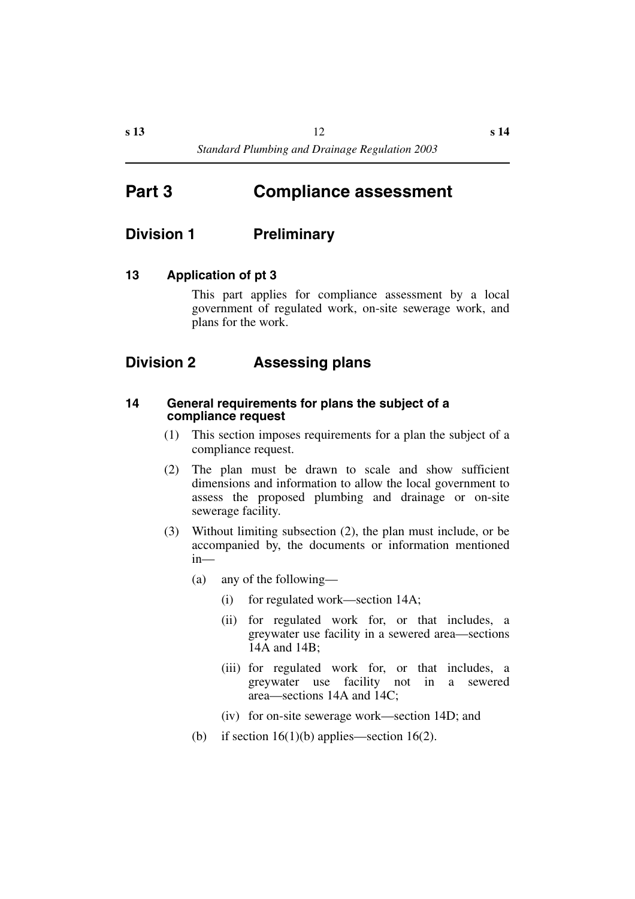# Part 3 Compliance assessment

## Division 1 Preliminary

### 13 Application of pt 3

This part applies for compliance assessment by a local government of regulated work, on-site sewerage work, and plans for the work.

## Division 2 Assessing plans

### 14 General requirements for plans the subject of a compliance request

(1) This section imposes requirements for a plan the subject of a compliance request.

(2) The plan must be drawn to scale and show sufficient dimensions and information to allow the local government to assess the proposed plumbing and drainage or on-site sewerage facility.

(3) Without limiting subsection (2), the plan must include, or be accompanied by, the documents or information mentioned in—

(a) any of the following—

(i) for regulated work—section 14A;

(ii) for regulated work for, or that includes, a greywater use facility in a sewered area—sections 14A and 14B;

(iii) for regulated work for, or that includes, a greywater use facility not in a sewered area—sections 14A and 14C;

(iv) for on-site sewerage work—section 14D; and

(b) if section 16(1)(b) applies—section 16(2).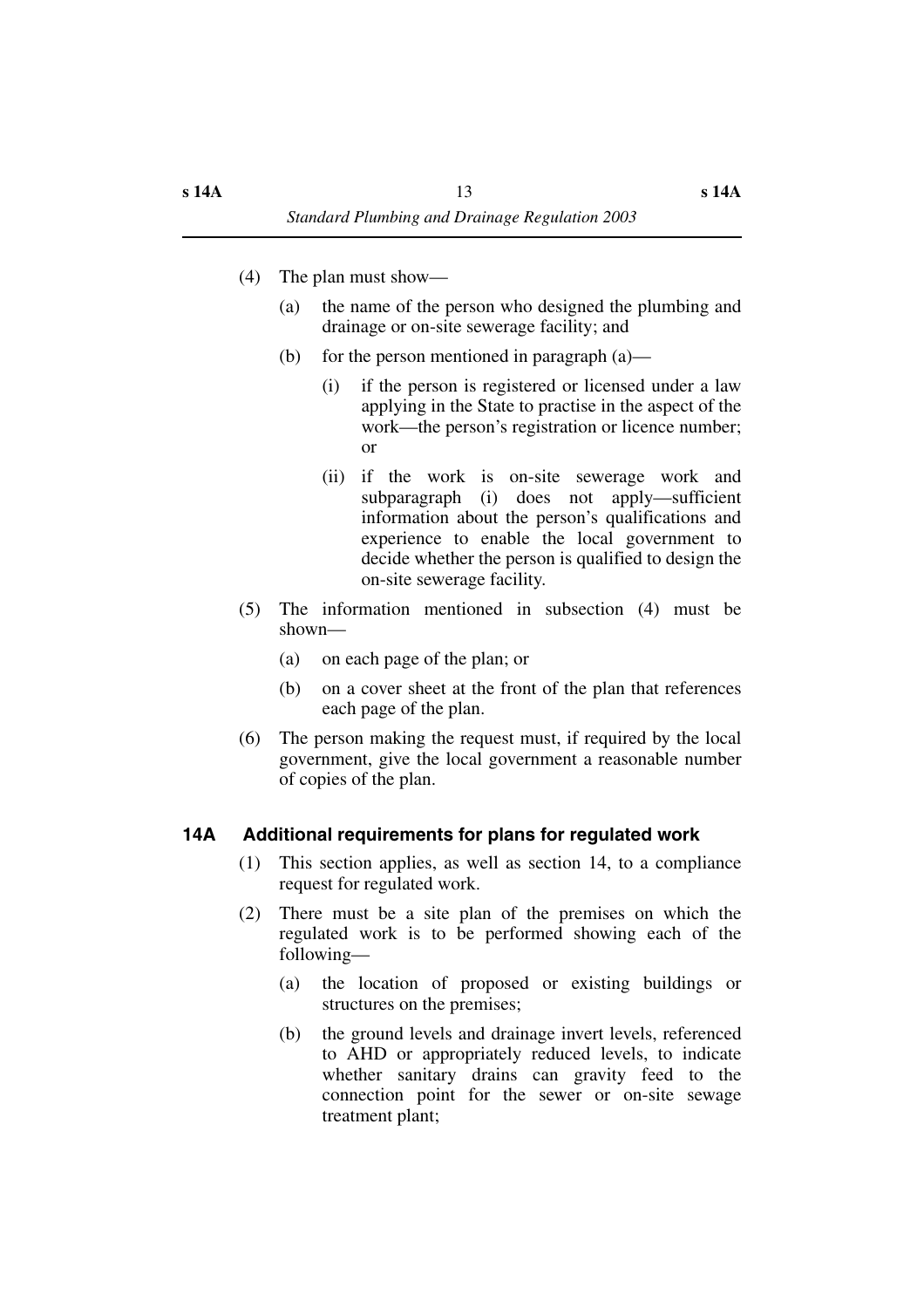(4) The plan must show—

(a) the name of the person who designed the plumbing and drainage or on-site sewerage facility; and

(b) for the person mentioned in paragraph (a)—

(i) if the person is registered or licensed under a law applying in the State to practise in the aspect of the work—the person's registration or licence number; or

(ii) if the work is on-site sewerage work and subparagraph (i) does not apply—sufficient information about the person's qualifications and experience to enable the local government to decide whether the person is qualified to design the on-site sewerage facility.

(5) The information mentioned in subsection (4) must be shown—

(a) on each page of the plan; or

(b) on a cover sheet at the front of the plan that references each page of the plan.

(6) The person making the request must, if required by the local government, give the local government a reasonable number of copies of the plan.

## 14A Additional requirements for plans for regulated work

(1) This section applies, as well as section 14, to a compliance request for regulated work.

(2) There must be a site plan of the premises on which the regulated work is to be performed showing each of the following—

(a) the location of proposed or existing buildings or structures on the premises;

(b) the ground levels and drainage invert levels, referenced to AHD or appropriately reduced levels, to indicate whether sanitary drains can gravity feed to the connection point for the sewer or on-site sewage treatment plant;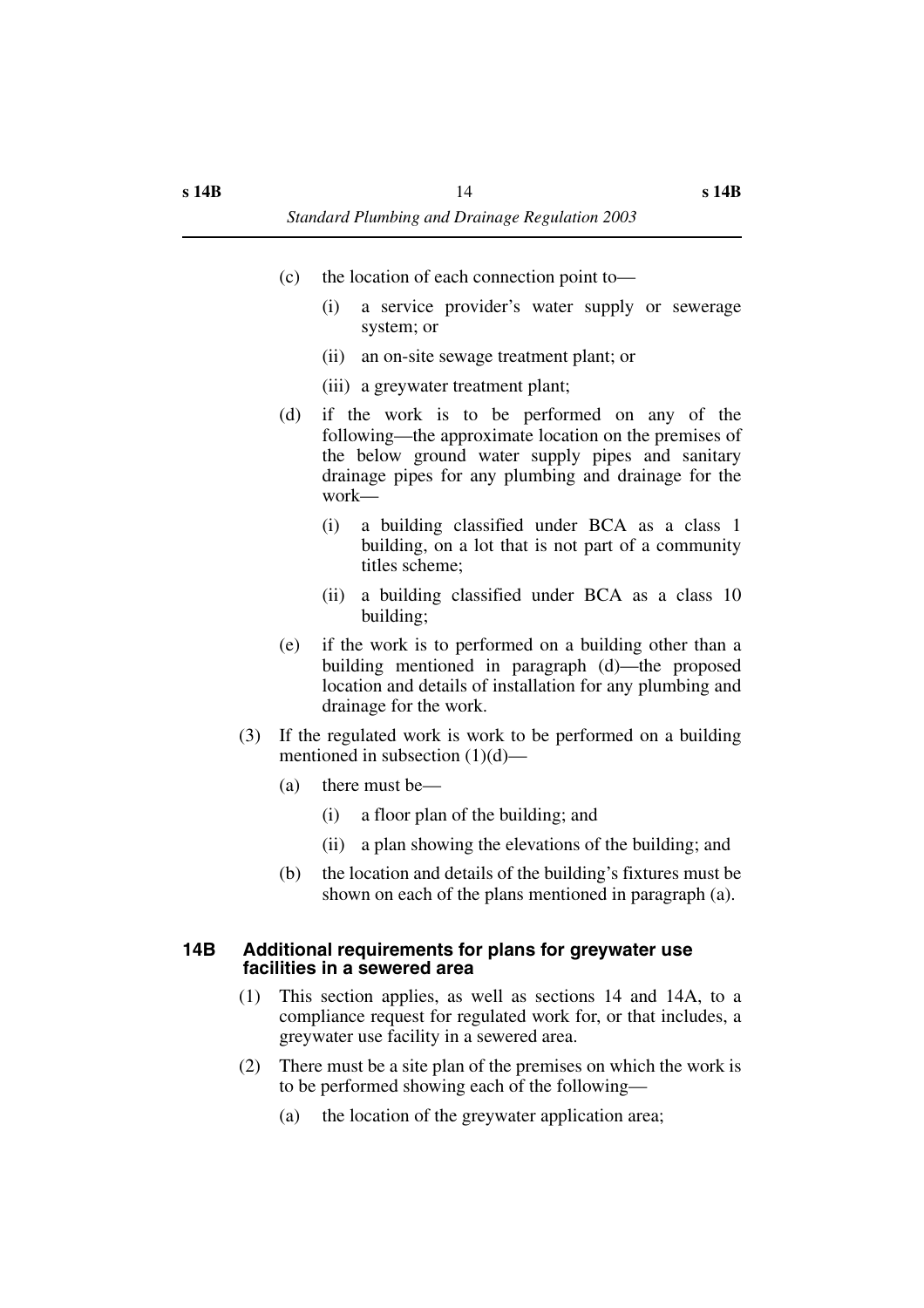(c) the location of each connection point to—

(i) a service provider's water supply or sewerage system; or

(ii) an on-site sewage treatment plant; or

(iii) a greywater treatment plant;

(d) if the work is to be performed on any of the following—the approximate location on the premises of the below ground water supply pipes and sanitary drainage pipes for any plumbing and drainage for the work—

(i) a building classified under BCA as a class 1 building, on a lot that is not part of a community titles scheme;

(ii) a building classified under BCA as a class 10 building;

(e) if the work is to performed on a building other than a building mentioned in paragraph (d)—the proposed location and details of installation for any plumbing and drainage for the work.

(3) If the regulated work is work to be performed on a building mentioned in subsection (1)(d)—

(a) there must be—

(i) a floor plan of the building; and

(ii) a plan showing the elevations of the building; and

(b) the location and details of the building's fixtures must be shown on each of the plans mentioned in paragraph (a).

### 14B Additional requirements for plans for greywater use facilities in a sewered area

(1) This section applies, as well as sections 14 and 14A, to a compliance request for regulated work for, or that includes, a greywater use facility in a sewered area.

(2) There must be a site plan of the premises on which the work is to be performed showing each of the following—

(a) the location of the greywater application area;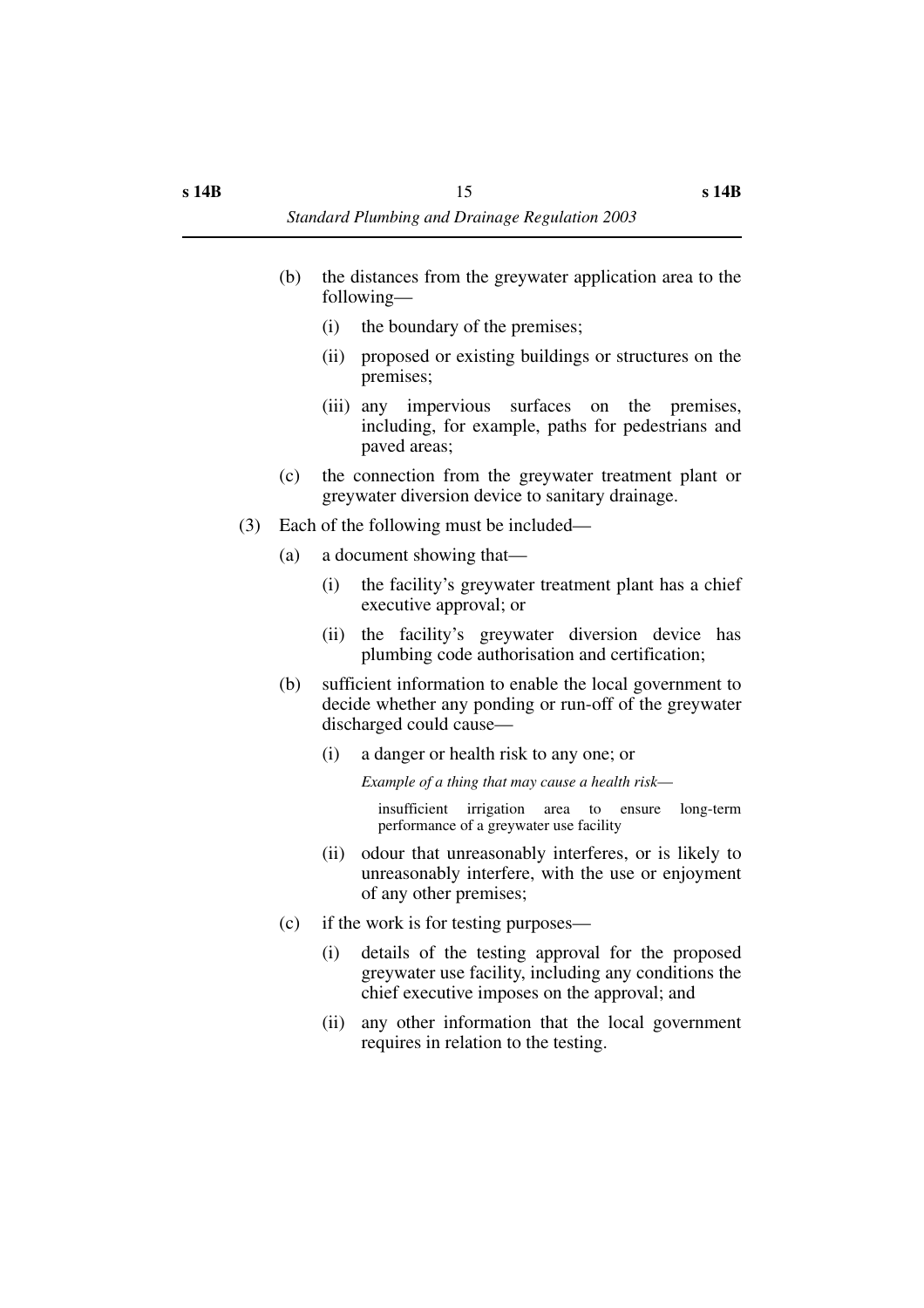(b) the distances from the greywater application area to the following—

    (i) the boundary of the premises;

    (ii) proposed or existing buildings or structures on the premises;

    (iii) any impervious surfaces on the premises, including, for example, paths for pedestrians and paved areas;

(c) the connection from the greywater treatment plant or greywater diversion device to sanitary drainage.

(3) Each of the following must be included—

(a) a document showing that—

    (i) the facility's greywater treatment plant has a chief executive approval; or

    (ii) the facility's greywater diversion device has plumbing code authorisation and certification;

(b) sufficient information to enable the local government to decide whether any ponding or run-off of the greywater discharged could cause—

    (i) a danger or health risk to any one; or

    *Example of a thing that may cause a health risk—*

    insufficient irrigation area to ensure long-term performance of a greywater use facility

    (ii) odour that unreasonably interferes, or is likely to unreasonably interfere, with the use or enjoyment of any other premises;

(c) if the work is for testing purposes—

    (i) details of the testing approval for the proposed greywater use facility, including any conditions the chief executive imposes on the approval; and

    (ii) any other information that the local government requires in relation to the testing.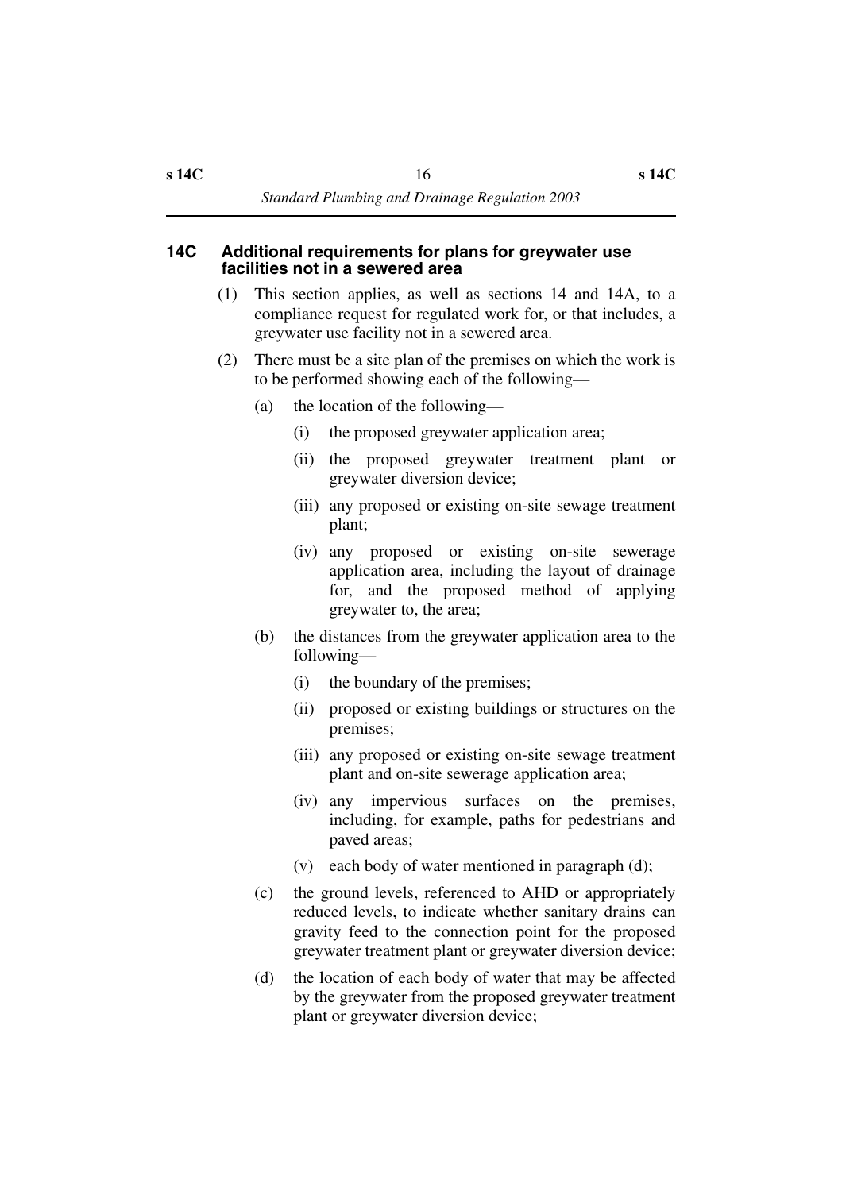### 14C Additional requirements for plans for greywater use facilities not in a sewered area

(1) This section applies, as well as sections 14 and 14A, to a compliance request for regulated work for, or that includes, a greywater use facility not in a sewered area.

(2) There must be a site plan of the premises on which the work is to be performed showing each of the following—

(a) the location of the following—

(i) the proposed greywater application area;

(ii) the proposed greywater treatment plant or greywater diversion device;

(iii) any proposed or existing on-site sewage treatment plant;

(iv) any proposed or existing on-site sewerage application area, including the layout of drainage for, and the proposed method of applying greywater to, the area;

(b) the distances from the greywater application area to the following—

(i) the boundary of the premises;

(ii) proposed or existing buildings or structures on the premises;

(iii) any proposed or existing on-site sewage treatment plant and on-site sewerage application area;

(iv) any impervious surfaces on the premises, including, for example, paths for pedestrians and paved areas;

(v) each body of water mentioned in paragraph (d);

(c) the ground levels, referenced to AHD or appropriately reduced levels, to indicate whether sanitary drains can gravity feed to the connection point for the proposed greywater treatment plant or greywater diversion device;

(d) the location of each body of water that may be affected by the greywater from the proposed greywater treatment plant or greywater diversion device;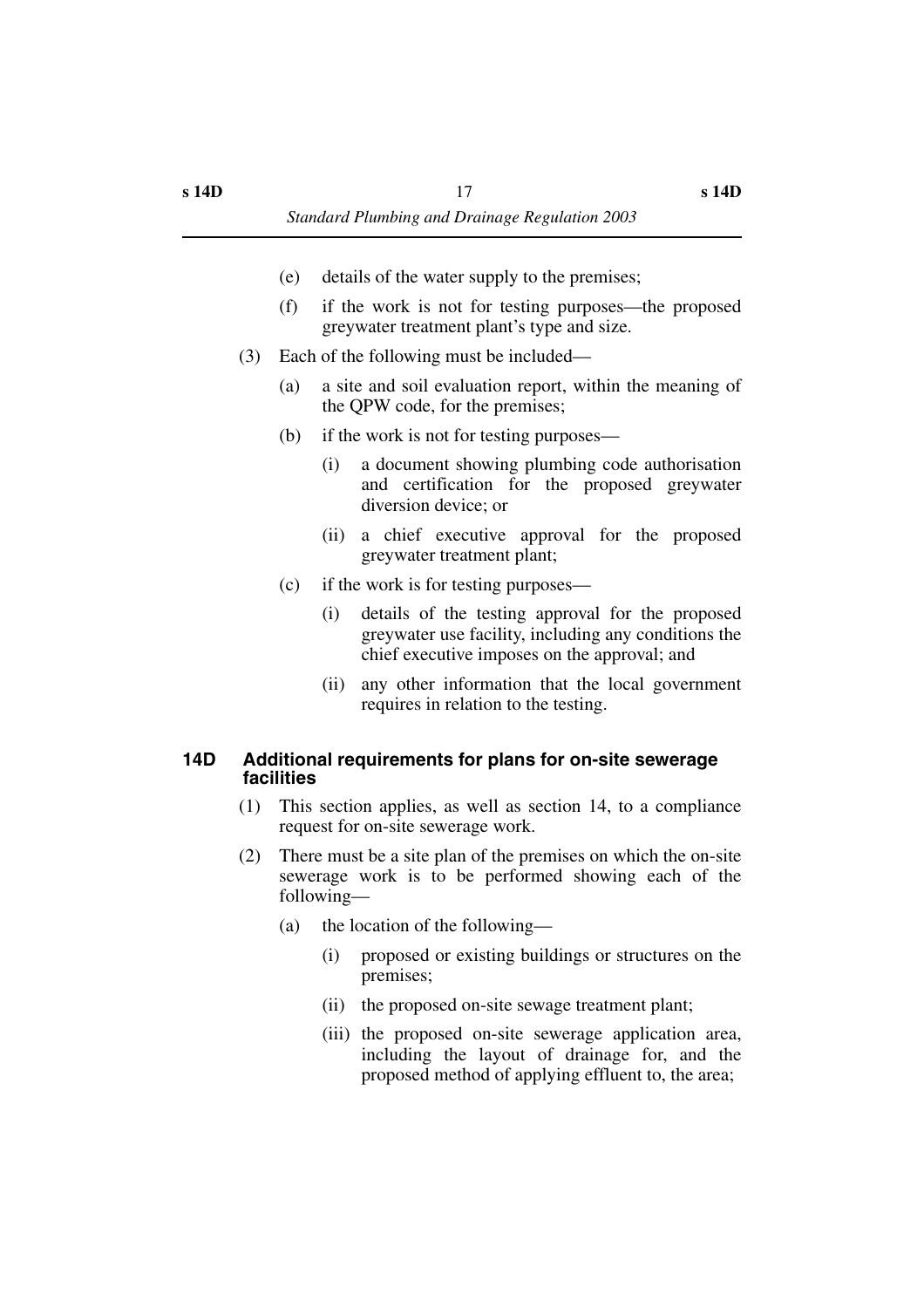(e) details of the water supply to the premises;

(f) if the work is not for testing purposes—the proposed greywater treatment plant's type and size.

(3) Each of the following must be included—

(a) a site and soil evaluation report, within the meaning of the QPW code, for the premises;

(b) if the work is not for testing purposes—

(i) a document showing plumbing code authorisation and certification for the proposed greywater diversion device; or

(ii) a chief executive approval for the proposed greywater treatment plant;

(c) if the work is for testing purposes—

(i) details of the testing approval for the proposed greywater use facility, including any conditions the chief executive imposes on the approval; and

(ii) any other information that the local government requires in relation to the testing.

### 14D Additional requirements for plans for on-site sewerage facilities

(1) This section applies, as well as section 14, to a compliance request for on-site sewerage work.

(2) There must be a site plan of the premises on which the on-site sewerage work is to be performed showing each of the following—

(a) the location of the following—

(i) proposed or existing buildings or structures on the premises;

(ii) the proposed on-site sewage treatment plant;

(iii) the proposed on-site sewerage application area, including the layout of drainage for, and the proposed method of applying effluent to, the area;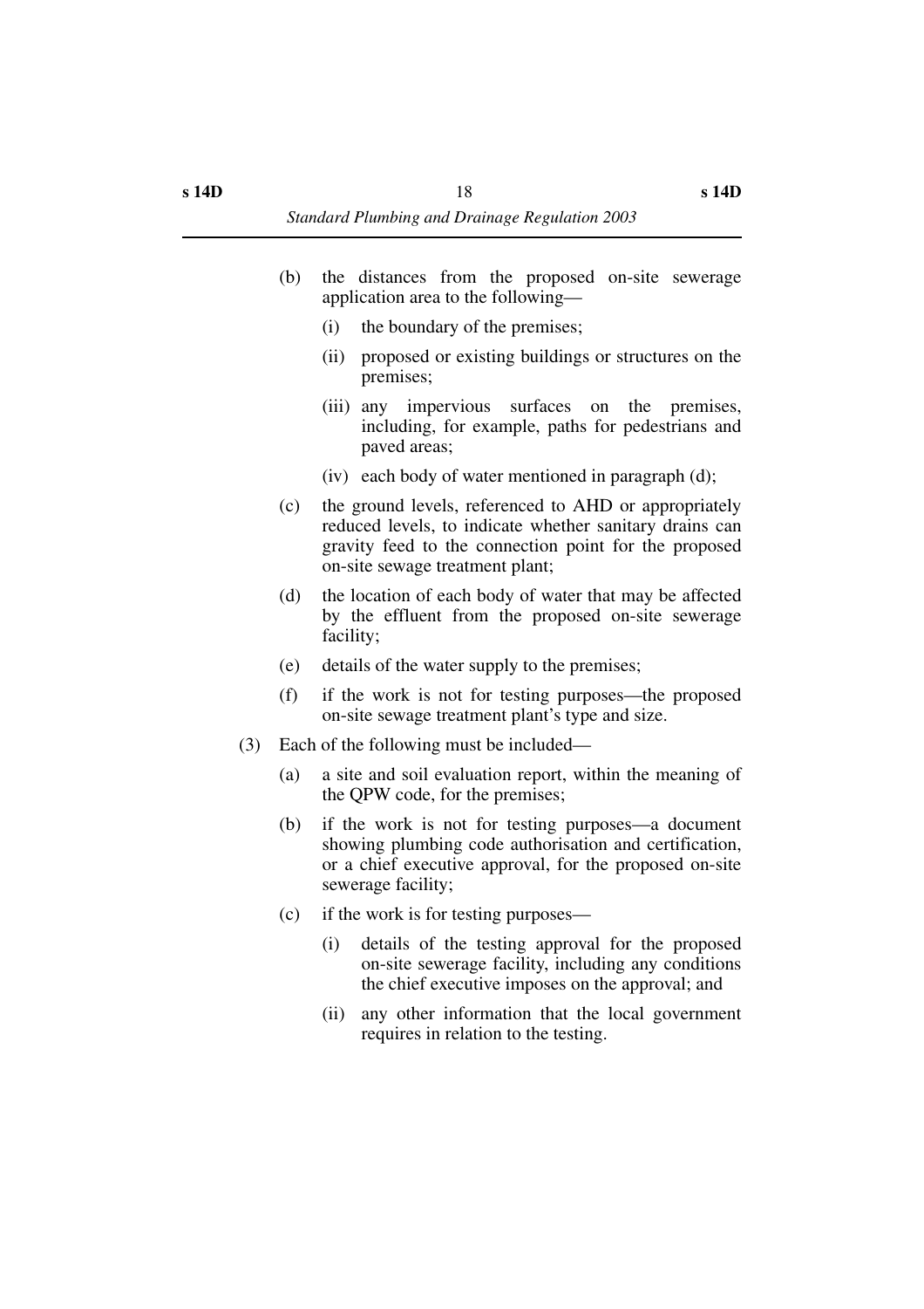(b) the distances from the proposed on-site sewerage application area to the following—

(i) the boundary of the premises;

(ii) proposed or existing buildings or structures on the premises;

(iii) any impervious surfaces on the premises, including, for example, paths for pedestrians and paved areas;

(iv) each body of water mentioned in paragraph (d);

(c) the ground levels, referenced to AHD or appropriately reduced levels, to indicate whether sanitary drains can gravity feed to the connection point for the proposed on-site sewage treatment plant;

(d) the location of each body of water that may be affected by the effluent from the proposed on-site sewerage facility;

(e) details of the water supply to the premises;

(f) if the work is not for testing purposes—the proposed on-site sewage treatment plant's type and size.

(3) Each of the following must be included—

(a) a site and soil evaluation report, within the meaning of the QPW code, for the premises;

(b) if the work is not for testing purposes—a document showing plumbing code authorisation and certification, or a chief executive approval, for the proposed on-site sewerage facility;

(c) if the work is for testing purposes—

(i) details of the testing approval for the proposed on-site sewerage facility, including any conditions the chief executive imposes on the approval; and

(ii) any other information that the local government requires in relation to the testing.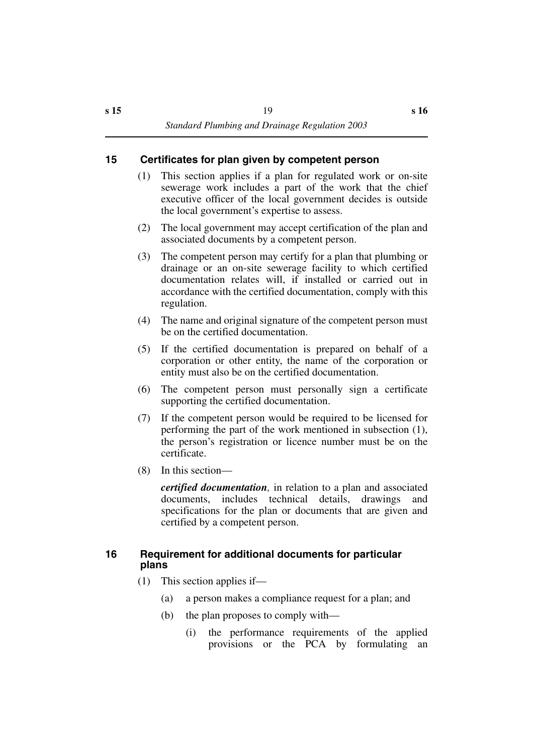## 15 Certificates for plan given by competent person

(1) This section applies if a plan for regulated work or on-site sewerage work includes a part of the work that the chief executive officer of the local government decides is outside the local government's expertise to assess.

(2) The local government may accept certification of the plan and associated documents by a competent person.

(3) The competent person may certify for a plan that plumbing or drainage or an on-site sewerage facility to which certified documentation relates will, if installed or carried out in accordance with the certified documentation, comply with this regulation.

(4) The name and original signature of the competent person must be on the certified documentation.

(5) If the certified documentation is prepared on behalf of a corporation or other entity, the name of the corporation or entity must also be on the certified documentation.

(6) The competent person must personally sign a certificate supporting the certified documentation.

(7) If the competent person would be required to be licensed for performing the part of the work mentioned in subsection (1), the person's registration or licence number must be on the certificate.

(8) In this section—

***certified documentation****,* in relation to a plan and associated documents, includes technical details, drawings and specifications for the plan or documents that are given and certified by a competent person.

## 16 Requirement for additional documents for particular plans

(1) This section applies if—

(a) a person makes a compliance request for a plan; and

(b) the plan proposes to comply with—

(i) the performance requirements of the applied provisions or the PCA by formulating an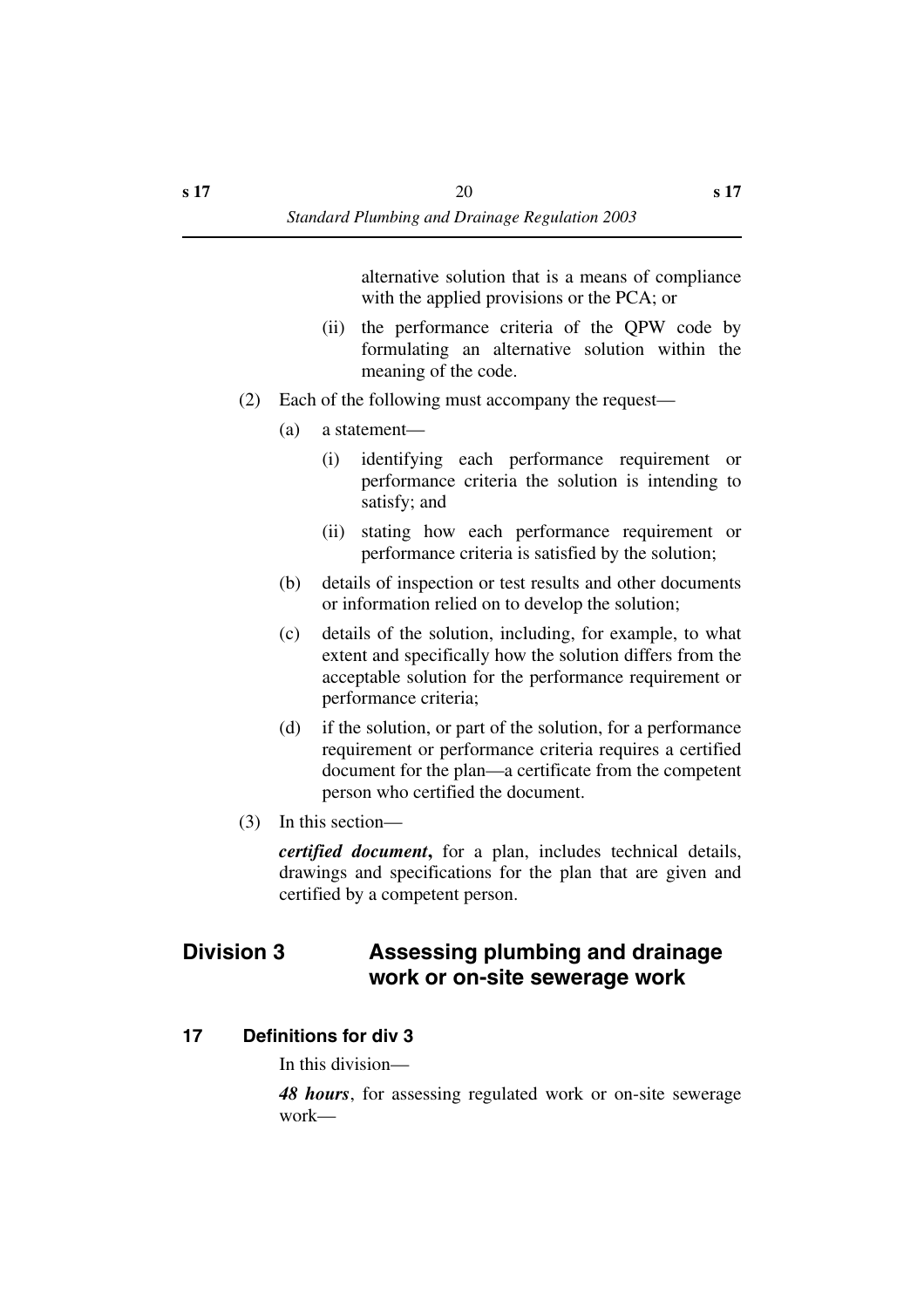alternative solution that is a means of compliance with the applied provisions or the PCA; or

(ii) the performance criteria of the QPW code by formulating an alternative solution within the meaning of the code.

(2) Each of the following must accompany the request—

(a) a statement—

(i) identifying each performance requirement or performance criteria the solution is intending to satisfy; and

(ii) stating how each performance requirement or performance criteria is satisfied by the solution;

(b) details of inspection or test results and other documents or information relied on to develop the solution;

(c) details of the solution, including, for example, to what extent and specifically how the solution differs from the acceptable solution for the performance requirement or performance criteria;

(d) if the solution, or part of the solution, for a performance requirement or performance criteria requires a certified document for the plan—a certificate from the competent person who certified the document.

(3) In this section—

***certified document*****,** for a plan, includes technical details, drawings and specifications for the plan that are given and certified by a competent person.

## Division 3 Assessing plumbing and drainage work or on-site sewerage work

### 17 Definitions for div 3

In this division—

***48 hours***, for assessing regulated work or on-site sewerage work—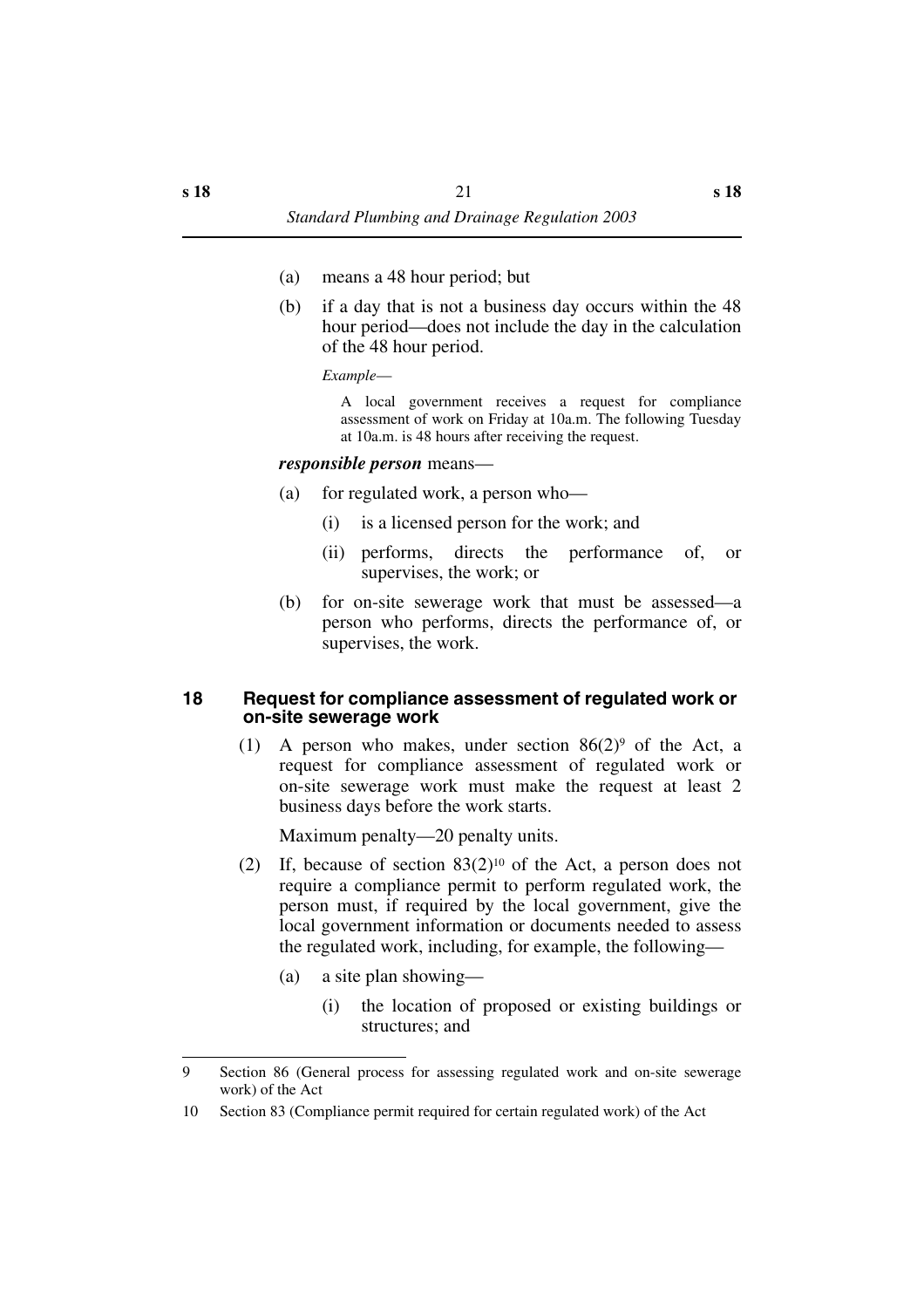(a) means a 48 hour period; but

(b) if a day that is not a business day occurs within the 48 hour period—does not include the day in the calculation of the 48 hour period.

*Example—*

A local government receives a request for compliance assessment of work on Friday at 10a.m. The following Tuesday at 10a.m. is 48 hours after receiving the request.

***responsible person*** means—

(a) for regulated work, a person who—

(i) is a licensed person for the work; and

(ii) performs, directs the performance of, or supervises, the work; or

(b) for on-site sewerage work that must be assessed—a person who performs, directs the performance of, or supervises, the work.

### 18 Request for compliance assessment of regulated work or on-site sewerage work

(1) A person who makes, under section 86(2)[9] of the Act, a request for compliance assessment of regulated work or on-site sewerage work must make the request at least 2 business days before the work starts.

Maximum penalty—20 penalty units.

(2) If, because of section 83(2)[10] of the Act, a person does not require a compliance permit to perform regulated work, the person must, if required by the local government, give the local government information or documents needed to assess the regulated work, including, for example, the following—

(a) a site plan showing—

(i) the location of proposed or existing buildings or structures; and

---

9 Section 86 (General process for assessing regulated work and on-site sewerage work) of the Act

10 Section 83 (Compliance permit required for certain regulated work) of the Act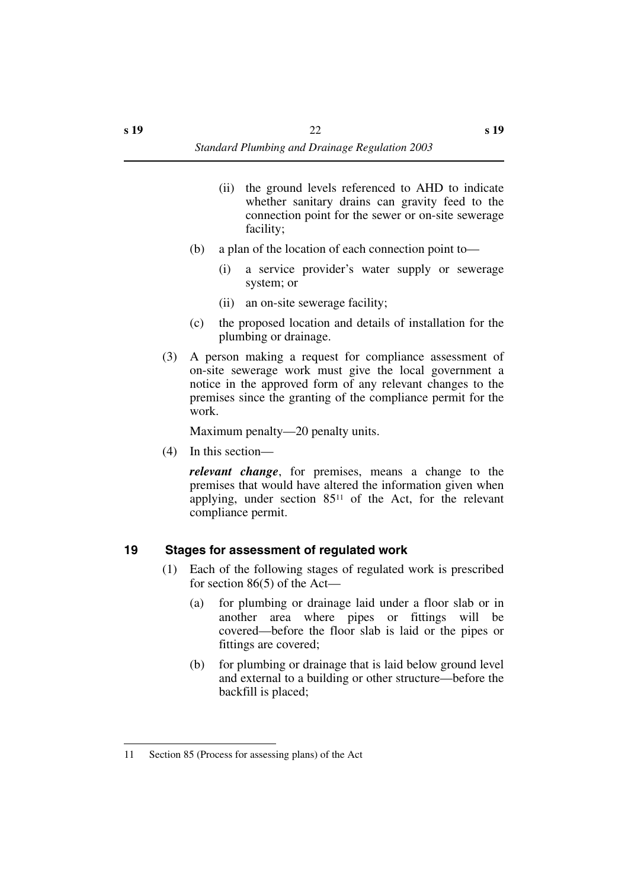(ii) the ground levels referenced to AHD to indicate whether sanitary drains can gravity feed to the connection point for the sewer or on-site sewerage facility;

(b) a plan of the location of each connection point to—

(i) a service provider's water supply or sewerage system; or

(ii) an on-site sewerage facility;

(c) the proposed location and details of installation for the plumbing or drainage.

(3) A person making a request for compliance assessment of on-site sewerage work must give the local government a notice in the approved form of any relevant changes to the premises since the granting of the compliance permit for the work.

Maximum penalty—20 penalty units.

(4) In this section—

***relevant change***, for premises, means a change to the premises that would have altered the information given when applying, under section 85[11] of the Act, for the relevant compliance permit.

## 19 Stages for assessment of regulated work

(1) Each of the following stages of regulated work is prescribed for section 86(5) of the Act—

(a) for plumbing or drainage laid under a floor slab or in another area where pipes or fittings will be covered—before the floor slab is laid or the pipes or fittings are covered;

(b) for plumbing or drainage that is laid below ground level and external to a building or other structure—before the backfill is placed;

---

11 Section 85 (Process for assessing plans) of the Act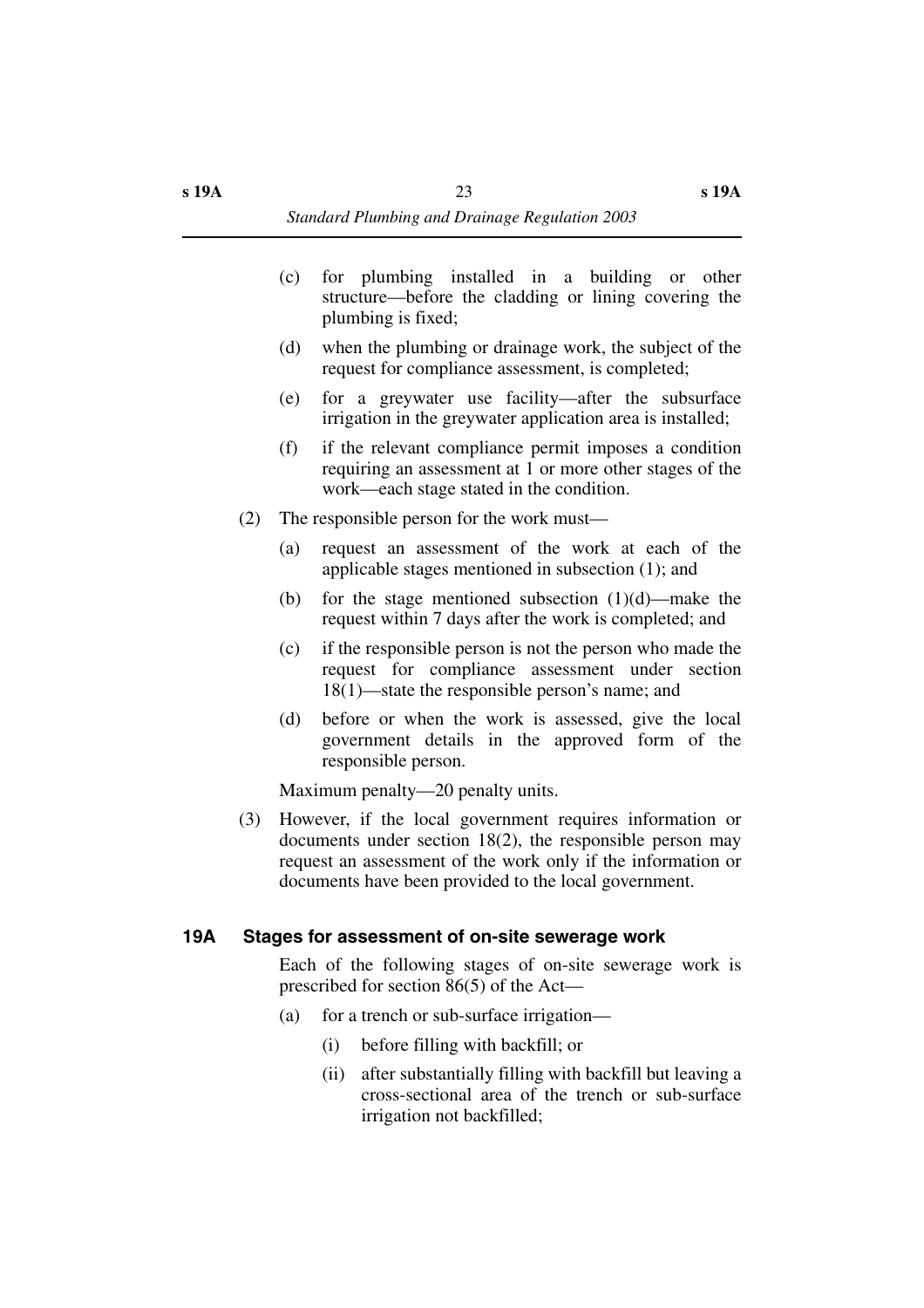(c) for plumbing installed in a building or other structure—before the cladding or lining covering the plumbing is fixed;

(d) when the plumbing or drainage work, the subject of the request for compliance assessment, is completed;

(e) for a greywater use facility—after the subsurface irrigation in the greywater application area is installed;

(f) if the relevant compliance permit imposes a condition requiring an assessment at 1 or more other stages of the work—each stage stated in the condition.

(2) The responsible person for the work must—

(a) request an assessment of the work at each of the applicable stages mentioned in subsection (1); and

(b) for the stage mentioned subsection (1)(d)—make the request within 7 days after the work is completed; and

(c) if the responsible person is not the person who made the request for compliance assessment under section 18(1)—state the responsible person's name; and

(d) before or when the work is assessed, give the local government details in the approved form of the responsible person.

Maximum penalty—20 penalty units.

(3) However, if the local government requires information or documents under section 18(2), the responsible person may request an assessment of the work only if the information or documents have been provided to the local government.

### 19A Stages for assessment of on-site sewerage work

Each of the following stages of on-site sewerage work is prescribed for section 86(5) of the Act—

(a) for a trench or sub-surface irrigation—

(i) before filling with backfill; or

(ii) after substantially filling with backfill but leaving a cross-sectional area of the trench or sub-surface irrigation not backfilled;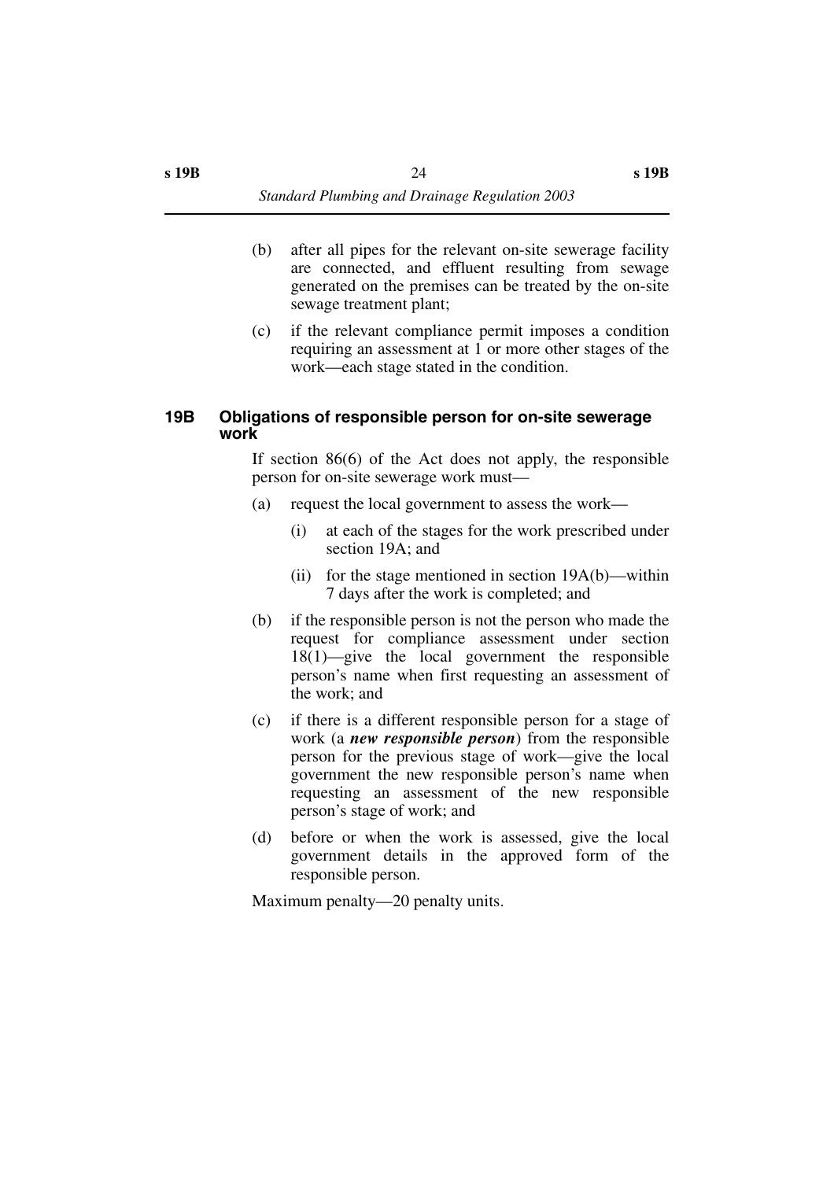(b) after all pipes for the relevant on-site sewerage facility are connected, and effluent resulting from sewage generated on the premises can be treated by the on-site sewage treatment plant;

(c) if the relevant compliance permit imposes a condition requiring an assessment at 1 or more other stages of the work—each stage stated in the condition.

### 19B Obligations of responsible person for on-site sewerage work

If section 86(6) of the Act does not apply, the responsible person for on-site sewerage work must—

(a) request the local government to assess the work—

  (i) at each of the stages for the work prescribed under section 19A; and

  (ii) for the stage mentioned in section 19A(b)—within 7 days after the work is completed; and

(b) if the responsible person is not the person who made the request for compliance assessment under section 18(1)—give the local government the responsible person's name when first requesting an assessment of the work; and

(c) if there is a different responsible person for a stage of work (a ***new responsible person***) from the responsible person for the previous stage of work—give the local government the new responsible person's name when requesting an assessment of the new responsible person's stage of work; and

(d) before or when the work is assessed, give the local government details in the approved form of the responsible person.

Maximum penalty—20 penalty units.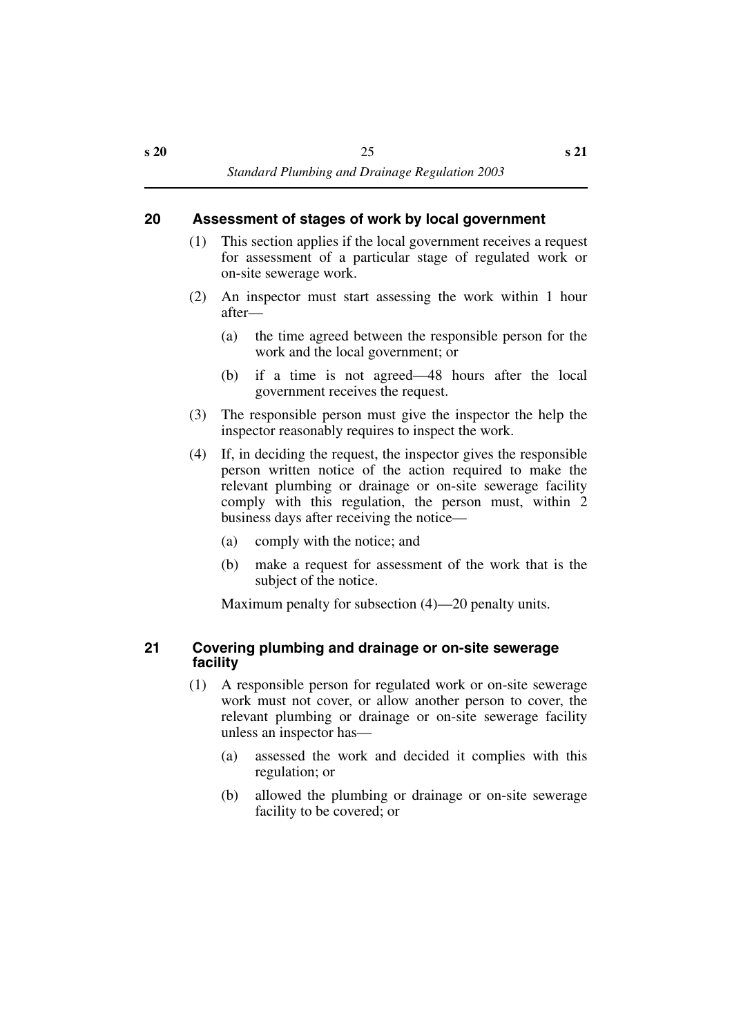## 20 Assessment of stages of work by local government

(1) This section applies if the local government receives a request for assessment of a particular stage of regulated work or on-site sewerage work.

(2) An inspector must start assessing the work within 1 hour after—

(a) the time agreed between the responsible person for the work and the local government; or

(b) if a time is not agreed—48 hours after the local government receives the request.

(3) The responsible person must give the inspector the help the inspector reasonably requires to inspect the work.

(4) If, in deciding the request, the inspector gives the responsible person written notice of the action required to make the relevant plumbing or drainage or on-site sewerage facility comply with this regulation, the person must, within 2 business days after receiving the notice—

(a) comply with the notice; and

(b) make a request for assessment of the work that is the subject of the notice.

Maximum penalty for subsection (4)—20 penalty units.

## 21 Covering plumbing and drainage or on-site sewerage facility

(1) A responsible person for regulated work or on-site sewerage work must not cover, or allow another person to cover, the relevant plumbing or drainage or on-site sewerage facility unless an inspector has—

(a) assessed the work and decided it complies with this regulation; or

(b) allowed the plumbing or drainage or on-site sewerage facility to be covered; or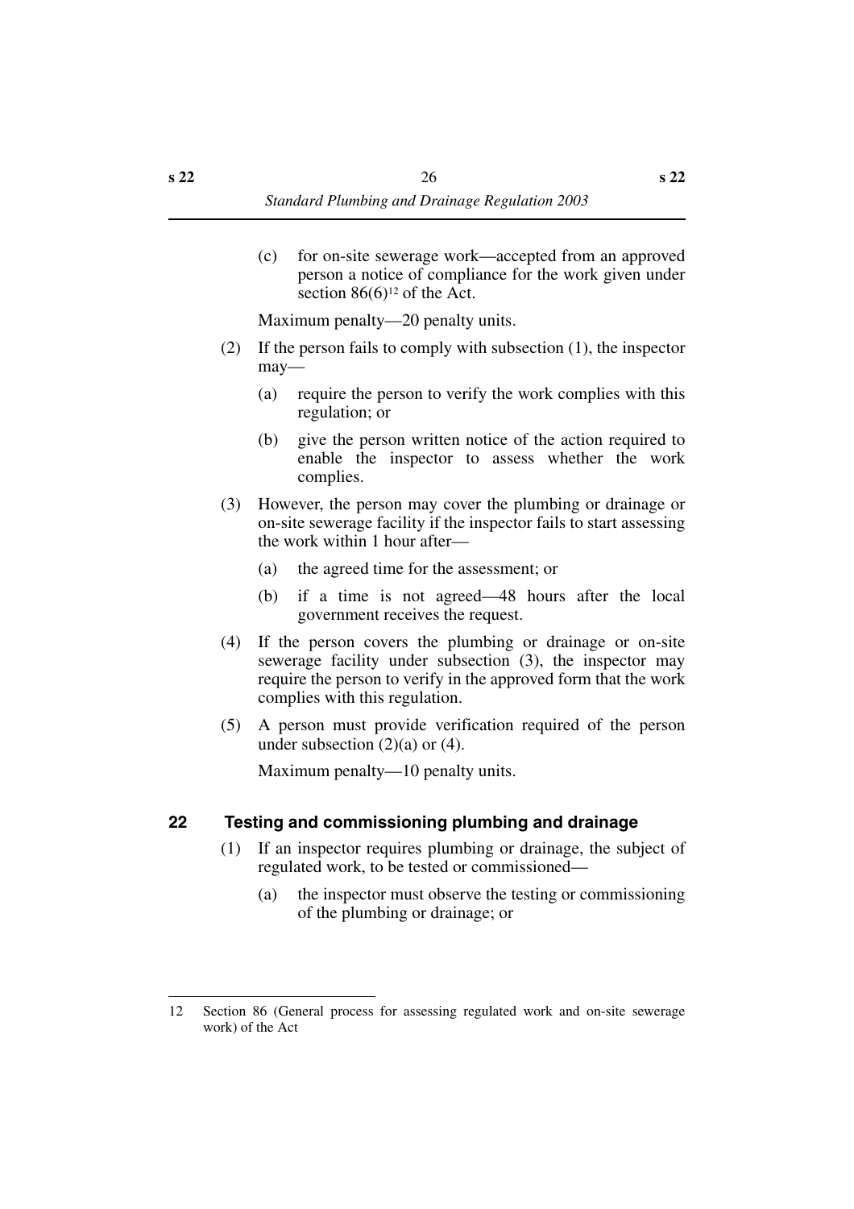(c) for on-site sewerage work—accepted from an approved person a notice of compliance for the work given under section 86(6)[12] of the Act.

Maximum penalty—20 penalty units.

(2) If the person fails to comply with subsection (1), the inspector may—

(a) require the person to verify the work complies with this regulation; or

(b) give the person written notice of the action required to enable the inspector to assess whether the work complies.

(3) However, the person may cover the plumbing or drainage or on-site sewerage facility if the inspector fails to start assessing the work within 1 hour after—

(a) the agreed time for the assessment; or

(b) if a time is not agreed—48 hours after the local government receives the request.

(4) If the person covers the plumbing or drainage or on-site sewerage facility under subsection (3), the inspector may require the person to verify in the approved form that the work complies with this regulation.

(5) A person must provide verification required of the person under subsection (2)(a) or (4).

Maximum penalty—10 penalty units.

## 22 Testing and commissioning plumbing and drainage

(1) If an inspector requires plumbing or drainage, the subject of regulated work, to be tested or commissioned—

(a) the inspector must observe the testing or commissioning of the plumbing or drainage; or

---

12 Section 86 (General process for assessing regulated work and on-site sewerage work) of the Act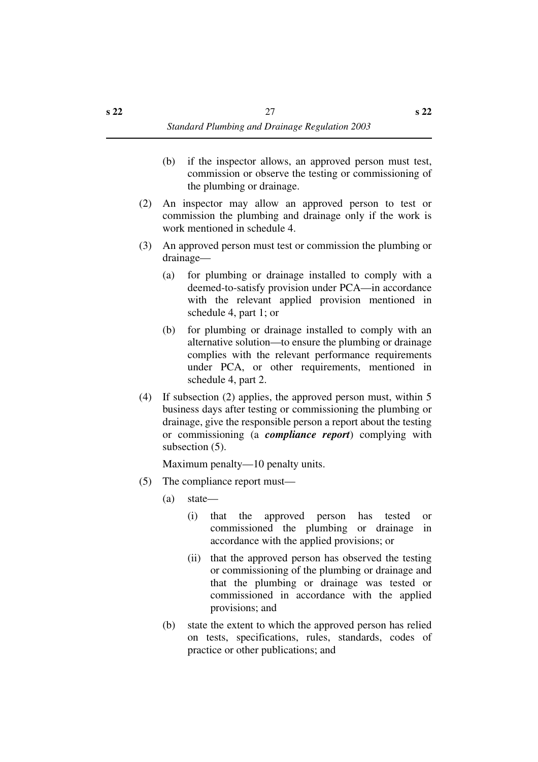(b) if the inspector allows, an approved person must test, commission or observe the testing or commissioning of the plumbing or drainage.

(2) An inspector may allow an approved person to test or commission the plumbing and drainage only if the work is work mentioned in schedule 4.

(3) An approved person must test or commission the plumbing or drainage—

(a) for plumbing or drainage installed to comply with a deemed-to-satisfy provision under PCA—in accordance with the relevant applied provision mentioned in schedule 4, part 1; or

(b) for plumbing or drainage installed to comply with an alternative solution—to ensure the plumbing or drainage complies with the relevant performance requirements under PCA, or other requirements, mentioned in schedule 4, part 2.

(4) If subsection (2) applies, the approved person must, within 5 business days after testing or commissioning the plumbing or drainage, give the responsible person a report about the testing or commissioning (a ***compliance report***) complying with subsection (5).

Maximum penalty—10 penalty units.

(5) The compliance report must—

(a) state—

(i) that the approved person has tested or commissioned the plumbing or drainage in accordance with the applied provisions; or

(ii) that the approved person has observed the testing or commissioning of the plumbing or drainage and that the plumbing or drainage was tested or commissioned in accordance with the applied provisions; and

(b) state the extent to which the approved person has relied on tests, specifications, rules, standards, codes of practice or other publications; and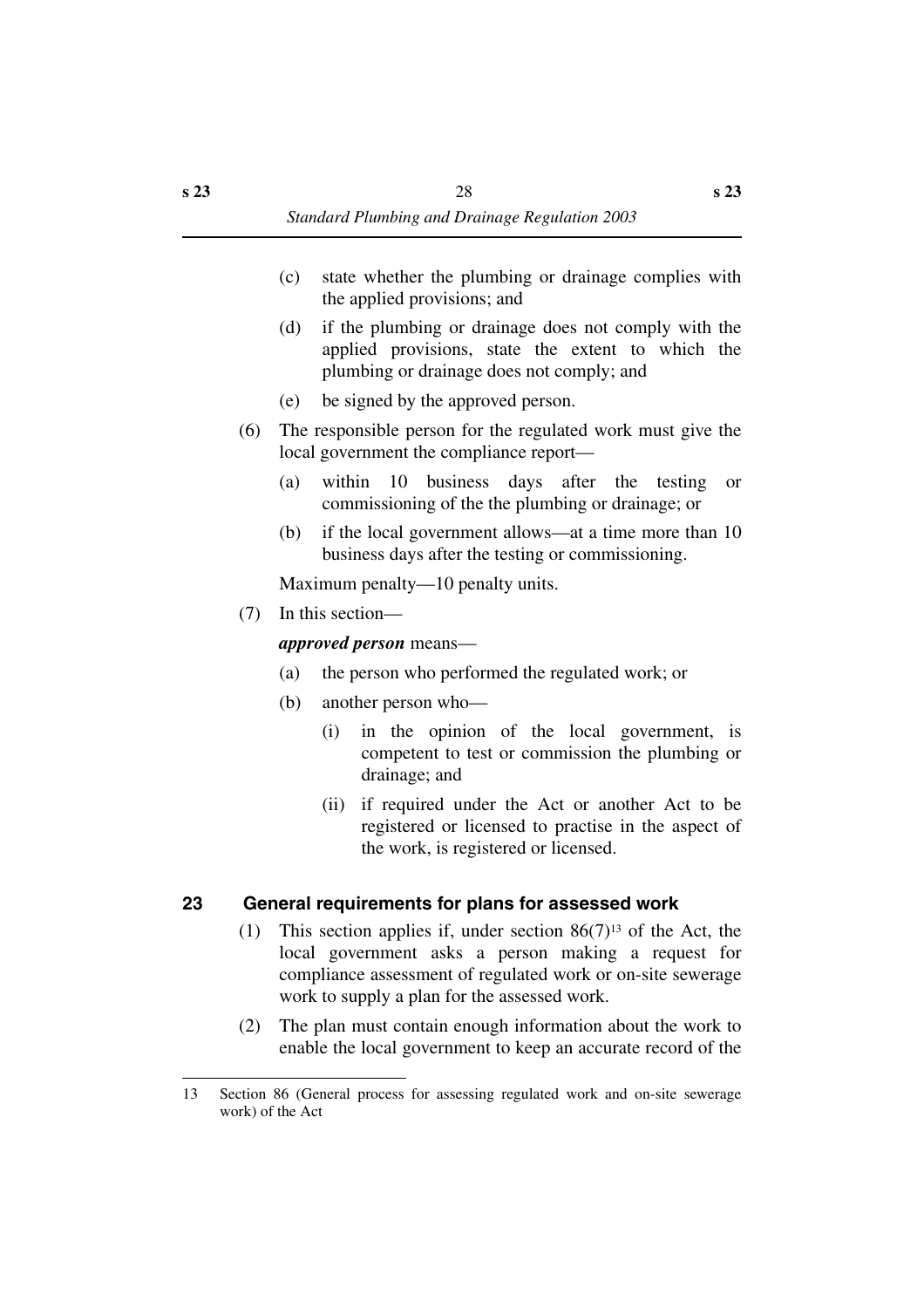(c) state whether the plumbing or drainage complies with the applied provisions; and

(d) if the plumbing or drainage does not comply with the applied provisions, state the extent to which the plumbing or drainage does not comply; and

(e) be signed by the approved person.

(6) The responsible person for the regulated work must give the local government the compliance report—

(a) within 10 business days after the testing or commissioning of the the plumbing or drainage; or

(b) if the local government allows—at a time more than 10 business days after the testing or commissioning.

Maximum penalty—10 penalty units.

(7) In this section—

***approved person*** means—

(a) the person who performed the regulated work; or

(b) another person who—

(i) in the opinion of the local government, is competent to test or commission the plumbing or drainage; and

(ii) if required under the Act or another Act to be registered or licensed to practise in the aspect of the work, is registered or licensed.

## 23 General requirements for plans for assessed work

(1) This section applies if, under section 86(7)[13] of the Act, the local government asks a person making a request for compliance assessment of regulated work or on-site sewerage work to supply a plan for the assessed work.

(2) The plan must contain enough information about the work to enable the local government to keep an accurate record of the

---

13 Section 86 (General process for assessing regulated work and on-site sewerage work) of the Act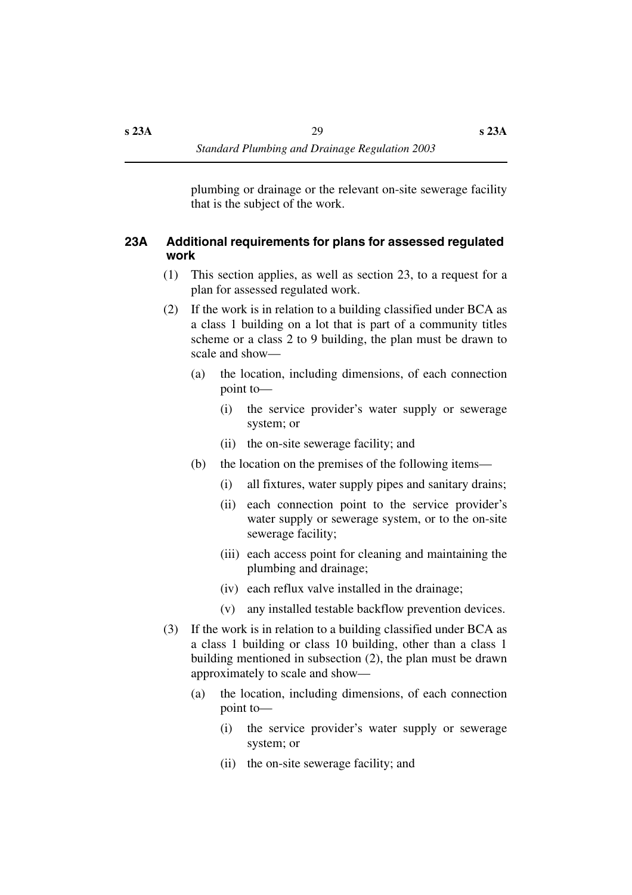plumbing or drainage or the relevant on-site sewerage facility that is the subject of the work.

### 23A Additional requirements for plans for assessed regulated work

(1) This section applies, as well as section 23, to a request for a plan for assessed regulated work.

(2) If the work is in relation to a building classified under BCA as a class 1 building on a lot that is part of a community titles scheme or a class 2 to 9 building, the plan must be drawn to scale and show—

  (a) the location, including dimensions, of each connection point to—

    (i) the service provider's water supply or sewerage system; or

    (ii) the on-site sewerage facility; and

  (b) the location on the premises of the following items—

    (i) all fixtures, water supply pipes and sanitary drains;

    (ii) each connection point to the service provider's water supply or sewerage system, or to the on-site sewerage facility;

    (iii) each access point for cleaning and maintaining the plumbing and drainage;

    (iv) each reflux valve installed in the drainage;

    (v) any installed testable backflow prevention devices.

(3) If the work is in relation to a building classified under BCA as a class 1 building or class 10 building, other than a class 1 building mentioned in subsection (2), the plan must be drawn approximately to scale and show—

  (a) the location, including dimensions, of each connection point to—

    (i) the service provider's water supply or sewerage system; or

    (ii) the on-site sewerage facility; and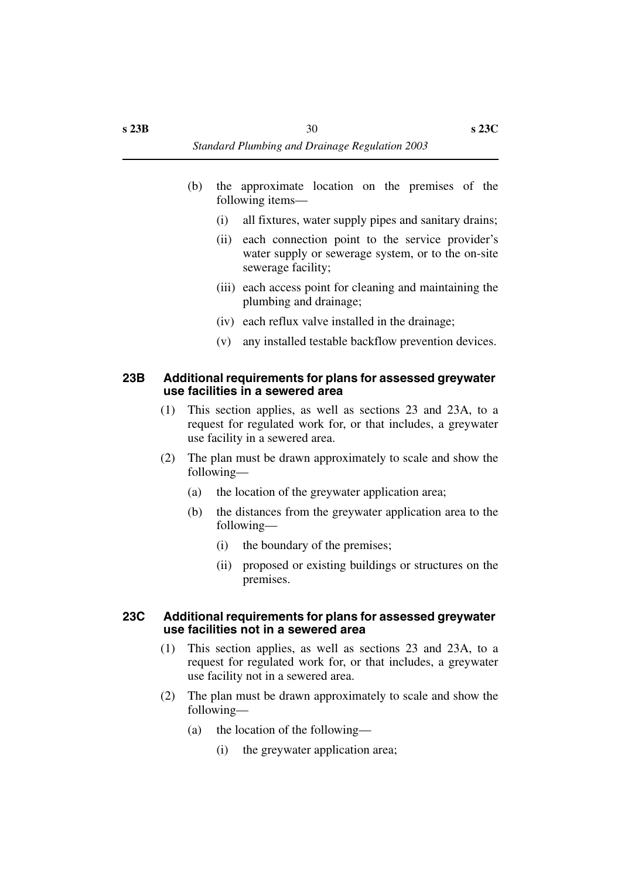(b) the approximate location on the premises of the following items—

(i) all fixtures, water supply pipes and sanitary drains;

(ii) each connection point to the service provider's water supply or sewerage system, or to the on-site sewerage facility;

(iii) each access point for cleaning and maintaining the plumbing and drainage;

(iv) each reflux valve installed in the drainage;

(v) any installed testable backflow prevention devices.

### 23B Additional requirements for plans for assessed greywater use facilities in a sewered area

(1) This section applies, as well as sections 23 and 23A, to a request for regulated work for, or that includes, a greywater use facility in a sewered area.

(2) The plan must be drawn approximately to scale and show the following—

(a) the location of the greywater application area;

(b) the distances from the greywater application area to the following—

(i) the boundary of the premises;

(ii) proposed or existing buildings or structures on the premises.

### 23C Additional requirements for plans for assessed greywater use facilities not in a sewered area

(1) This section applies, as well as sections 23 and 23A, to a request for regulated work for, or that includes, a greywater use facility not in a sewered area.

(2) The plan must be drawn approximately to scale and show the following—

(a) the location of the following—

(i) the greywater application area;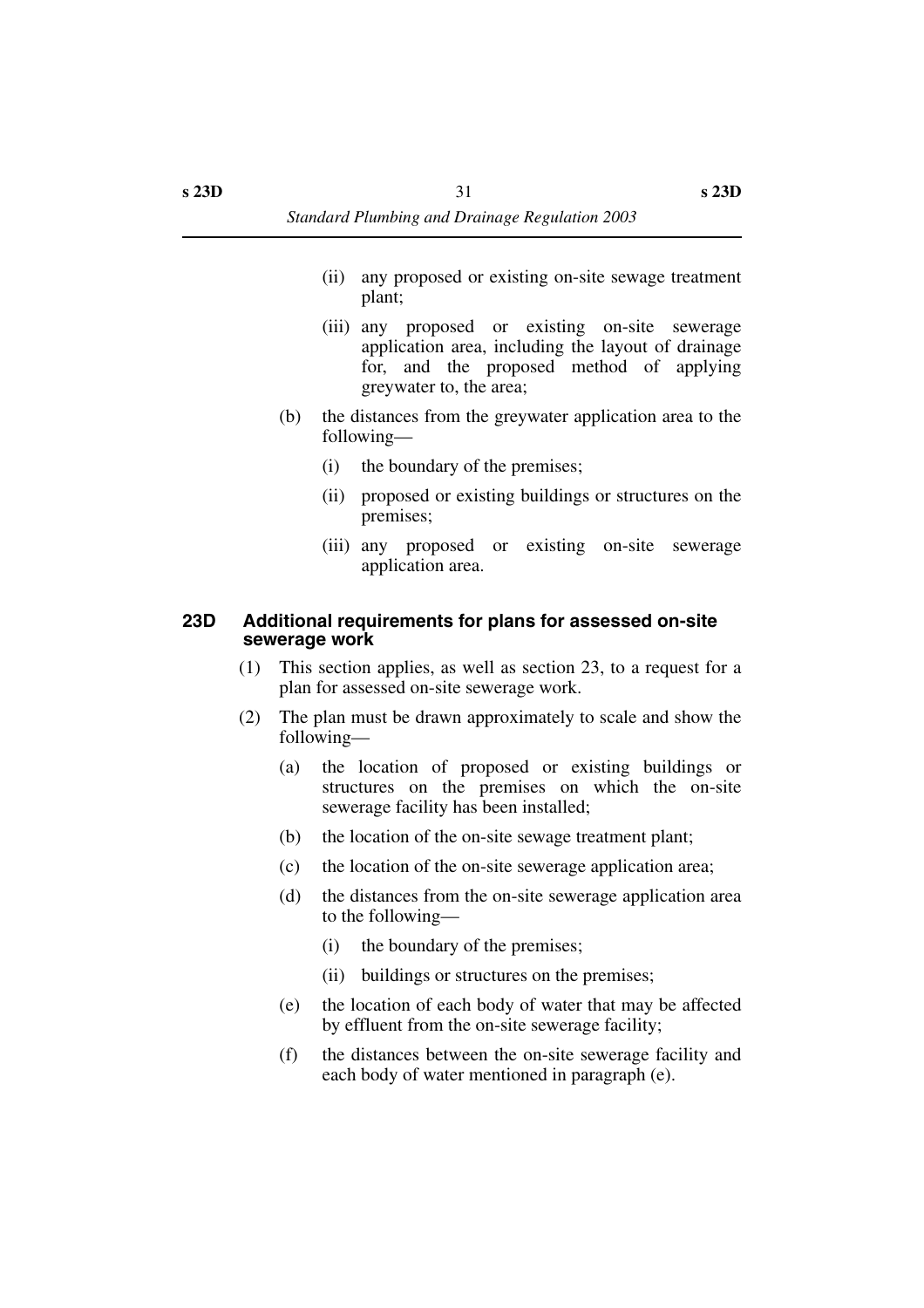(ii) any proposed or existing on-site sewage treatment plant;

(iii) any proposed or existing on-site sewerage application area, including the layout of drainage for, and the proposed method of applying greywater to, the area;

(b) the distances from the greywater application area to the following—

(i) the boundary of the premises;

(ii) proposed or existing buildings or structures on the premises;

(iii) any proposed or existing on-site sewerage application area.

### 23D Additional requirements for plans for assessed on-site sewerage work

(1) This section applies, as well as section 23, to a request for a plan for assessed on-site sewerage work.

(2) The plan must be drawn approximately to scale and show the following—

(a) the location of proposed or existing buildings or structures on the premises on which the on-site sewerage facility has been installed;

(b) the location of the on-site sewage treatment plant;

(c) the location of the on-site sewerage application area;

(d) the distances from the on-site sewerage application area to the following—

(i) the boundary of the premises;

(ii) buildings or structures on the premises;

(e) the location of each body of water that may be affected by effluent from the on-site sewerage facility;

(f) the distances between the on-site sewerage facility and each body of water mentioned in paragraph (e).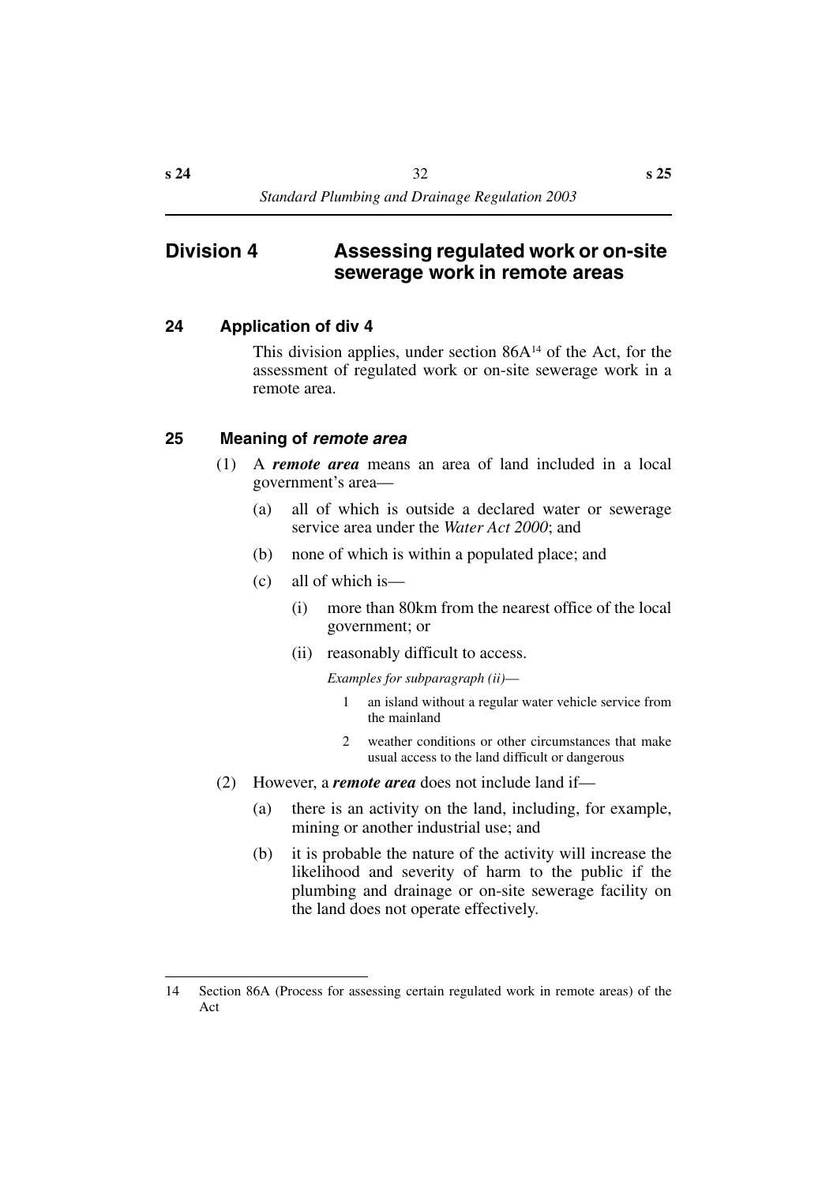## Division 4 Assessing regulated work or on-site sewerage work in remote areas

### 24 Application of div 4

This division applies, under section 86A[14] of the Act, for the assessment of regulated work or on-site sewerage work in a remote area.

### 25 Meaning of *remote area*

(1) A ***remote area*** means an area of land included in a local government's area—

(a) all of which is outside a declared water or sewerage service area under the *Water Act 2000*; and

(b) none of which is within a populated place; and

(c) all of which is—

(i) more than 80km from the nearest office of the local government; or

(ii) reasonably difficult to access.

*Examples for subparagraph (ii)—*

1 an island without a regular water vehicle service from the mainland

2 weather conditions or other circumstances that make usual access to the land difficult or dangerous

(2) However, a ***remote area*** does not include land if—

(a) there is an activity on the land, including, for example, mining or another industrial use; and

(b) it is probable the nature of the activity will increase the likelihood and severity of harm to the public if the plumbing and drainage or on-site sewerage facility on the land does not operate effectively.

---

14 Section 86A (Process for assessing certain regulated work in remote areas) of the Act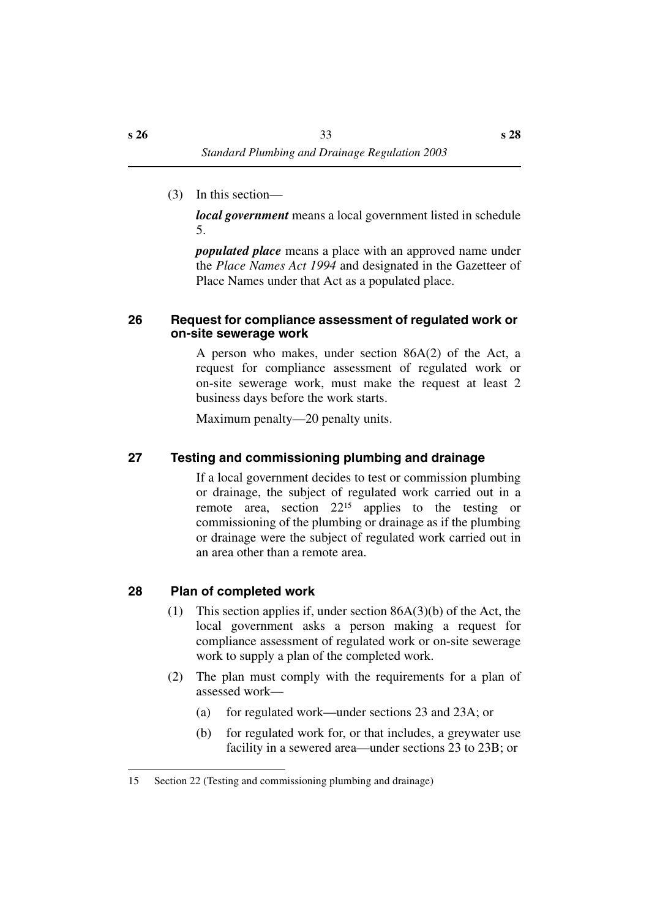(3) In this section—

***local government*** means a local government listed in schedule 5.

***populated place*** means a place with an approved name under the *Place Names Act 1994* and designated in the Gazetteer of Place Names under that Act as a populated place.

### 26 Request for compliance assessment of regulated work or on-site sewerage work

A person who makes, under section 86A(2) of the Act, a request for compliance assessment of regulated work or on-site sewerage work, must make the request at least 2 business days before the work starts.

Maximum penalty—20 penalty units.

### 27 Testing and commissioning plumbing and drainage

If a local government decides to test or commission plumbing or drainage, the subject of regulated work carried out in a remote area, section 22[15] applies to the testing or commissioning of the plumbing or drainage as if the plumbing or drainage were the subject of regulated work carried out in an area other than a remote area.

### 28 Plan of completed work

(1) This section applies if, under section 86A(3)(b) of the Act, the local government asks a person making a request for compliance assessment of regulated work or on-site sewerage work to supply a plan of the completed work.

(2) The plan must comply with the requirements for a plan of assessed work—

(a) for regulated work—under sections 23 and 23A; or

(b) for regulated work for, or that includes, a greywater use facility in a sewered area—under sections 23 to 23B; or

---

15 Section 22 (Testing and commissioning plumbing and drainage)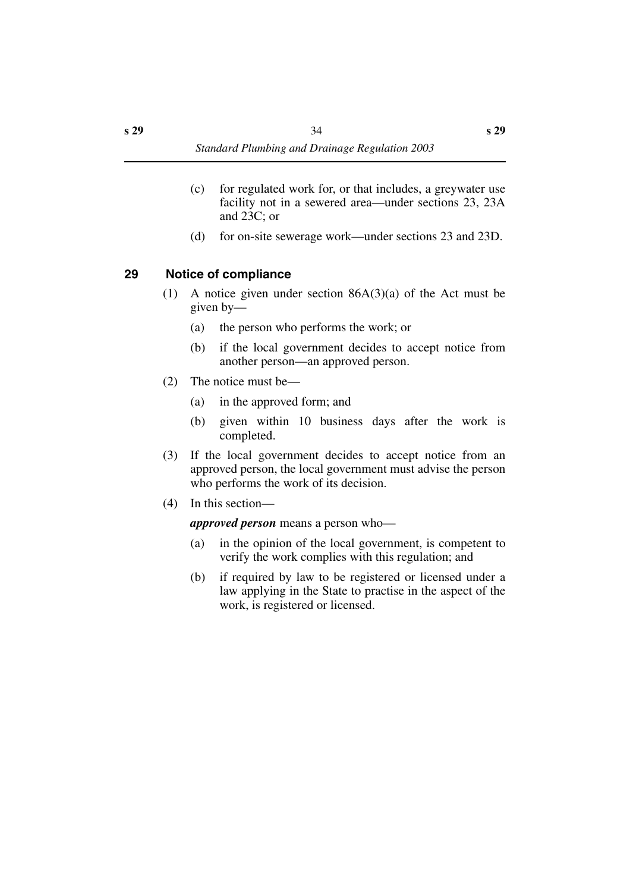(c) for regulated work for, or that includes, a greywater use facility not in a sewered area—under sections 23, 23A and 23C; or

(d) for on-site sewerage work—under sections 23 and 23D.

## 29 Notice of compliance

(1) A notice given under section 86A(3)(a) of the Act must be given by—

(a) the person who performs the work; or

(b) if the local government decides to accept notice from another person—an approved person.

(2) The notice must be—

(a) in the approved form; and

(b) given within 10 business days after the work is completed.

(3) If the local government decides to accept notice from an approved person, the local government must advise the person who performs the work of its decision.

(4) In this section—

***approved person*** means a person who—

(a) in the opinion of the local government, is competent to verify the work complies with this regulation; and

(b) if required by law to be registered or licensed under a law applying in the State to practise in the aspect of the work, is registered or licensed.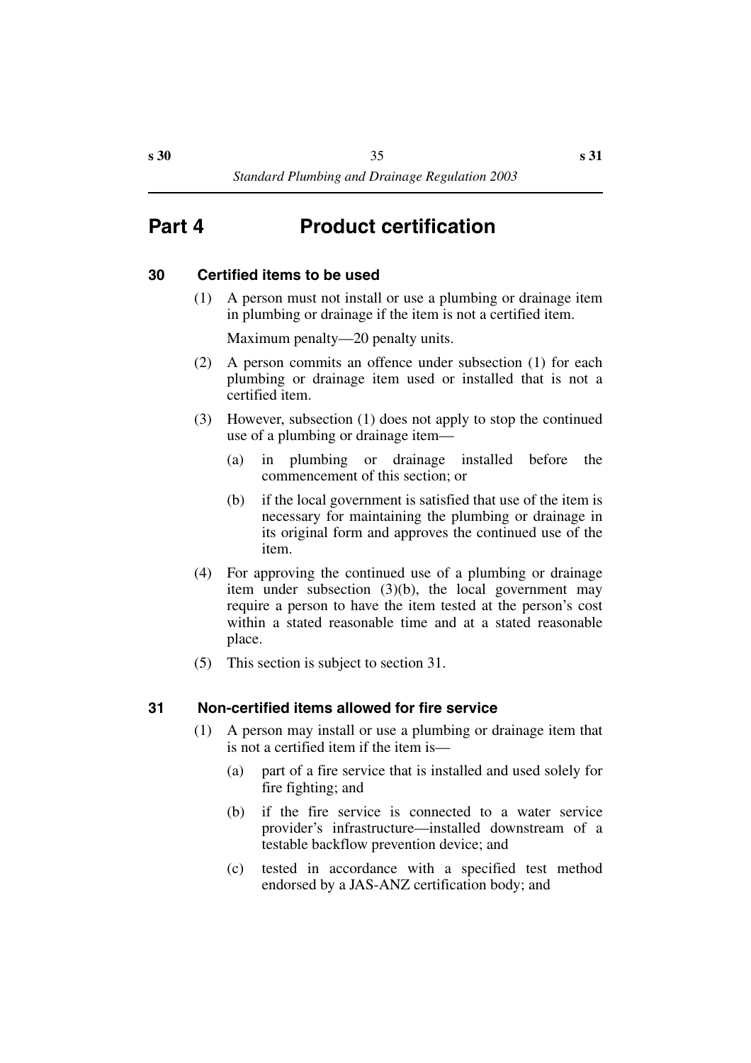# Part 4 Product certification

## 30 Certified items to be used

(1) A person must not install or use a plumbing or drainage item in plumbing or drainage if the item is not a certified item.

Maximum penalty—20 penalty units.

(2) A person commits an offence under subsection (1) for each plumbing or drainage item used or installed that is not a certified item.

(3) However, subsection (1) does not apply to stop the continued use of a plumbing or drainage item—

(a) in plumbing or drainage installed before the commencement of this section; or

(b) if the local government is satisfied that use of the item is necessary for maintaining the plumbing or drainage in its original form and approves the continued use of the item.

(4) For approving the continued use of a plumbing or drainage item under subsection (3)(b), the local government may require a person to have the item tested at the person's cost within a stated reasonable time and at a stated reasonable place.

(5) This section is subject to section 31.

## 31 Non-certified items allowed for fire service

(1) A person may install or use a plumbing or drainage item that is not a certified item if the item is—

(a) part of a fire service that is installed and used solely for fire fighting; and

(b) if the fire service is connected to a water service provider's infrastructure—installed downstream of a testable backflow prevention device; and

(c) tested in accordance with a specified test method endorsed by a JAS-ANZ certification body; and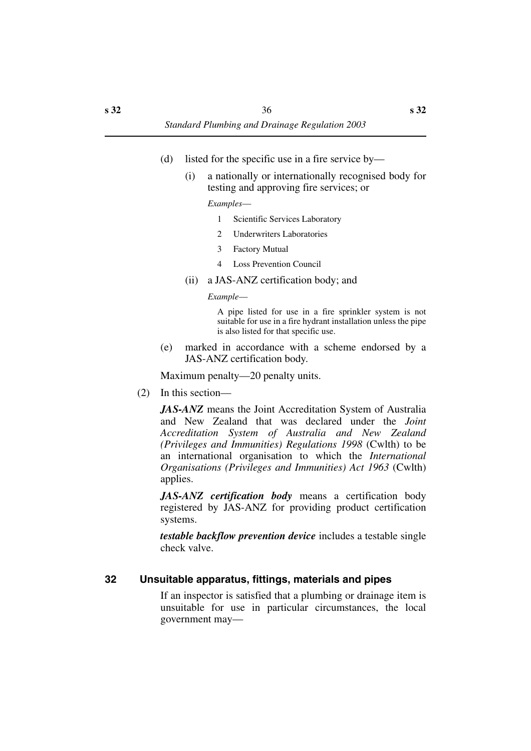(d) listed for the specific use in a fire service by—

  (i) a nationally or internationally recognised body for testing and approving fire services; or

  *Examples*—

  1 Scientific Services Laboratory

  2 Underwriters Laboratories

  3 Factory Mutual

  4 Loss Prevention Council

  (ii) a JAS-ANZ certification body; and

  *Example*—

  A pipe listed for use in a fire sprinkler system is not suitable for use in a fire hydrant installation unless the pipe is also listed for that specific use.

(e) marked in accordance with a scheme endorsed by a JAS-ANZ certification body.

Maximum penalty—20 penalty units.

(2) In this section—

***JAS-ANZ*** means the Joint Accreditation System of Australia and New Zealand that was declared under the *Joint Accreditation System of Australia and New Zealand (Privileges and Immunities) Regulations 1998* (Cwlth) to be an international organisation to which the *International Organisations (Privileges and Immunities) Act 1963* (Cwlth) applies.

***JAS-ANZ certification body*** means a certification body registered by JAS-ANZ for providing product certification systems.

***testable backflow prevention device*** includes a testable single check valve.

## 32 Unsuitable apparatus, fittings, materials and pipes

If an inspector is satisfied that a plumbing or drainage item is unsuitable for use in particular circumstances, the local government may—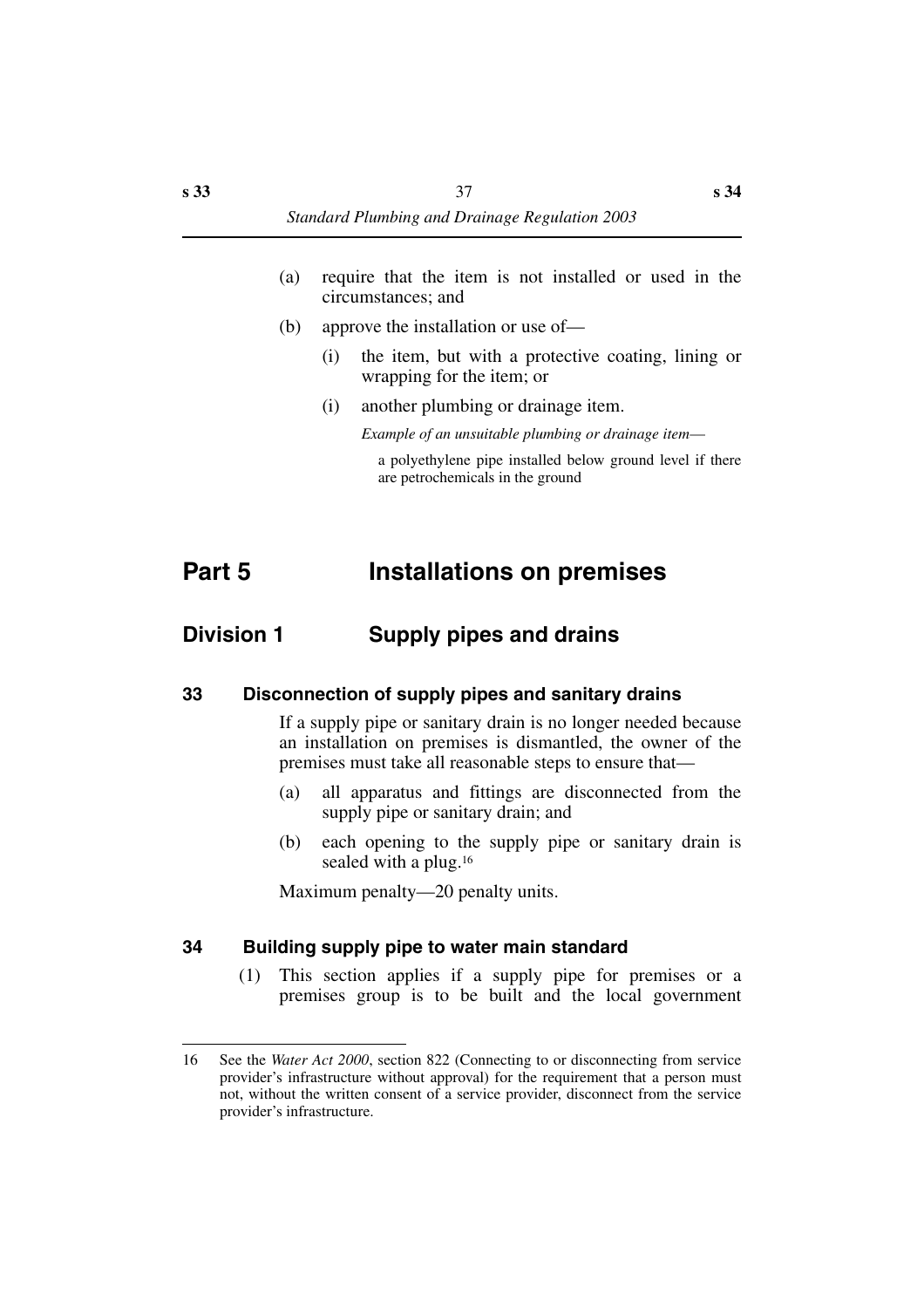(a) require that the item is not installed or used in the circumstances; and

(b) approve the installation or use of—

(i) the item, but with a protective coating, lining or wrapping for the item; or

(i) another plumbing or drainage item.

*Example of an unsuitable plumbing or drainage item*—

a polyethylene pipe installed below ground level if there are petrochemicals in the ground

# Part 5 Installations on premises

## Division 1 Supply pipes and drains

### 33 Disconnection of supply pipes and sanitary drains

If a supply pipe or sanitary drain is no longer needed because an installation on premises is dismantled, the owner of the premises must take all reasonable steps to ensure that—

(a) all apparatus and fittings are disconnected from the supply pipe or sanitary drain; and

(b) each opening to the supply pipe or sanitary drain is sealed with a plug.[16]

Maximum penalty—20 penalty units.

### 34 Building supply pipe to water main standard

(1) This section applies if a supply pipe for premises or a premises group is to be built and the local government

---

16 See the *Water Act 2000*, section 822 (Connecting to or disconnecting from service provider's infrastructure without approval) for the requirement that a person must not, without the written consent of a service provider, disconnect from the service provider's infrastructure.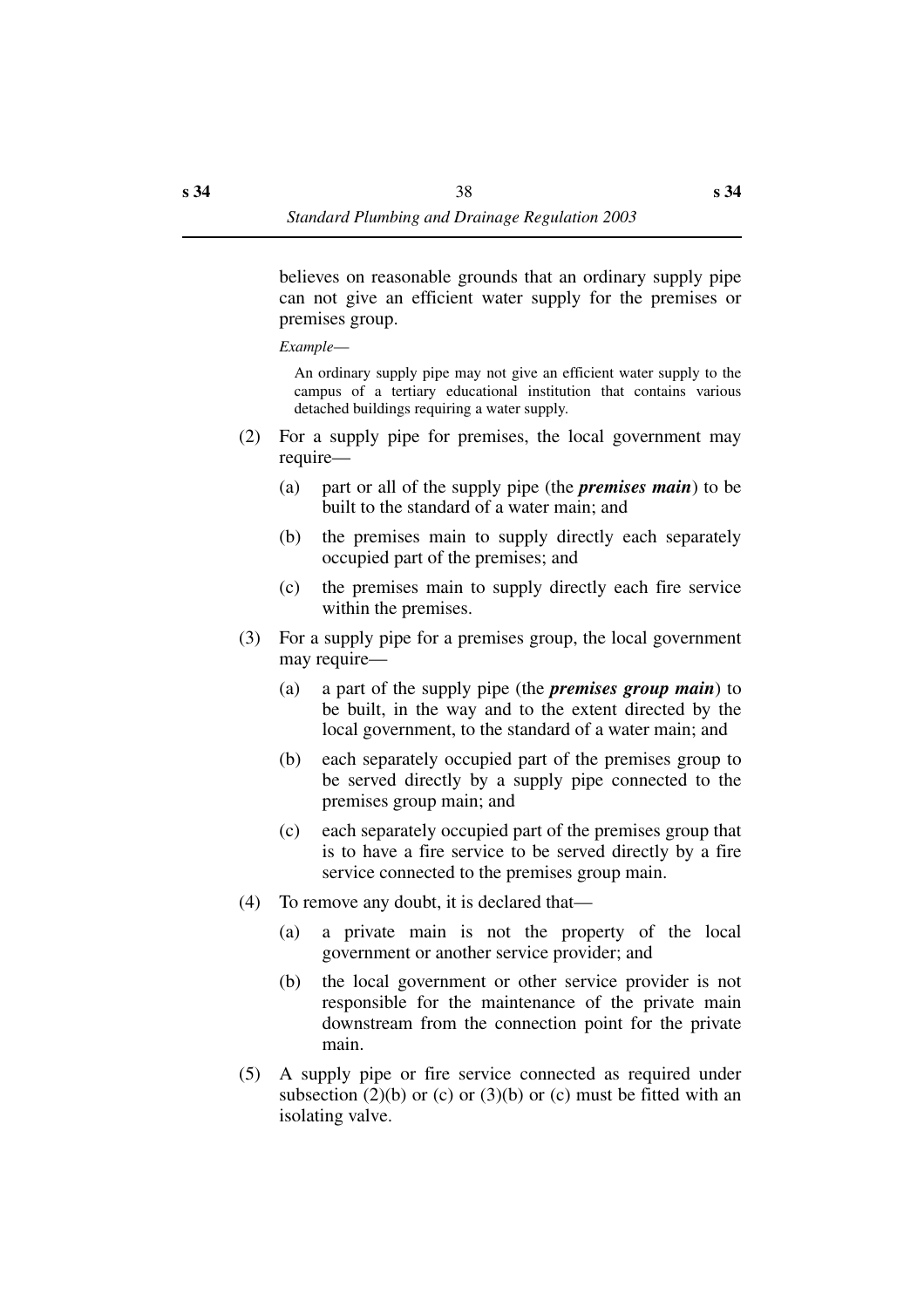believes on reasonable grounds that an ordinary supply pipe can not give an efficient water supply for the premises or premises group.

*Example*—

An ordinary supply pipe may not give an efficient water supply to the campus of a tertiary educational institution that contains various detached buildings requiring a water supply.

(2) For a supply pipe for premises, the local government may require—

(a) part or all of the supply pipe (the ***premises main***) to be built to the standard of a water main; and

(b) the premises main to supply directly each separately occupied part of the premises; and

(c) the premises main to supply directly each fire service within the premises.

(3) For a supply pipe for a premises group, the local government may require—

(a) a part of the supply pipe (the ***premises group main***) to be built, in the way and to the extent directed by the local government, to the standard of a water main; and

(b) each separately occupied part of the premises group to be served directly by a supply pipe connected to the premises group main; and

(c) each separately occupied part of the premises group that is to have a fire service to be served directly by a fire service connected to the premises group main.

(4) To remove any doubt, it is declared that—

(a) a private main is not the property of the local government or another service provider; and

(b) the local government or other service provider is not responsible for the maintenance of the private main downstream from the connection point for the private main.

(5) A supply pipe or fire service connected as required under subsection (2)(b) or (c) or (3)(b) or (c) must be fitted with an isolating valve.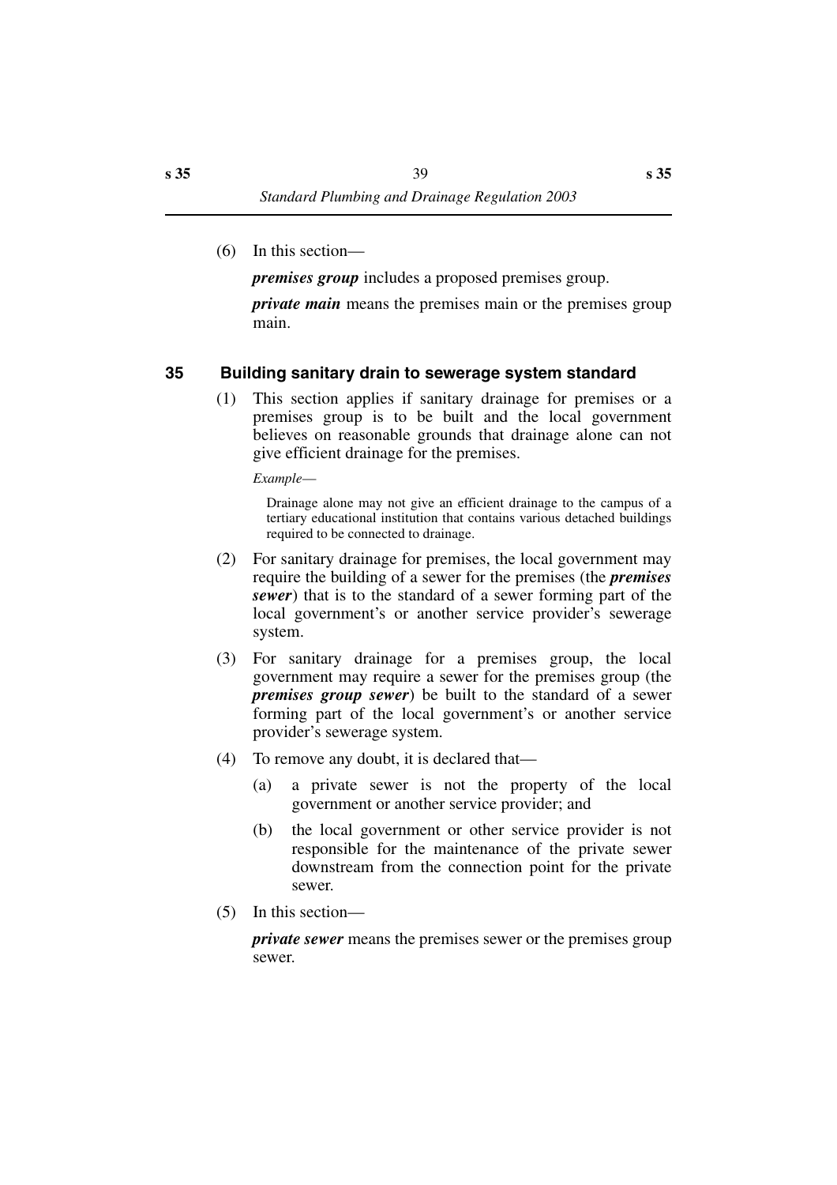(6) In this section—

***premises group*** includes a proposed premises group.

***private main*** means the premises main or the premises group main.

### 35 Building sanitary drain to sewerage system standard

(1) This section applies if sanitary drainage for premises or a premises group is to be built and the local government believes on reasonable grounds that drainage alone can not give efficient drainage for the premises.

*Example*—

Drainage alone may not give an efficient drainage to the campus of a tertiary educational institution that contains various detached buildings required to be connected to drainage.

(2) For sanitary drainage for premises, the local government may require the building of a sewer for the premises (the ***premises sewer***) that is to the standard of a sewer forming part of the local government's or another service provider's sewerage system.

(3) For sanitary drainage for a premises group, the local government may require a sewer for the premises group (the ***premises group sewer***) be built to the standard of a sewer forming part of the local government's or another service provider's sewerage system.

(4) To remove any doubt, it is declared that—

(a) a private sewer is not the property of the local government or another service provider; and

(b) the local government or other service provider is not responsible for the maintenance of the private sewer downstream from the connection point for the private sewer.

(5) In this section—

***private sewer*** means the premises sewer or the premises group sewer.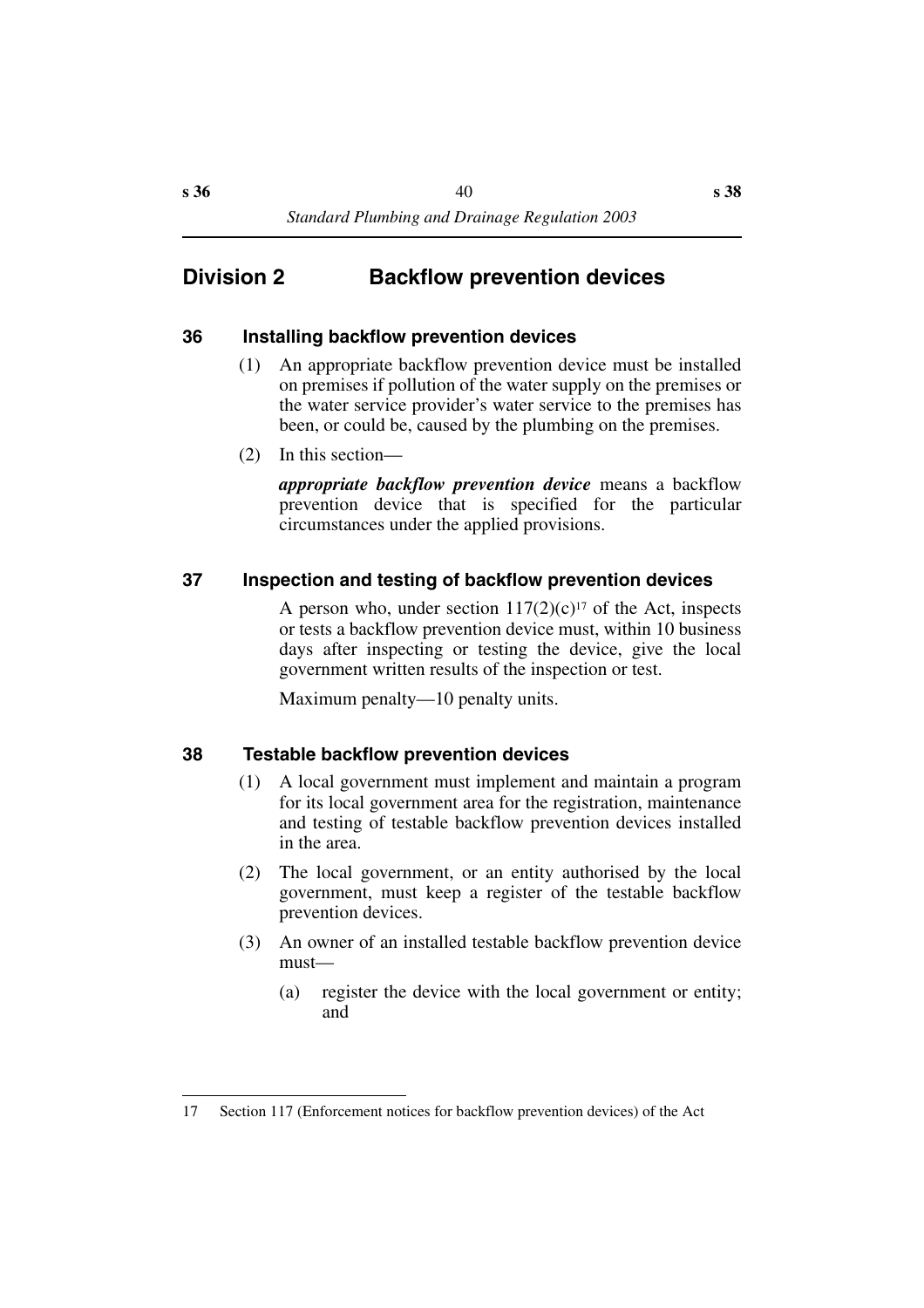## Division 2 Backflow prevention devices

### 36 Installing backflow prevention devices

(1) An appropriate backflow prevention device must be installed on premises if pollution of the water supply on the premises or the water service provider's water service to the premises has been, or could be, caused by the plumbing on the premises.

(2) In this section—

***appropriate backflow prevention device*** means a backflow prevention device that is specified for the particular circumstances under the applied provisions.

### 37 Inspection and testing of backflow prevention devices

A person who, under section 117(2)(c)[17] of the Act, inspects or tests a backflow prevention device must, within 10 business days after inspecting or testing the device, give the local government written results of the inspection or test.

Maximum penalty—10 penalty units.

### 38 Testable backflow prevention devices

(1) A local government must implement and maintain a program for its local government area for the registration, maintenance and testing of testable backflow prevention devices installed in the area.

(2) The local government, or an entity authorised by the local government, must keep a register of the testable backflow prevention devices.

(3) An owner of an installed testable backflow prevention device must—

(a) register the device with the local government or entity; and

---

17 Section 117 (Enforcement notices for backflow prevention devices) of the Act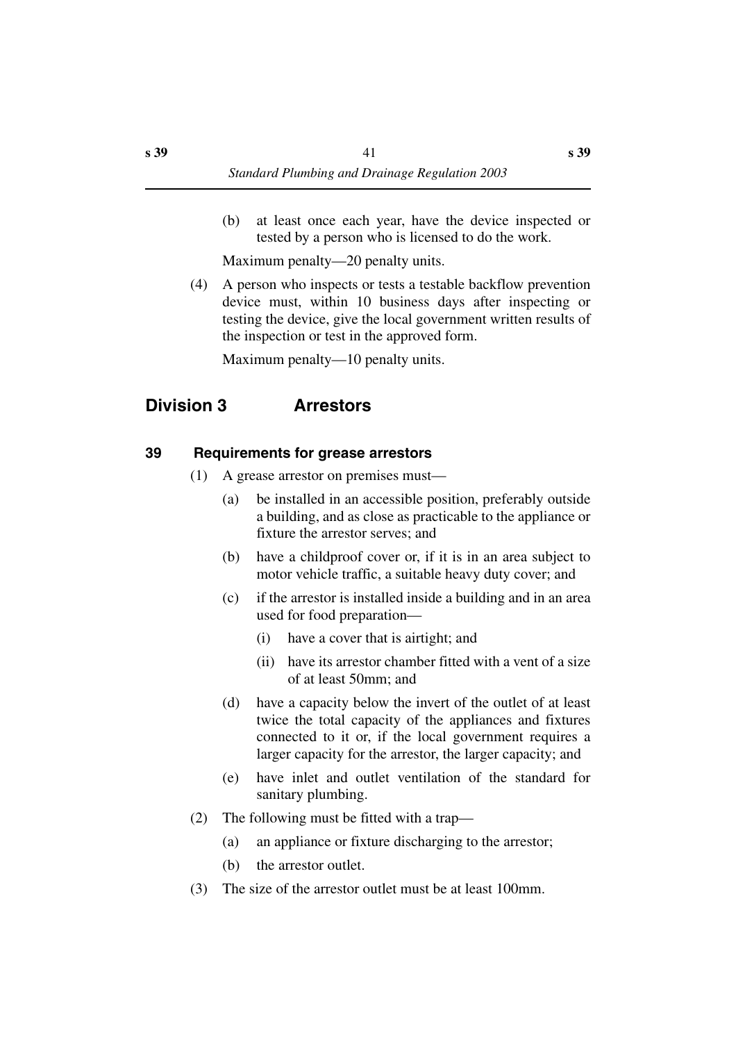(b) at least once each year, have the device inspected or tested by a person who is licensed to do the work.

Maximum penalty—20 penalty units.

(4) A person who inspects or tests a testable backflow prevention device must, within 10 business days after inspecting or testing the device, give the local government written results of the inspection or test in the approved form.

Maximum penalty—10 penalty units.

## Division 3 Arrestors

### 39 Requirements for grease arrestors

(1) A grease arrestor on premises must—

(a) be installed in an accessible position, preferably outside a building, and as close as practicable to the appliance or fixture the arrestor serves; and

(b) have a childproof cover or, if it is in an area subject to motor vehicle traffic, a suitable heavy duty cover; and

(c) if the arrestor is installed inside a building and in an area used for food preparation—

(i) have a cover that is airtight; and

(ii) have its arrestor chamber fitted with a vent of a size of at least 50mm; and

(d) have a capacity below the invert of the outlet of at least twice the total capacity of the appliances and fixtures connected to it or, if the local government requires a larger capacity for the arrestor, the larger capacity; and

(e) have inlet and outlet ventilation of the standard for sanitary plumbing.

(2) The following must be fitted with a trap—

(a) an appliance or fixture discharging to the arrestor;

(b) the arrestor outlet.

(3) The size of the arrestor outlet must be at least 100mm.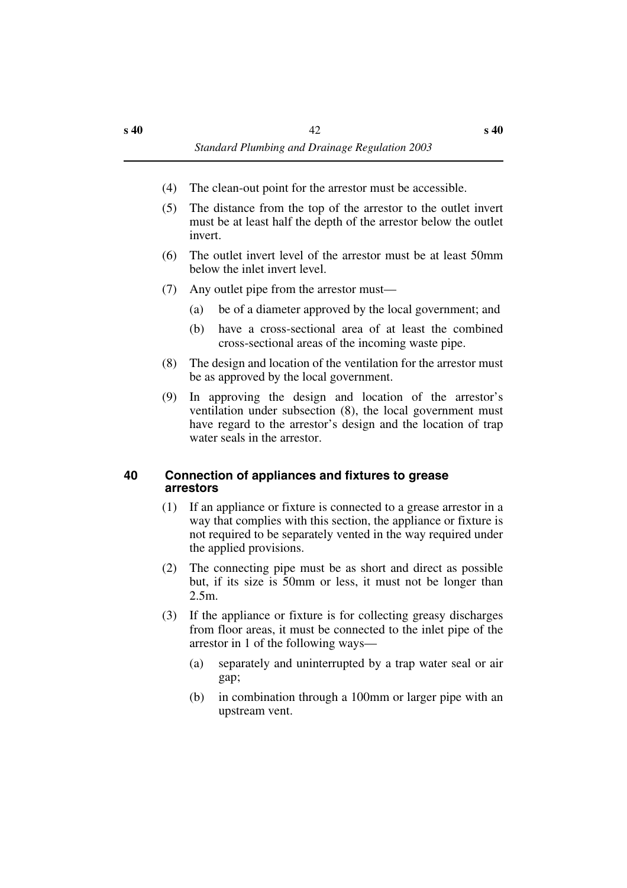(4) The clean-out point for the arrestor must be accessible.

(5) The distance from the top of the arrestor to the outlet invert must be at least half the depth of the arrestor below the outlet invert.

(6) The outlet invert level of the arrestor must be at least 50mm below the inlet invert level.

(7) Any outlet pipe from the arrestor must—

(a) be of a diameter approved by the local government; and

(b) have a cross-sectional area of at least the combined cross-sectional areas of the incoming waste pipe.

(8) The design and location of the ventilation for the arrestor must be as approved by the local government.

(9) In approving the design and location of the arrestor's ventilation under subsection (8), the local government must have regard to the arrestor's design and the location of trap water seals in the arrestor.

### 40 Connection of appliances and fixtures to grease arrestors

(1) If an appliance or fixture is connected to a grease arrestor in a way that complies with this section, the appliance or fixture is not required to be separately vented in the way required under the applied provisions.

(2) The connecting pipe must be as short and direct as possible but, if its size is 50mm or less, it must not be longer than 2.5m.

(3) If the appliance or fixture is for collecting greasy discharges from floor areas, it must be connected to the inlet pipe of the arrestor in 1 of the following ways—

(a) separately and uninterrupted by a trap water seal or air gap;

(b) in combination through a 100mm or larger pipe with an upstream vent.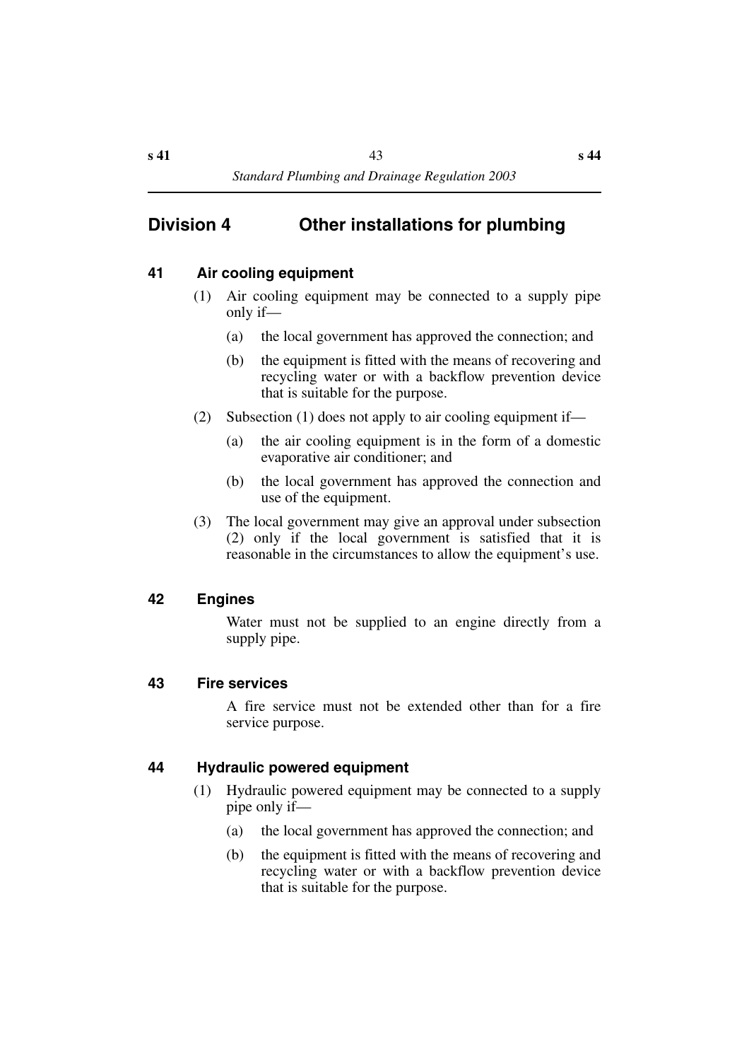## Division 4 Other installations for plumbing

### 41 Air cooling equipment

(1) Air cooling equipment may be connected to a supply pipe only if—

(a) the local government has approved the connection; and

(b) the equipment is fitted with the means of recovering and recycling water or with a backflow prevention device that is suitable for the purpose.

(2) Subsection (1) does not apply to air cooling equipment if—

(a) the air cooling equipment is in the form of a domestic evaporative air conditioner; and

(b) the local government has approved the connection and use of the equipment.

(3) The local government may give an approval under subsection (2) only if the local government is satisfied that it is reasonable in the circumstances to allow the equipment's use.

### 42 Engines

Water must not be supplied to an engine directly from a supply pipe.

### 43 Fire services

A fire service must not be extended other than for a fire service purpose.

### 44 Hydraulic powered equipment

(1) Hydraulic powered equipment may be connected to a supply pipe only if—

(a) the local government has approved the connection; and

(b) the equipment is fitted with the means of recovering and recycling water or with a backflow prevention device that is suitable for the purpose.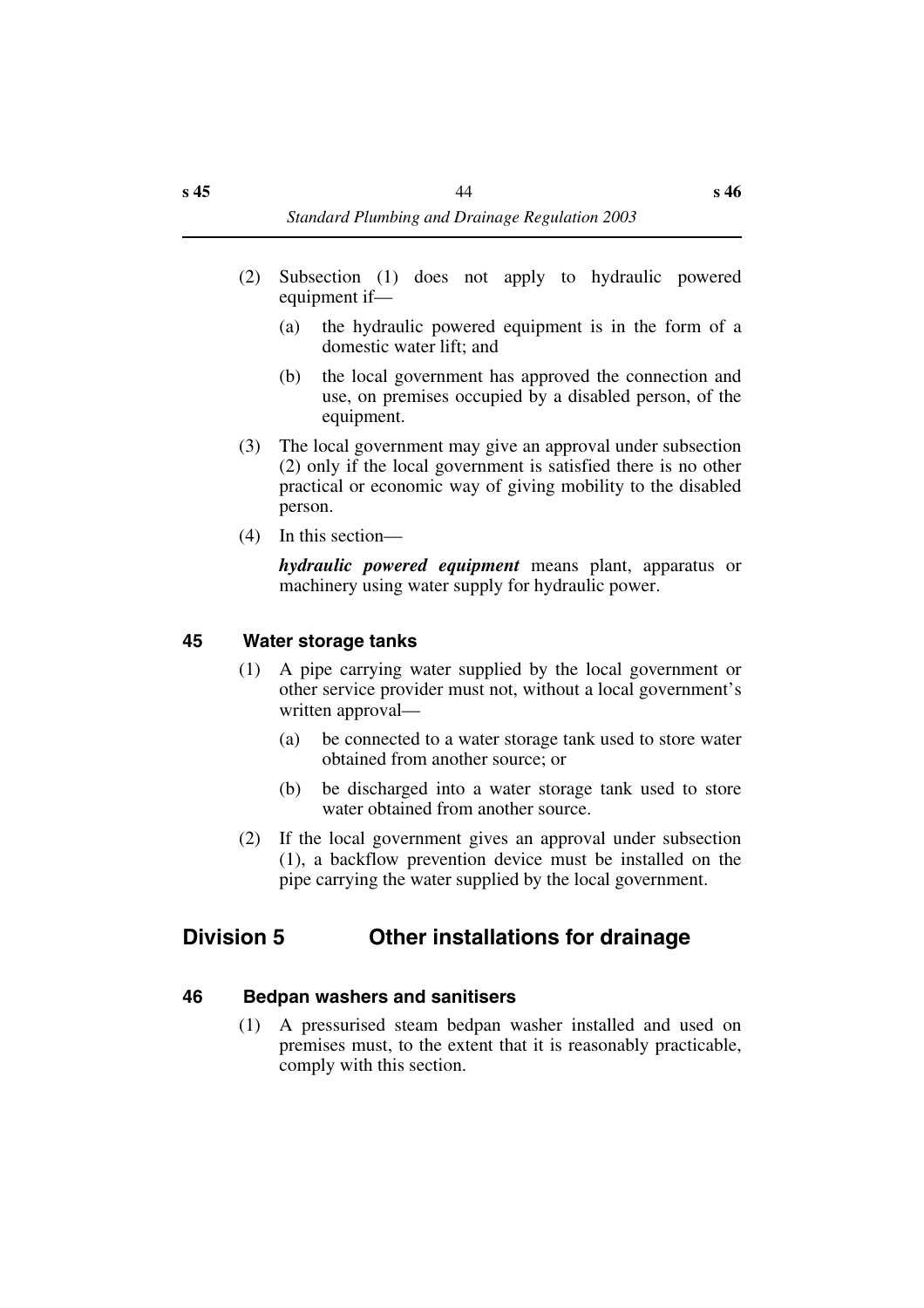(2) Subsection (1) does not apply to hydraulic powered equipment if—

(a) the hydraulic powered equipment is in the form of a domestic water lift; and

(b) the local government has approved the connection and use, on premises occupied by a disabled person, of the equipment.

(3) The local government may give an approval under subsection (2) only if the local government is satisfied there is no other practical or economic way of giving mobility to the disabled person.

(4) In this section—

***hydraulic powered equipment*** means plant, apparatus or machinery using water supply for hydraulic power.

### 45 Water storage tanks

(1) A pipe carrying water supplied by the local government or other service provider must not, without a local government's written approval—

(a) be connected to a water storage tank used to store water obtained from another source; or

(b) be discharged into a water storage tank used to store water obtained from another source.

(2) If the local government gives an approval under subsection (1), a backflow prevention device must be installed on the pipe carrying the water supplied by the local government.

## Division 5 Other installations for drainage

### 46 Bedpan washers and sanitisers

(1) A pressurised steam bedpan washer installed and used on premises must, to the extent that it is reasonably practicable, comply with this section.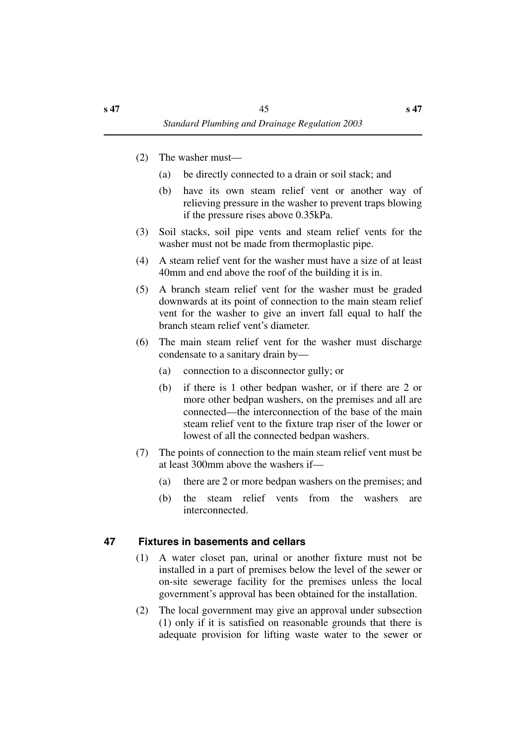(2) The washer must—

(a) be directly connected to a drain or soil stack; and

(b) have its own steam relief vent or another way of relieving pressure in the washer to prevent traps blowing if the pressure rises above 0.35kPa.

(3) Soil stacks, soil pipe vents and steam relief vents for the washer must not be made from thermoplastic pipe.

(4) A steam relief vent for the washer must have a size of at least 40mm and end above the roof of the building it is in.

(5) A branch steam relief vent for the washer must be graded downwards at its point of connection to the main steam relief vent for the washer to give an invert fall equal to half the branch steam relief vent's diameter.

(6) The main steam relief vent for the washer must discharge condensate to a sanitary drain by—

(a) connection to a disconnector gully; or

(b) if there is 1 other bedpan washer, or if there are 2 or more other bedpan washers, on the premises and all are connected—the interconnection of the base of the main steam relief vent to the fixture trap riser of the lower or lowest of all the connected bedpan washers.

(7) The points of connection to the main steam relief vent must be at least 300mm above the washers if—

(a) there are 2 or more bedpan washers on the premises; and

(b) the steam relief vents from the washers are interconnected.

## 47 Fixtures in basements and cellars

(1) A water closet pan, urinal or another fixture must not be installed in a part of premises below the level of the sewer or on-site sewerage facility for the premises unless the local government's approval has been obtained for the installation.

(2) The local government may give an approval under subsection (1) only if it is satisfied on reasonable grounds that there is adequate provision for lifting waste water to the sewer or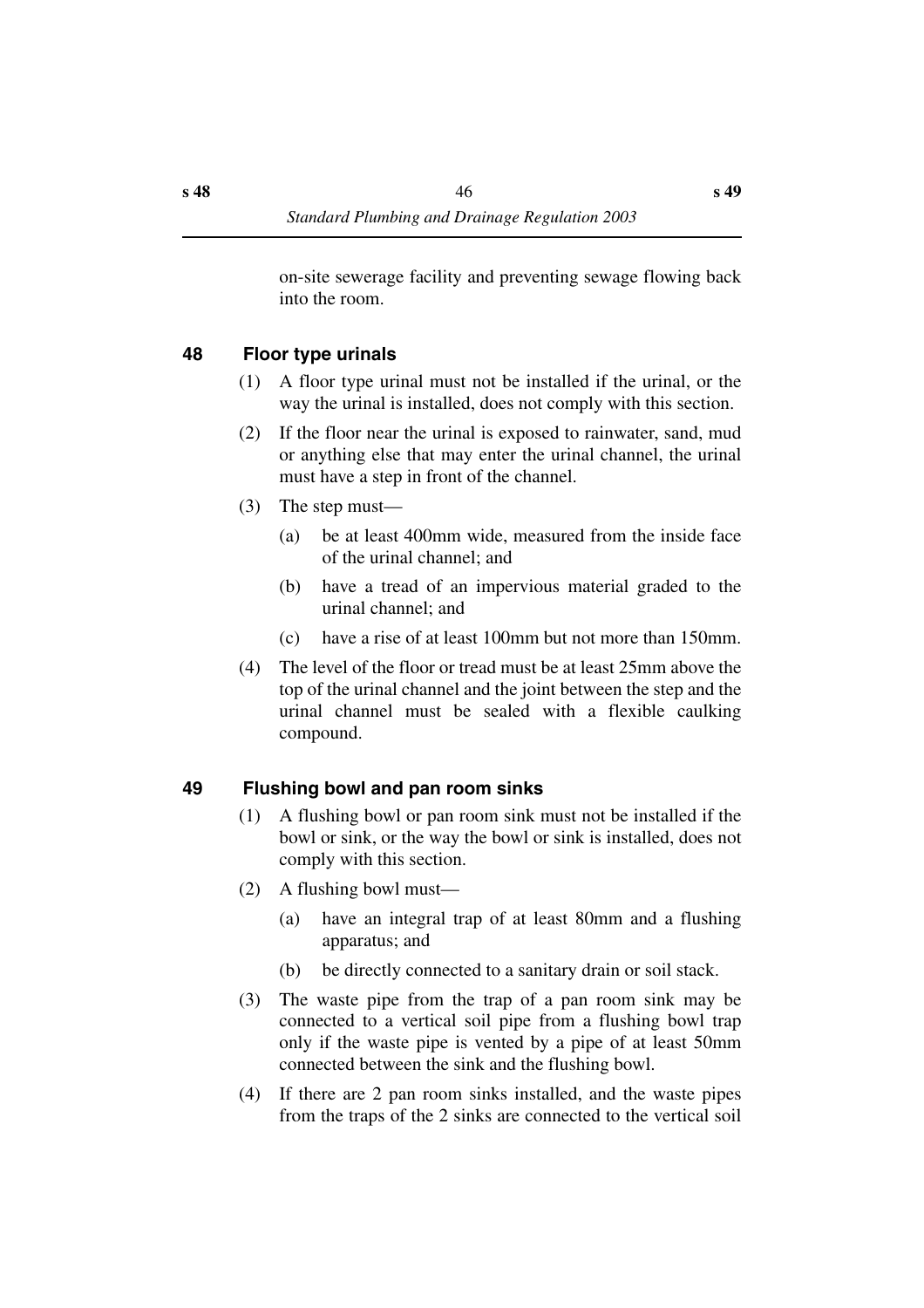on-site sewerage facility and preventing sewage flowing back into the room.

## 48 Floor type urinals

(1) A floor type urinal must not be installed if the urinal, or the way the urinal is installed, does not comply with this section.

(2) If the floor near the urinal is exposed to rainwater, sand, mud or anything else that may enter the urinal channel, the urinal must have a step in front of the channel.

(3) The step must—

- (a) be at least 400mm wide, measured from the inside face of the urinal channel; and
- (b) have a tread of an impervious material graded to the urinal channel; and
- (c) have a rise of at least 100mm but not more than 150mm.

(4) The level of the floor or tread must be at least 25mm above the top of the urinal channel and the joint between the step and the urinal channel must be sealed with a flexible caulking compound.

## 49 Flushing bowl and pan room sinks

(1) A flushing bowl or pan room sink must not be installed if the bowl or sink, or the way the bowl or sink is installed, does not comply with this section.

(2) A flushing bowl must—

- (a) have an integral trap of at least 80mm and a flushing apparatus; and
- (b) be directly connected to a sanitary drain or soil stack.

(3) The waste pipe from the trap of a pan room sink may be connected to a vertical soil pipe from a flushing bowl trap only if the waste pipe is vented by a pipe of at least 50mm connected between the sink and the flushing bowl.

(4) If there are 2 pan room sinks installed, and the waste pipes from the traps of the 2 sinks are connected to the vertical soil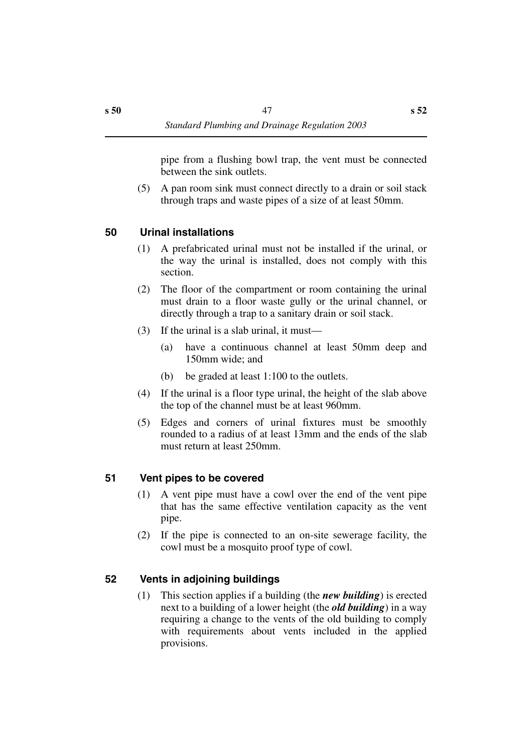pipe from a flushing bowl trap, the vent must be connected between the sink outlets.

(5) A pan room sink must connect directly to a drain or soil stack through traps and waste pipes of a size of at least 50mm.

## 50 Urinal installations

(1) A prefabricated urinal must not be installed if the urinal, or the way the urinal is installed, does not comply with this section.

(2) The floor of the compartment or room containing the urinal must drain to a floor waste gully or the urinal channel, or directly through a trap to a sanitary drain or soil stack.

(3) If the urinal is a slab urinal, it must—

(a) have a continuous channel at least 50mm deep and 150mm wide; and

(b) be graded at least 1:100 to the outlets.

(4) If the urinal is a floor type urinal, the height of the slab above the top of the channel must be at least 960mm.

(5) Edges and corners of urinal fixtures must be smoothly rounded to a radius of at least 13mm and the ends of the slab must return at least 250mm.

## 51 Vent pipes to be covered

(1) A vent pipe must have a cowl over the end of the vent pipe that has the same effective ventilation capacity as the vent pipe.

(2) If the pipe is connected to an on-site sewerage facility, the cowl must be a mosquito proof type of cowl.

## 52 Vents in adjoining buildings

(1) This section applies if a building (the ***new building***) is erected next to a building of a lower height (the ***old building***) in a way requiring a change to the vents of the old building to comply with requirements about vents included in the applied provisions.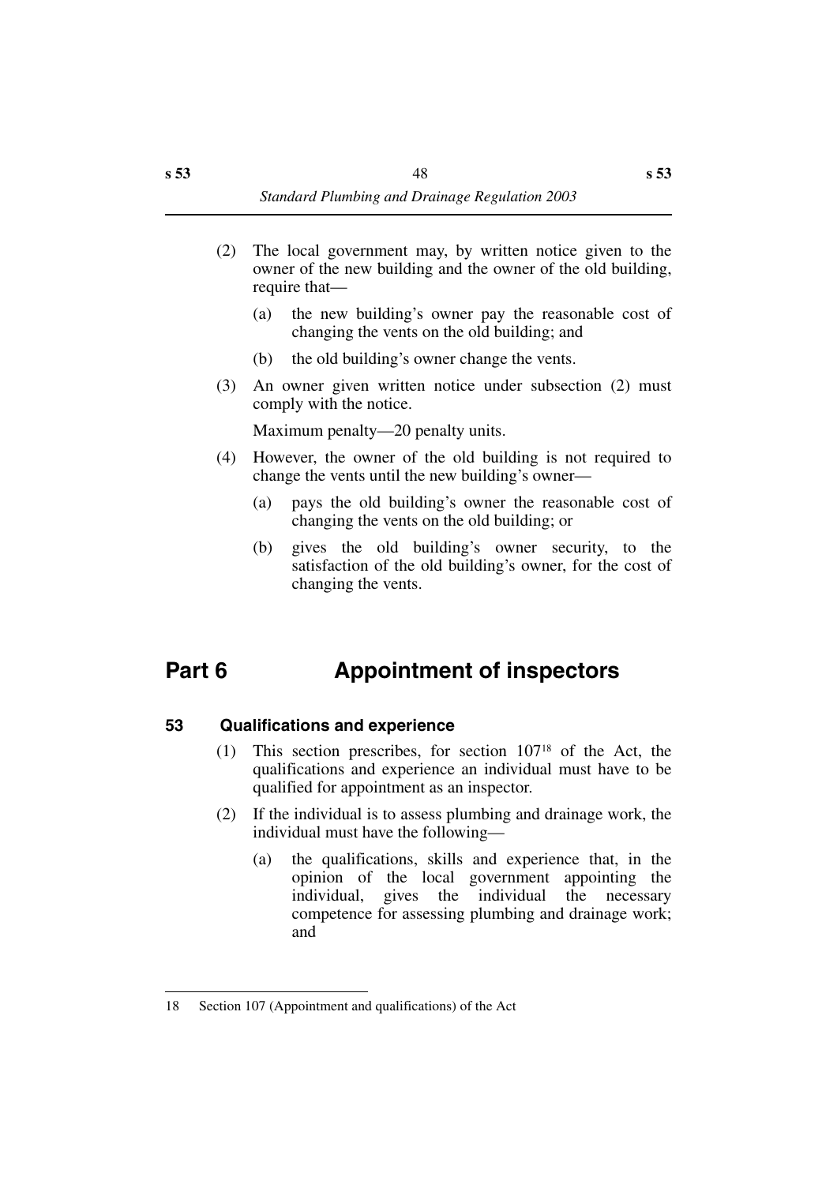(2) The local government may, by written notice given to the owner of the new building and the owner of the old building, require that—

(a) the new building's owner pay the reasonable cost of changing the vents on the old building; and

(b) the old building's owner change the vents.

(3) An owner given written notice under subsection (2) must comply with the notice.

Maximum penalty—20 penalty units.

(4) However, the owner of the old building is not required to change the vents until the new building's owner—

(a) pays the old building's owner the reasonable cost of changing the vents on the old building; or

(b) gives the old building's owner security, to the satisfaction of the old building's owner, for the cost of changing the vents.

# Part 6 Appointment of inspectors

### 53 Qualifications and experience

(1) This section prescribes, for section 107[18] of the Act, the qualifications and experience an individual must have to be qualified for appointment as an inspector.

(2) If the individual is to assess plumbing and drainage work, the individual must have the following—

(a) the qualifications, skills and experience that, in the opinion of the local government appointing the individual, gives the individual the necessary competence for assessing plumbing and drainage work; and

---

18 Section 107 (Appointment and qualifications) of the Act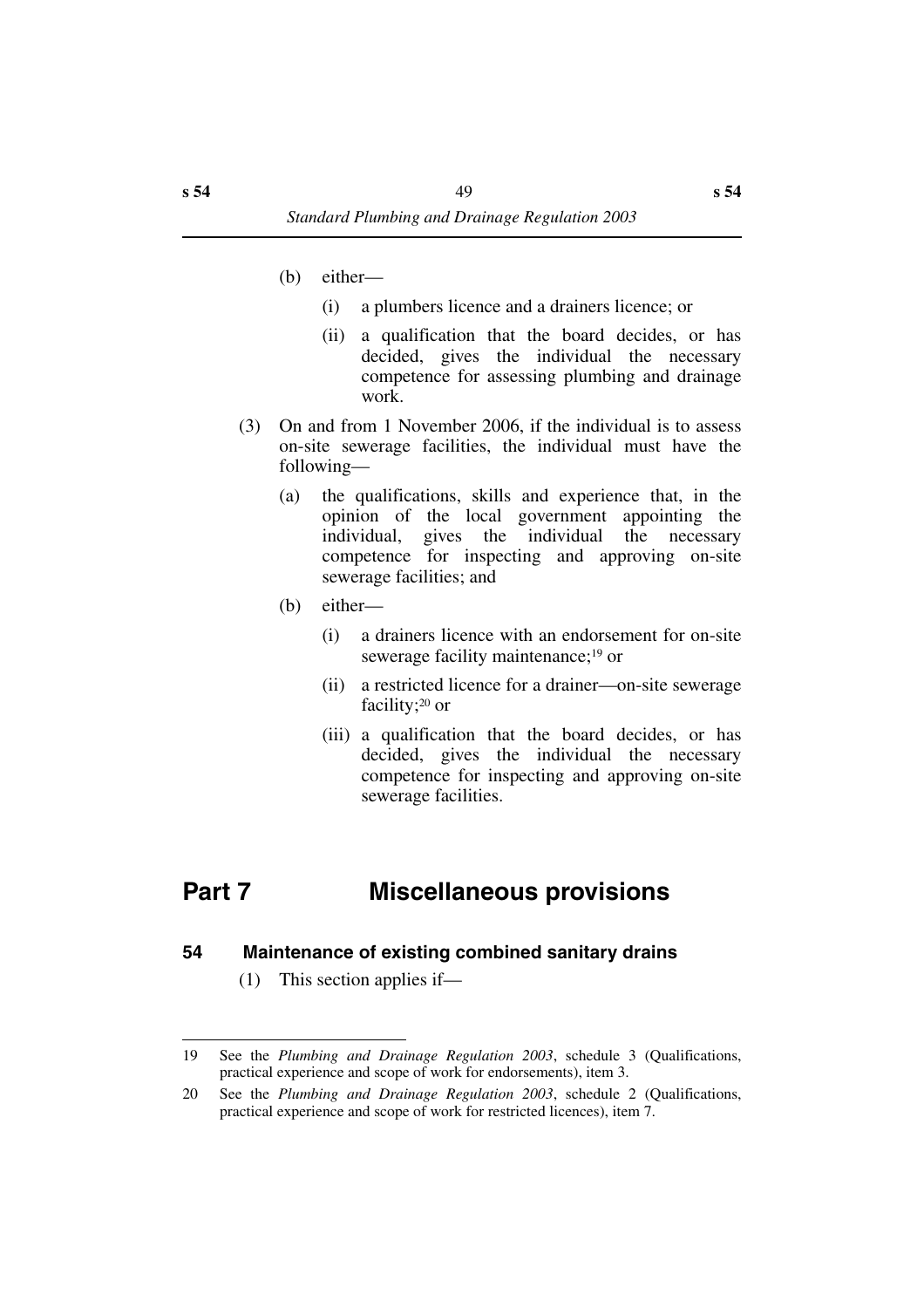(b) either—

(i) a plumbers licence and a drainers licence; or

(ii) a qualification that the board decides, or has decided, gives the individual the necessary competence for assessing plumbing and drainage work.

(3) On and from 1 November 2006, if the individual is to assess on-site sewerage facilities, the individual must have the following—

(a) the qualifications, skills and experience that, in the opinion of the local government appointing the individual, gives the individual the necessary competence for inspecting and approving on-site sewerage facilities; and

(b) either—

(i) a drainers licence with an endorsement for on-site sewerage facility maintenance;[19] or

(ii) a restricted licence for a drainer—on-site sewerage facility;[20] or

(iii) a qualification that the board decides, or has decided, gives the individual the necessary competence for inspecting and approving on-site sewerage facilities.

# Part 7 Miscellaneous provisions

## 54 Maintenance of existing combined sanitary drains

(1) This section applies if—

---

19 See the *Plumbing and Drainage Regulation 2003*, schedule 3 (Qualifications, practical experience and scope of work for endorsements), item 3.

20 See the *Plumbing and Drainage Regulation 2003*, schedule 2 (Qualifications, practical experience and scope of work for restricted licences), item 7.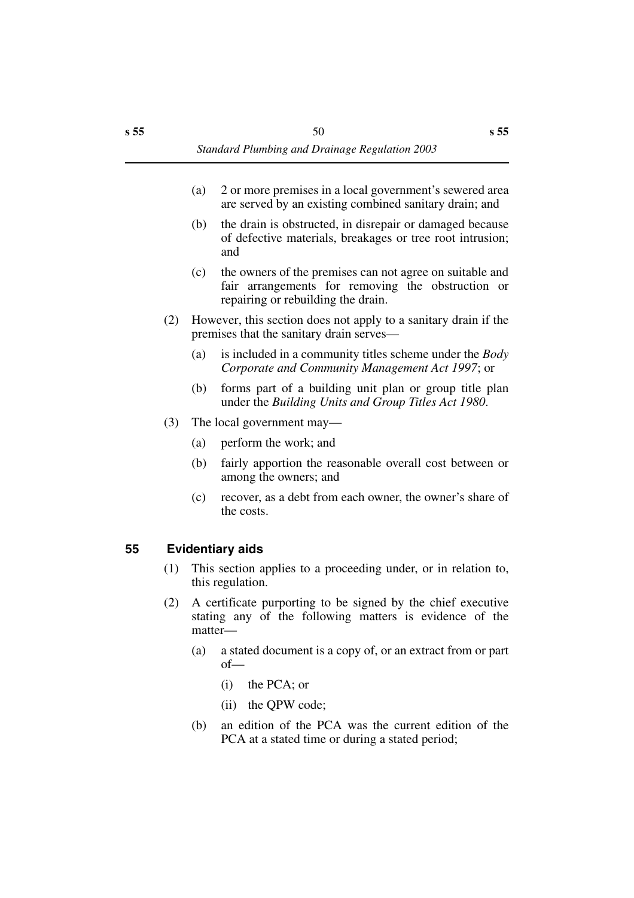(a) 2 or more premises in a local government's sewered area are served by an existing combined sanitary drain; and

(b) the drain is obstructed, in disrepair or damaged because of defective materials, breakages or tree root intrusion; and

(c) the owners of the premises can not agree on suitable and fair arrangements for removing the obstruction or repairing or rebuilding the drain.

(2) However, this section does not apply to a sanitary drain if the premises that the sanitary drain serves—

(a) is included in a community titles scheme under the *Body Corporate and Community Management Act 1997*; or

(b) forms part of a building unit plan or group title plan under the *Building Units and Group Titles Act 1980*.

(3) The local government may—

(a) perform the work; and

(b) fairly apportion the reasonable overall cost between or among the owners; and

(c) recover, as a debt from each owner, the owner's share of the costs.

## 55 Evidentiary aids

(1) This section applies to a proceeding under, or in relation to, this regulation.

(2) A certificate purporting to be signed by the chief executive stating any of the following matters is evidence of the matter—

(a) a stated document is a copy of, or an extract from or part of—

(i) the PCA; or

(ii) the QPW code;

(b) an edition of the PCA was the current edition of the PCA at a stated time or during a stated period;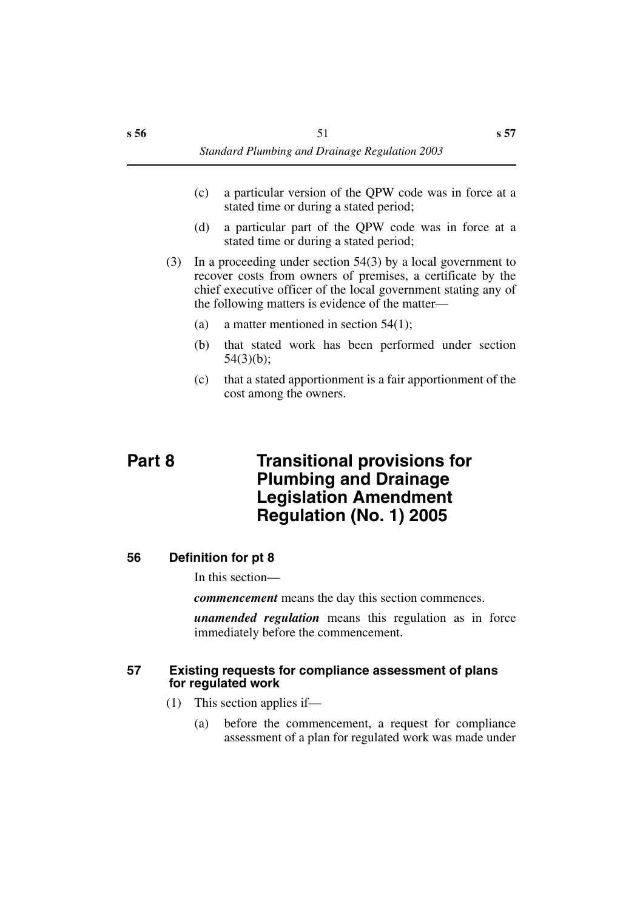(c) a particular version of the QPW code was in force at a stated time or during a stated period;

(d) a particular part of the QPW code was in force at a stated time or during a stated period;

(3) In a proceeding under section 54(3) by a local government to recover costs from owners of premises, a certificate by the chief executive officer of the local government stating any of the following matters is evidence of the matter—

(a) a matter mentioned in section 54(1);

(b) that stated work has been performed under section 54(3)(b);

(c) that a stated apportionment is a fair apportionment of the cost among the owners.

# Part 8 Transitional provisions for Plumbing and Drainage Legislation Amendment Regulation (No. 1) 2005

### 56 Definition for pt 8

In this section—

***commencement*** means the day this section commences.

***unamended regulation*** means this regulation as in force immediately before the commencement.

### 57 Existing requests for compliance assessment of plans for regulated work

(1) This section applies if—

(a) before the commencement, a request for compliance assessment of a plan for regulated work was made under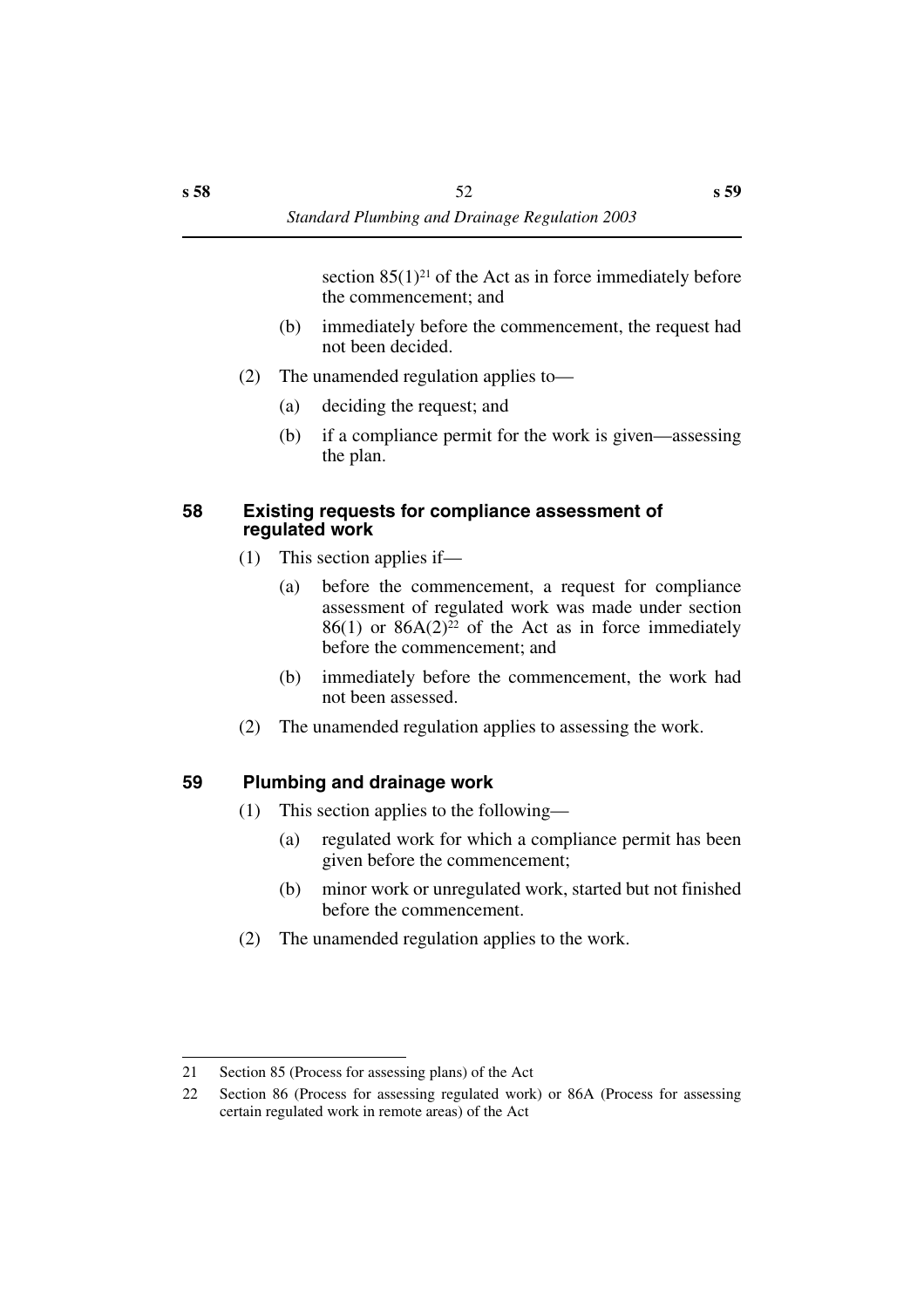section 85(1)[21] of the Act as in force immediately before the commencement; and

(b) immediately before the commencement, the request had not been decided.

(2) The unamended regulation applies to—

(a) deciding the request; and

(b) if a compliance permit for the work is given—assessing the plan.

## 58 Existing requests for compliance assessment of regulated work

(1) This section applies if—

(a) before the commencement, a request for compliance assessment of regulated work was made under section 86(1) or 86A(2)[22] of the Act as in force immediately before the commencement; and

(b) immediately before the commencement, the work had not been assessed.

(2) The unamended regulation applies to assessing the work.

## 59 Plumbing and drainage work

(1) This section applies to the following—

(a) regulated work for which a compliance permit has been given before the commencement;

(b) minor work or unregulated work, started but not finished before the commencement.

(2) The unamended regulation applies to the work.

---

21 Section 85 (Process for assessing plans) of the Act

22 Section 86 (Process for assessing regulated work) or 86A (Process for assessing certain regulated work in remote areas) of the Act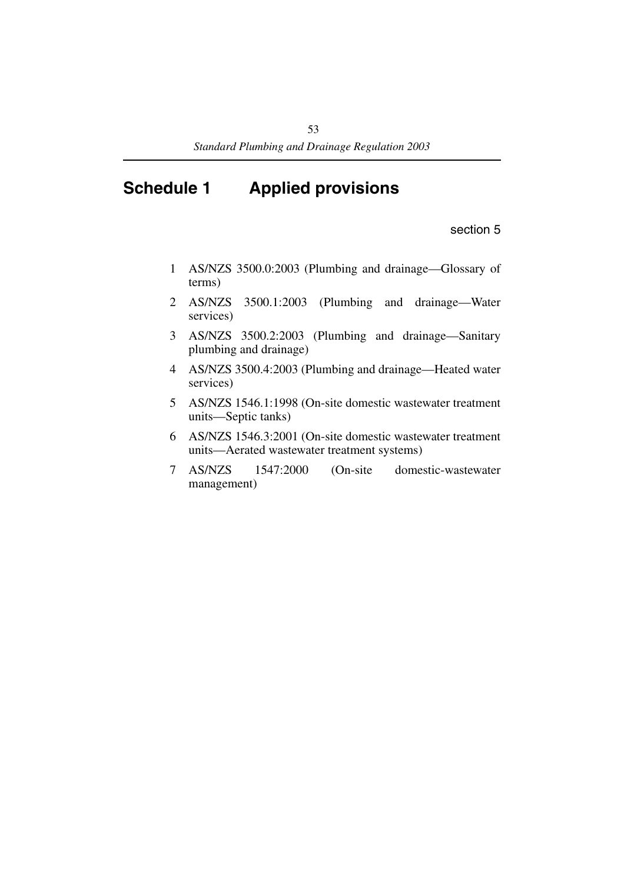# Schedule 1 Applied provisions

section 5

1 AS/NZS 3500.0:2003 (Plumbing and drainage—Glossary of terms)

2 AS/NZS 3500.1:2003 (Plumbing and drainage—Water services)

3 AS/NZS 3500.2:2003 (Plumbing and drainage—Sanitary plumbing and drainage)

4 AS/NZS 3500.4:2003 (Plumbing and drainage—Heated water services)

5 AS/NZS 1546.1:1998 (On-site domestic wastewater treatment units—Septic tanks)

6 AS/NZS 1546.3:2001 (On-site domestic wastewater treatment units—Aerated wastewater treatment systems)

7 AS/NZS 1547:2000 (On-site domestic-wastewater management)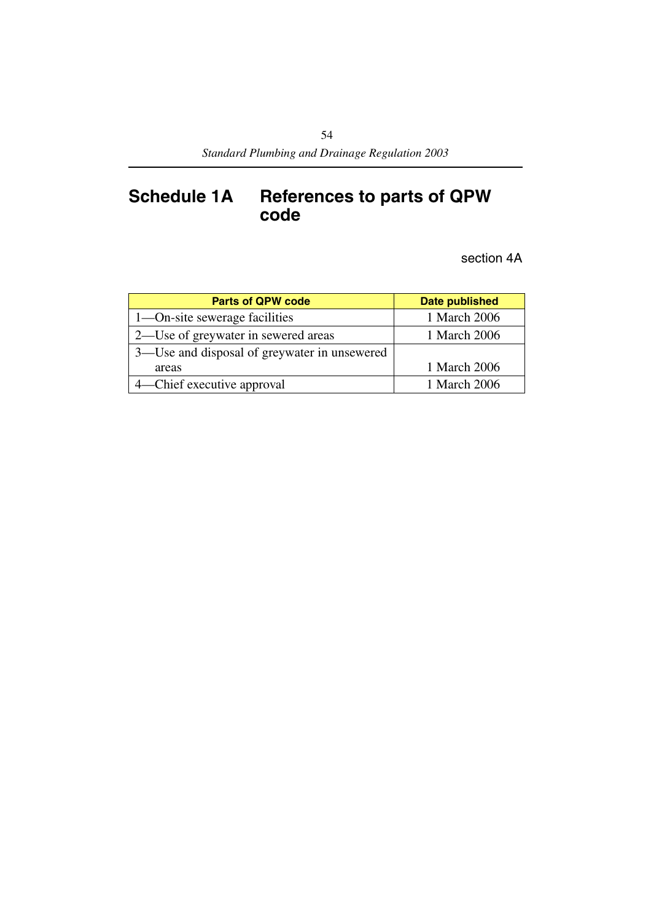# Schedule 1A References to parts of QPW code

section 4A

| Parts of QPW code | Date published |
|---|---|
| 1—On-site sewerage facilities | 1 March 2006 |
| 2—Use of greywater in sewered areas | 1 March 2006 |
| 3—Use and disposal of greywater in unsewered areas | 1 March 2006 |
| 4—Chief executive approval | 1 March 2006 |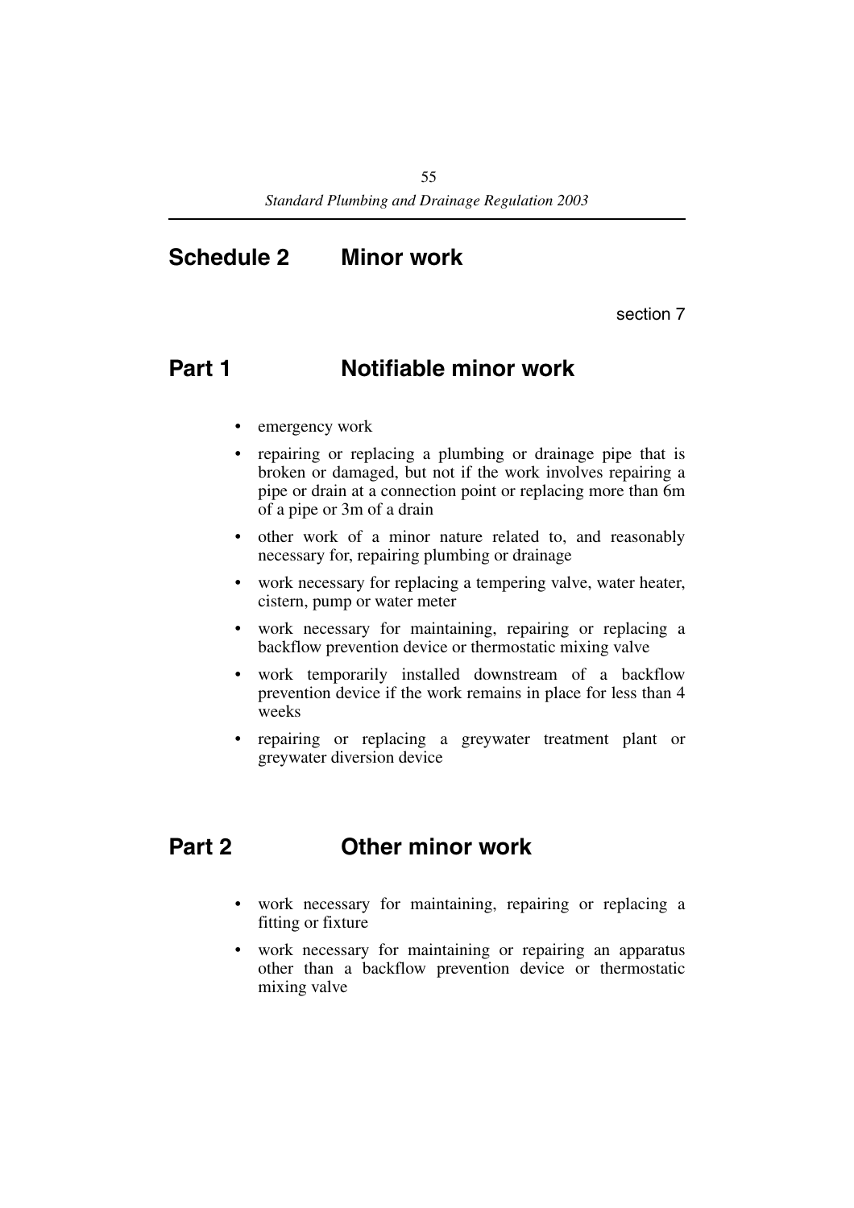# Schedule 2 Minor work

section 7

## Part 1 Notifiable minor work

- emergency work
- repairing or replacing a plumbing or drainage pipe that is broken or damaged, but not if the work involves repairing a pipe or drain at a connection point or replacing more than 6m of a pipe or 3m of a drain
- other work of a minor nature related to, and reasonably necessary for, repairing plumbing or drainage
- work necessary for replacing a tempering valve, water heater, cistern, pump or water meter
- work necessary for maintaining, repairing or replacing a backflow prevention device or thermostatic mixing valve
- work temporarily installed downstream of a backflow prevention device if the work remains in place for less than 4 weeks
- repairing or replacing a greywater treatment plant or greywater diversion device

## Part 2 Other minor work

- work necessary for maintaining, repairing or replacing a fitting or fixture
- work necessary for maintaining or repairing an apparatus other than a backflow prevention device or thermostatic mixing valve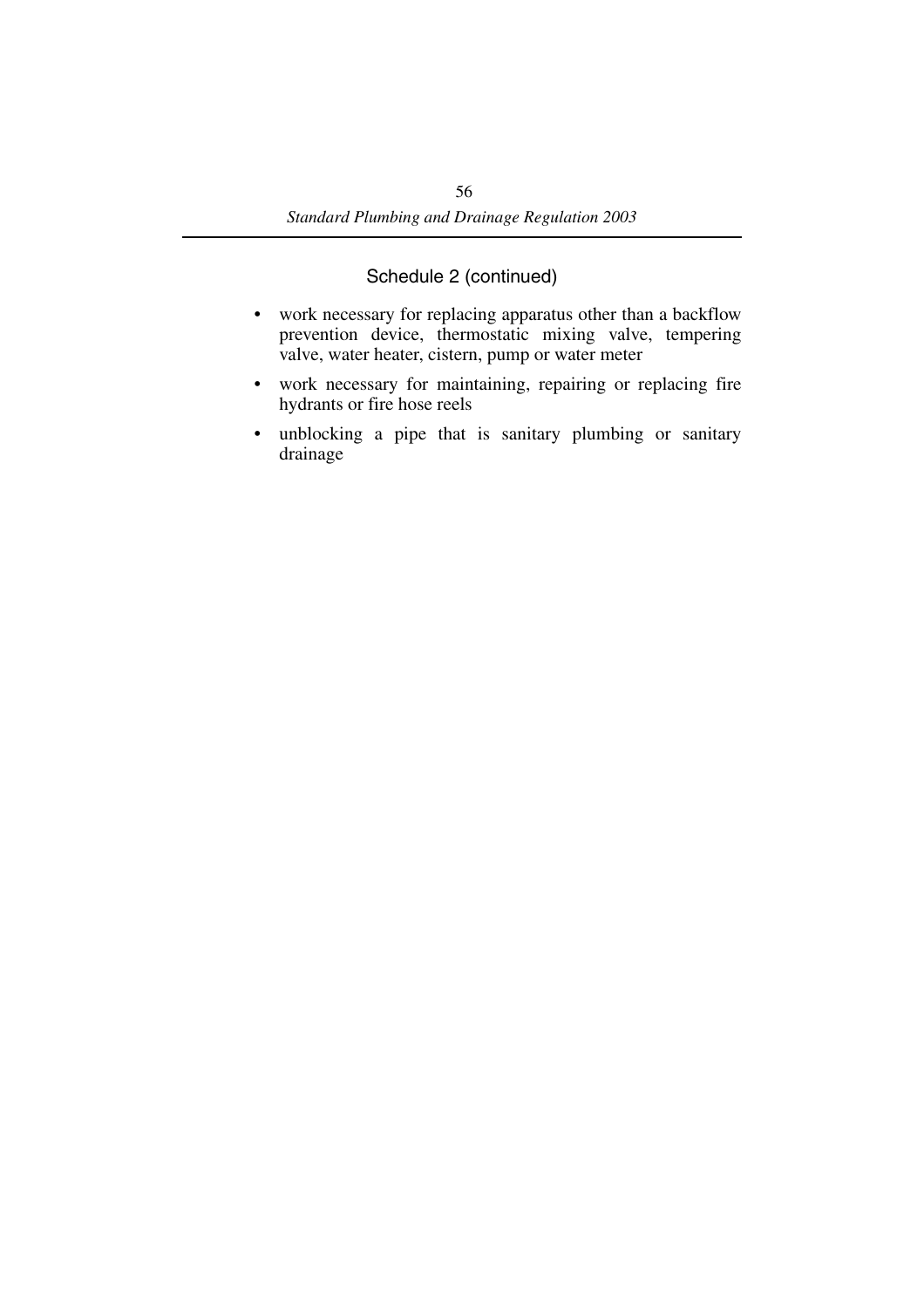Schedule 2 (continued)

- work necessary for replacing apparatus other than a backflow prevention device, thermostatic mixing valve, tempering valve, water heater, cistern, pump or water meter
- work necessary for maintaining, repairing or replacing fire hydrants or fire hose reels
- unblocking a pipe that is sanitary plumbing or sanitary drainage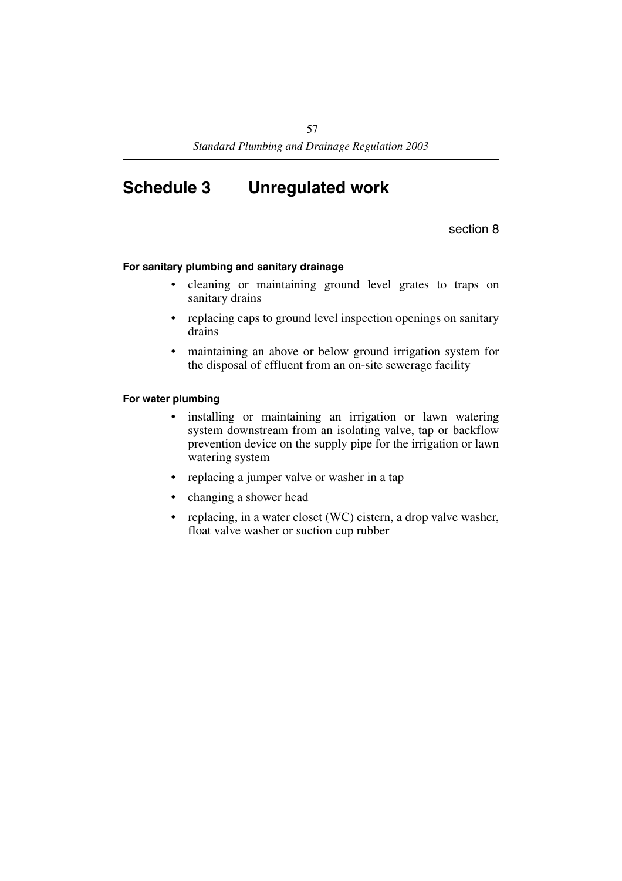# Schedule 3 Unregulated work

section 8

**For sanitary plumbing and sanitary drainage**

- cleaning or maintaining ground level grates to traps on sanitary drains
- replacing caps to ground level inspection openings on sanitary drains
- maintaining an above or below ground irrigation system for the disposal of effluent from an on-site sewerage facility

**For water plumbing**

- installing or maintaining an irrigation or lawn watering system downstream from an isolating valve, tap or backflow prevention device on the supply pipe for the irrigation or lawn watering system
- replacing a jumper valve or washer in a tap
- changing a shower head
- replacing, in a water closet (WC) cistern, a drop valve washer, float valve washer or suction cup rubber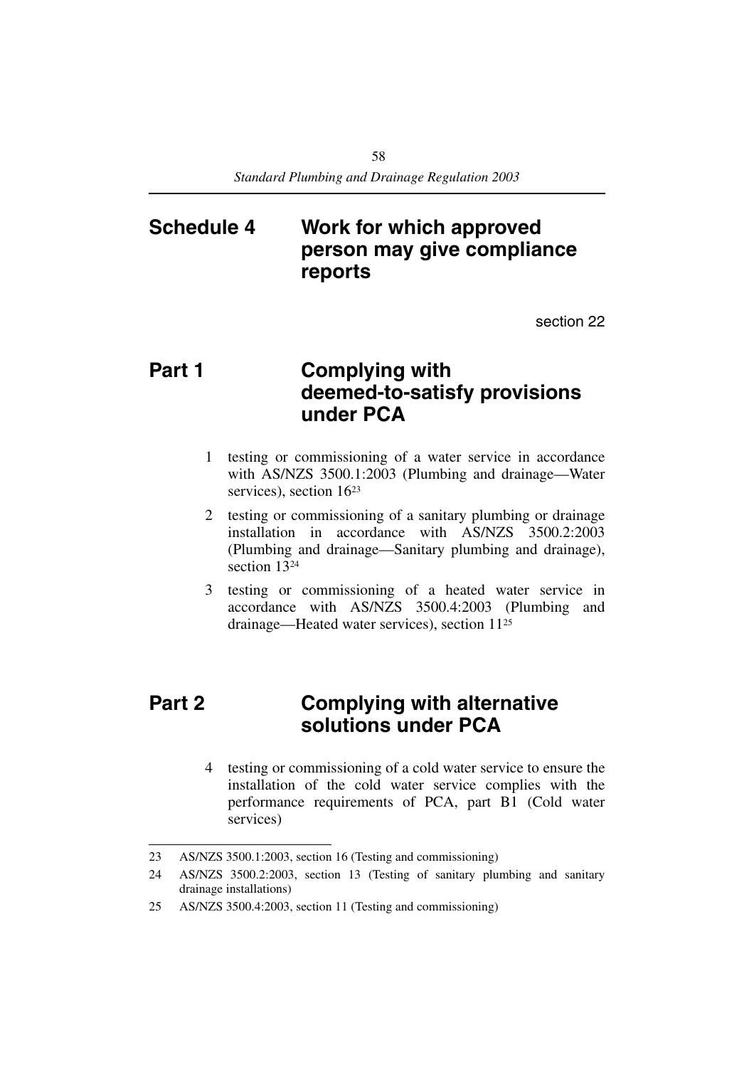# Schedule 4 Work for which approved person may give compliance reports

section 22

## Part 1 Complying with deemed-to-satisfy provisions under PCA

1 testing or commissioning of a water service in accordance with AS/NZS 3500.1:2003 (Plumbing and drainage—Water services), section 16[23]

2 testing or commissioning of a sanitary plumbing or drainage installation in accordance with AS/NZS 3500.2:2003 (Plumbing and drainage—Sanitary plumbing and drainage), section 13[24]

3 testing or commissioning of a heated water service in accordance with AS/NZS 3500.4:2003 (Plumbing and drainage—Heated water services), section 11[25]

## Part 2 Complying with alternative solutions under PCA

4 testing or commissioning of a cold water service to ensure the installation of the cold water service complies with the performance requirements of PCA, part B1 (Cold water services)

---

23 AS/NZS 3500.1:2003, section 16 (Testing and commissioning)

24 AS/NZS 3500.2:2003, section 13 (Testing of sanitary plumbing and sanitary drainage installations)

25 AS/NZS 3500.4:2003, section 11 (Testing and commissioning)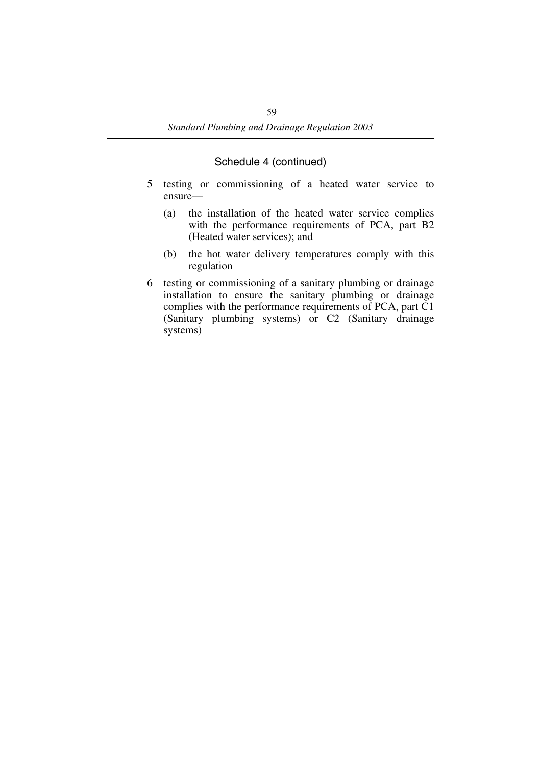## Schedule 4 (continued)

5 testing or commissioning of a heated water service to ensure—

   (a) the installation of the heated water service complies with the performance requirements of PCA, part B2 (Heated water services); and

   (b) the hot water delivery temperatures comply with this regulation

6 testing or commissioning of a sanitary plumbing or drainage installation to ensure the sanitary plumbing or drainage complies with the performance requirements of PCA, part C1 (Sanitary plumbing systems) or C2 (Sanitary drainage systems)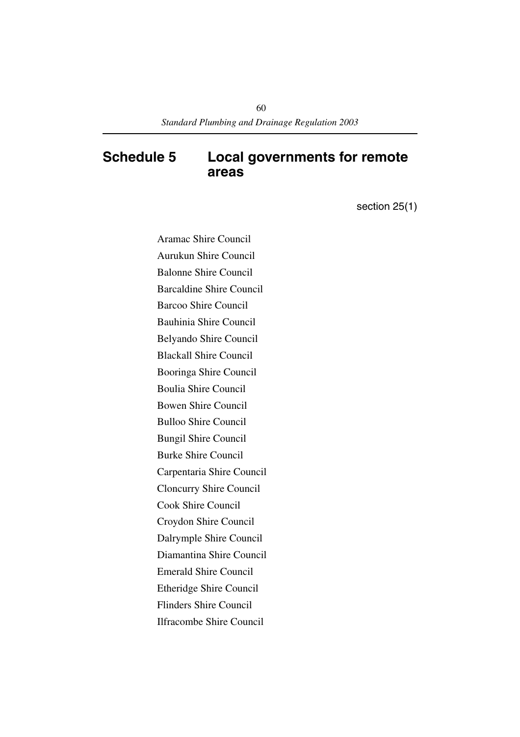# Schedule 5 Local governments for remote areas

section 25(1)

Aramac Shire Council

Aurukun Shire Council

Balonne Shire Council

Barcaldine Shire Council

Barcoo Shire Council

Bauhinia Shire Council

Belyando Shire Council

Blackall Shire Council

Booringa Shire Council

Boulia Shire Council

Bowen Shire Council

Bulloo Shire Council

Bungil Shire Council

Burke Shire Council

Carpentaria Shire Council

Cloncurry Shire Council

Cook Shire Council

Croydon Shire Council

Dalrymple Shire Council

Diamantina Shire Council

Emerald Shire Council

Etheridge Shire Council

Flinders Shire Council

Ilfracombe Shire Council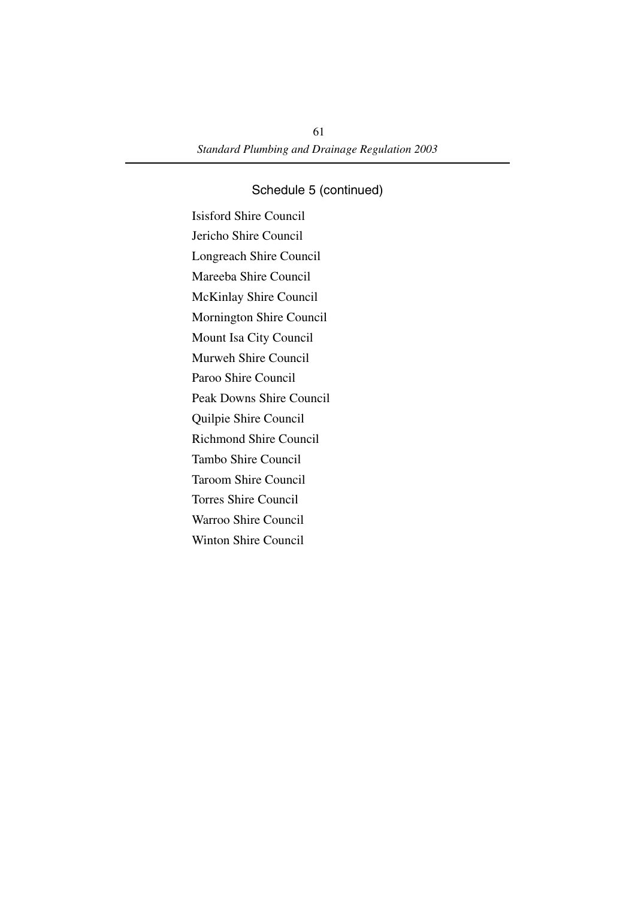## Schedule 5 (continued)

Isisford Shire Council

Jericho Shire Council

Longreach Shire Council

Mareeba Shire Council

McKinlay Shire Council

Mornington Shire Council

Mount Isa City Council

Murweh Shire Council

Paroo Shire Council

Peak Downs Shire Council

Quilpie Shire Council

Richmond Shire Council

Tambo Shire Council

Taroom Shire Council

Torres Shire Council

Warroo Shire Council

Winton Shire Council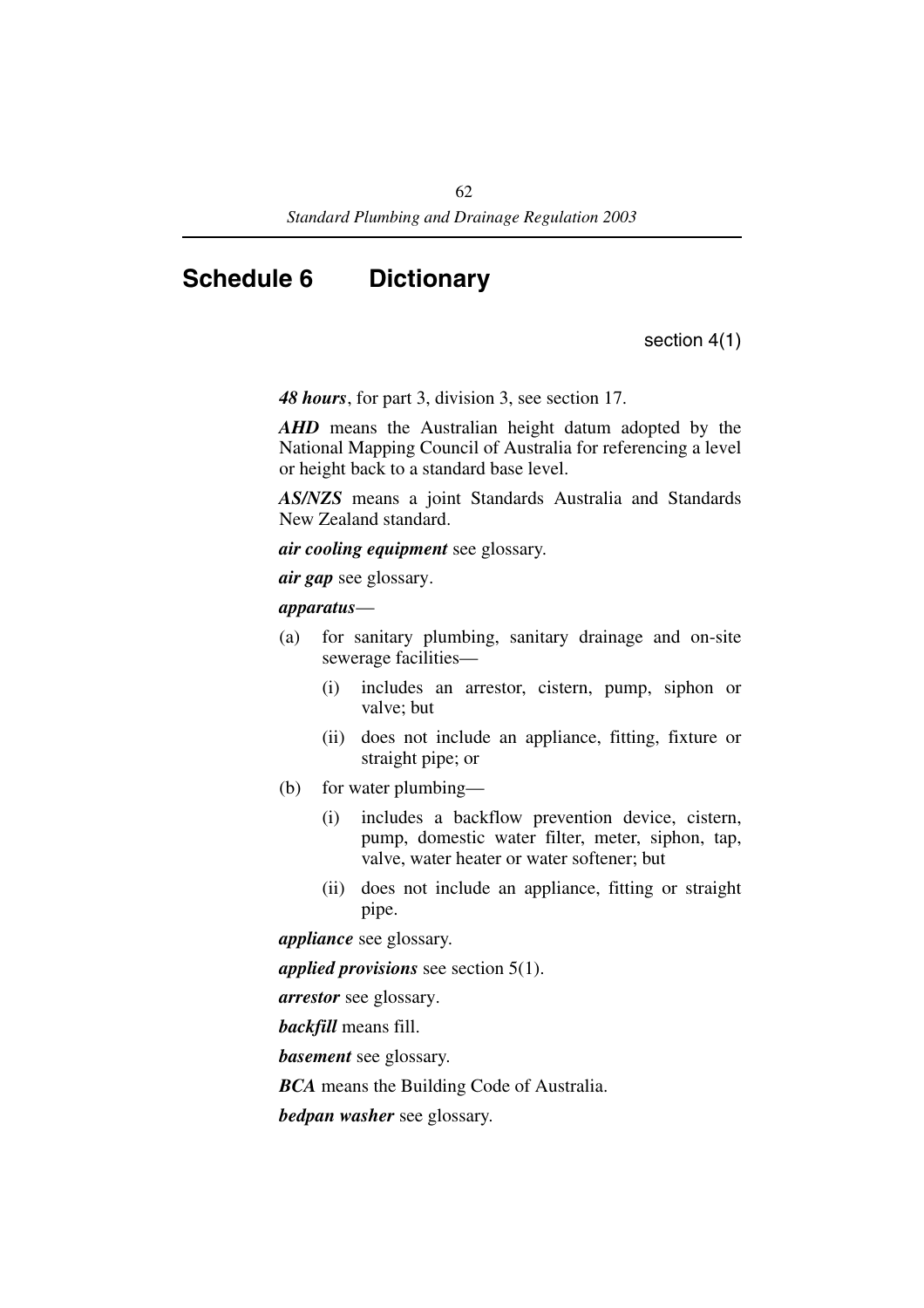# Schedule 6 Dictionary

section 4(1)

***48 hours***, for part 3, division 3, see section 17.

***AHD*** means the Australian height datum adopted by the National Mapping Council of Australia for referencing a level or height back to a standard base level.

***AS/NZS*** means a joint Standards Australia and Standards New Zealand standard.

***air cooling equipment*** see glossary.

***air gap*** see glossary.

***apparatus***—

(a) for sanitary plumbing, sanitary drainage and on-site sewerage facilities—

  (i) includes an arrestor, cistern, pump, siphon or valve; but

  (ii) does not include an appliance, fitting, fixture or straight pipe; or

(b) for water plumbing—

  (i) includes a backflow prevention device, cistern, pump, domestic water filter, meter, siphon, tap, valve, water heater or water softener; but

  (ii) does not include an appliance, fitting or straight pipe.

***appliance*** see glossary.

***applied provisions*** see section 5(1).

***arrestor*** see glossary.

***backfill*** means fill.

***basement*** see glossary.

***BCA*** means the Building Code of Australia.

***bedpan washer*** see glossary.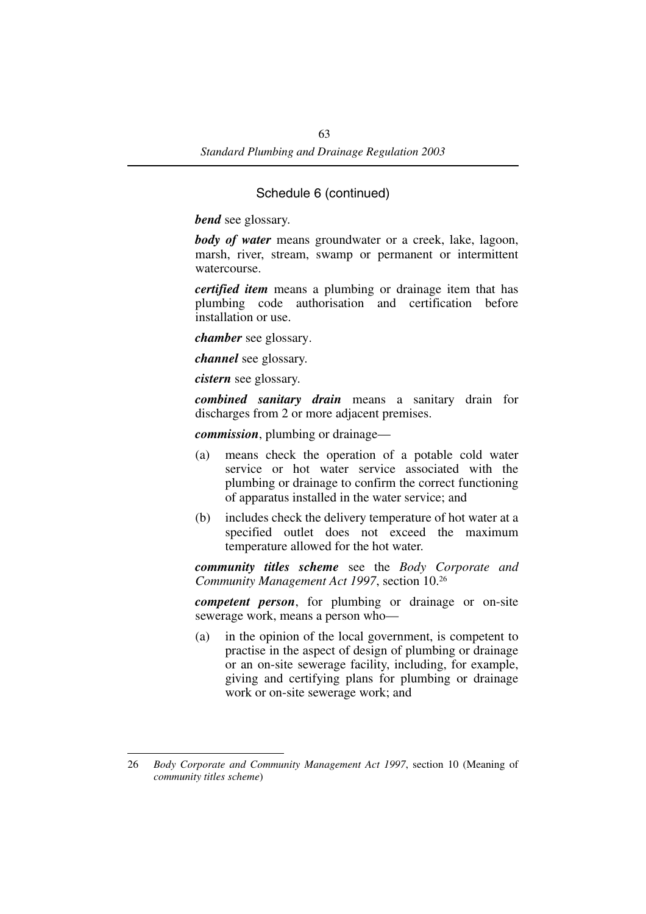Schedule 6 (continued)

***bend*** see glossary.

***body of water*** means groundwater or a creek, lake, lagoon, marsh, river, stream, swamp or permanent or intermittent watercourse.

***certified item*** means a plumbing or drainage item that has plumbing code authorisation and certification before installation or use.

***chamber*** see glossary.

***channel*** see glossary.

***cistern*** see glossary.

***combined sanitary drain*** means a sanitary drain for discharges from 2 or more adjacent premises.

***commission***, plumbing or drainage—

(a) means check the operation of a potable cold water service or hot water service associated with the plumbing or drainage to confirm the correct functioning of apparatus installed in the water service; and

(b) includes check the delivery temperature of hot water at a specified outlet does not exceed the maximum temperature allowed for the hot water.

***community titles scheme*** see the *Body Corporate and Community Management Act 1997*, section 10.[26]

***competent person***, for plumbing or drainage or on-site sewerage work, means a person who—

(a) in the opinion of the local government, is competent to practise in the aspect of design of plumbing or drainage or an on-site sewerage facility, including, for example, giving and certifying plans for plumbing or drainage work or on-site sewerage work; and

---

26 *Body Corporate and Community Management Act 1997*, section 10 (Meaning of *community titles scheme*)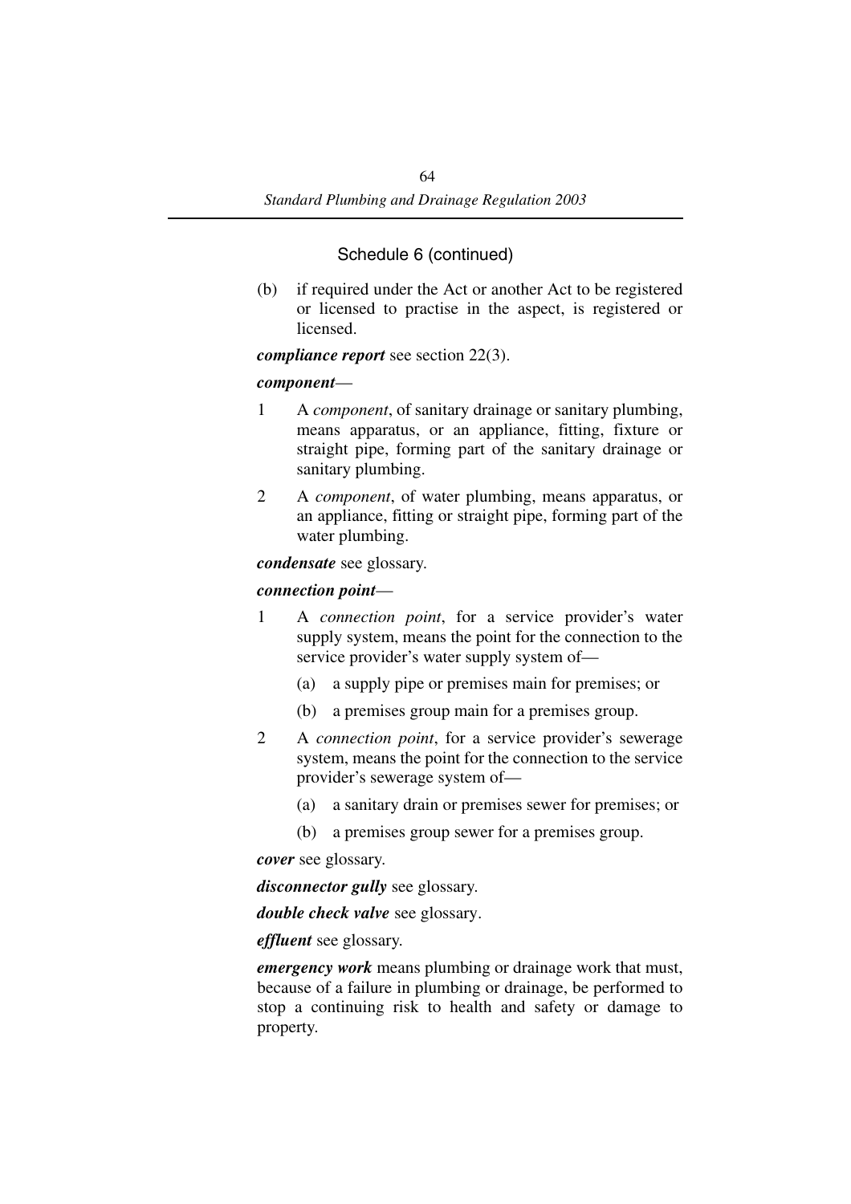Schedule 6 (continued)

(b) if required under the Act or another Act to be registered or licensed to practise in the aspect, is registered or licensed.

***compliance report*** see section 22(3).

***component***—

1 A *component*, of sanitary drainage or sanitary plumbing, means apparatus, or an appliance, fitting, fixture or straight pipe, forming part of the sanitary drainage or sanitary plumbing.

2 A *component*, of water plumbing, means apparatus, or an appliance, fitting or straight pipe, forming part of the water plumbing.

***condensate*** see glossary.

***connection point***—

1 A *connection point*, for a service provider's water supply system, means the point for the connection to the service provider's water supply system of—

   (a) a supply pipe or premises main for premises; or

   (b) a premises group main for a premises group.

2 A *connection point*, for a service provider's sewerage system, means the point for the connection to the service provider's sewerage system of—

   (a) a sanitary drain or premises sewer for premises; or

   (b) a premises group sewer for a premises group.

***cover*** see glossary.

***disconnector gully*** see glossary.

***double check valve*** see glossary.

***effluent*** see glossary.

***emergency work*** means plumbing or drainage work that must, because of a failure in plumbing or drainage, be performed to stop a continuing risk to health and safety or damage to property.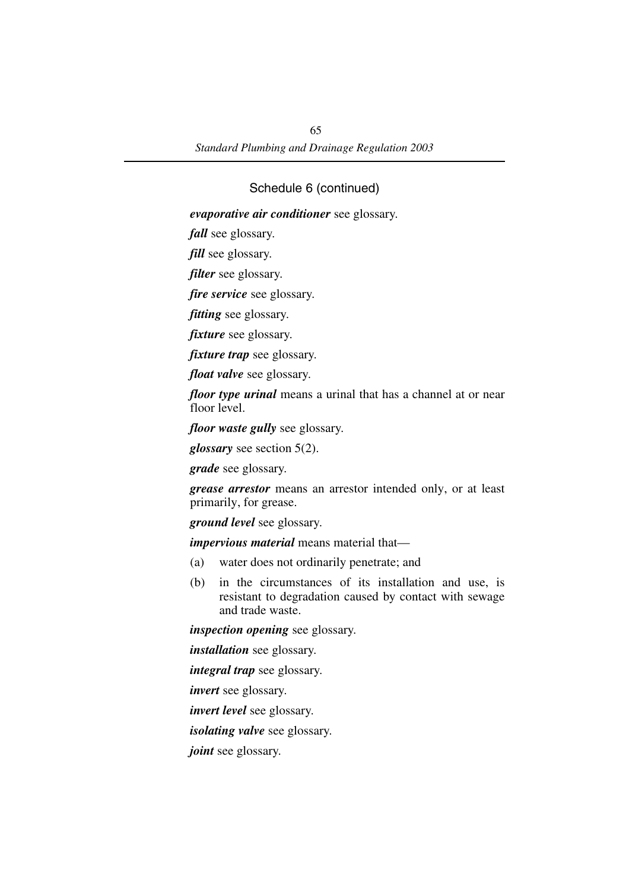Schedule 6 (continued)

***evaporative air conditioner*** see glossary.

***fall*** see glossary.

***fill*** see glossary.

***filter*** see glossary.

***fire service*** see glossary.

***fitting*** see glossary.

***fixture*** see glossary.

***fixture trap*** see glossary.

***float valve*** see glossary.

***floor type urinal*** means a urinal that has a channel at or near floor level.

***floor waste gully*** see glossary.

***glossary*** see section 5(2).

***grade*** see glossary.

***grease arrestor*** means an arrestor intended only, or at least primarily, for grease.

***ground level*** see glossary.

***impervious material*** means material that—

(a) water does not ordinarily penetrate; and

(b) in the circumstances of its installation and use, is resistant to degradation caused by contact with sewage and trade waste.

***inspection opening*** see glossary.

***installation*** see glossary.

***integral trap*** see glossary.

***invert*** see glossary.

***invert level*** see glossary.

***isolating valve*** see glossary.

***joint*** see glossary.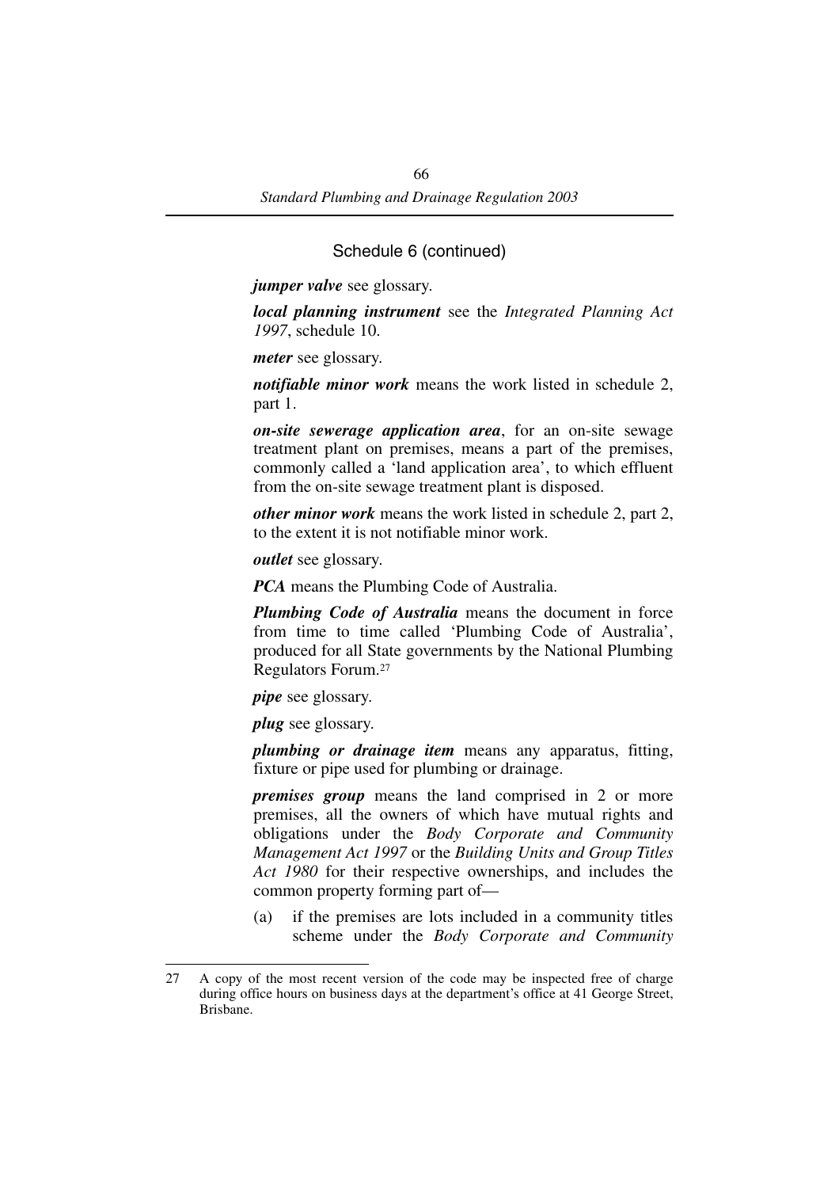Schedule 6 (continued)

***jumper valve*** see glossary.

***local planning instrument*** see the *Integrated Planning Act 1997*, schedule 10.

***meter*** see glossary.

***notifiable minor work*** means the work listed in schedule 2, part 1.

***on-site sewerage application area***, for an on-site sewage treatment plant on premises, means a part of the premises, commonly called a 'land application area', to which effluent from the on-site sewage treatment plant is disposed.

***other minor work*** means the work listed in schedule 2, part 2, to the extent it is not notifiable minor work.

***outlet*** see glossary.

***PCA*** means the Plumbing Code of Australia.

***Plumbing Code of Australia*** means the document in force from time to time called 'Plumbing Code of Australia', produced for all State governments by the National Plumbing Regulators Forum.[27]

***pipe*** see glossary.

***plug*** see glossary.

***plumbing or drainage item*** means any apparatus, fitting, fixture or pipe used for plumbing or drainage.

***premises group*** means the land comprised in 2 or more premises, all the owners of which have mutual rights and obligations under the *Body Corporate and Community Management Act 1997* or the *Building Units and Group Titles Act 1980* for their respective ownerships, and includes the common property forming part of—

(a) if the premises are lots included in a community titles scheme under the *Body Corporate and Community*

---

27 A copy of the most recent version of the code may be inspected free of charge during office hours on business days at the department's office at 41 George Street, Brisbane.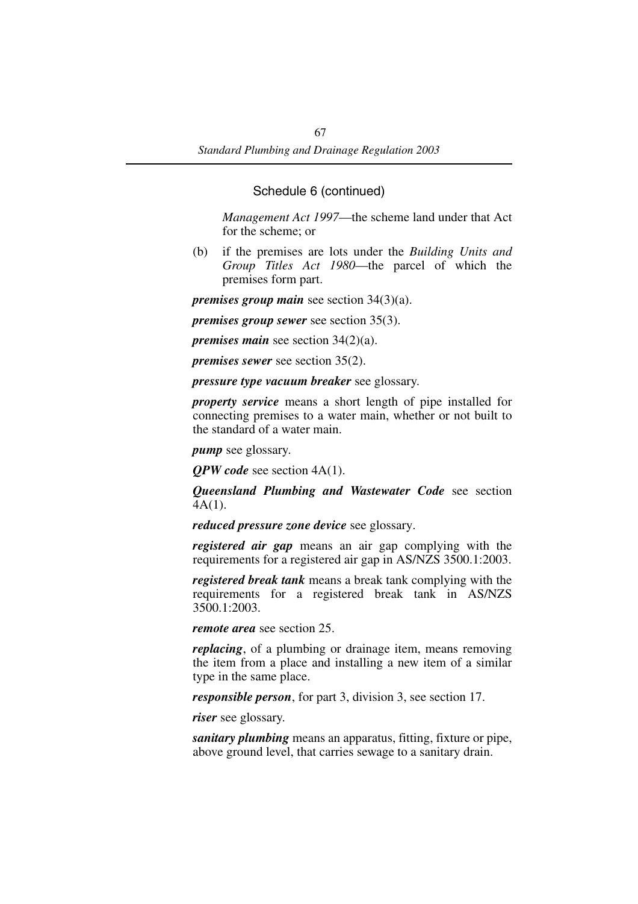Schedule 6 (continued)

*Management Act 1997*—the scheme land under that Act for the scheme; or

(b) if the premises are lots under the *Building Units and Group Titles Act 1980*—the parcel of which the premises form part.

***premises group main*** see section 34(3)(a).

***premises group sewer*** see section 35(3).

***premises main*** see section 34(2)(a).

***premises sewer*** see section 35(2).

***pressure type vacuum breaker*** see glossary.

***property service*** means a short length of pipe installed for connecting premises to a water main, whether or not built to the standard of a water main.

***pump*** see glossary.

***QPW code*** see section 4A(1).

***Queensland Plumbing and Wastewater Code*** see section 4A(1).

***reduced pressure zone device*** see glossary.

***registered air gap*** means an air gap complying with the requirements for a registered air gap in AS/NZS 3500.1:2003.

***registered break tank*** means a break tank complying with the requirements for a registered break tank in AS/NZS 3500.1:2003.

***remote area*** see section 25.

***replacing***, of a plumbing or drainage item, means removing the item from a place and installing a new item of a similar type in the same place.

***responsible person***, for part 3, division 3, see section 17.

***riser*** see glossary.

***sanitary plumbing*** means an apparatus, fitting, fixture or pipe, above ground level, that carries sewage to a sanitary drain.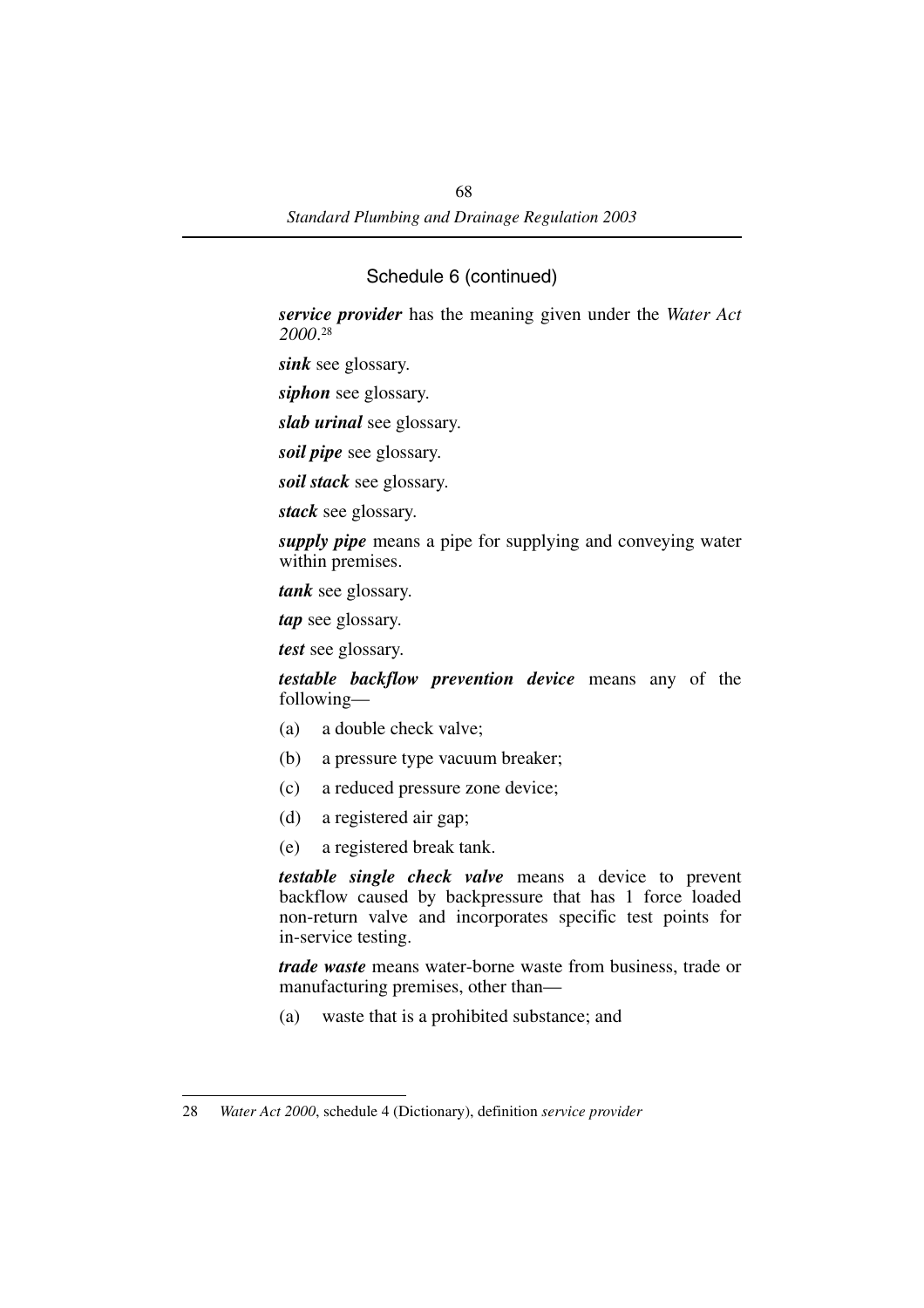Schedule 6 (continued)

***service provider*** has the meaning given under the *Water Act 2000*.[28]

***sink*** see glossary.

***siphon*** see glossary.

***slab urinal*** see glossary.

***soil pipe*** see glossary.

***soil stack*** see glossary.

***stack*** see glossary.

***supply pipe*** means a pipe for supplying and conveying water within premises.

***tank*** see glossary.

***tap*** see glossary.

***test*** see glossary.

***testable backflow prevention device*** means any of the following—

(a) a double check valve;

(b) a pressure type vacuum breaker;

(c) a reduced pressure zone device;

(d) a registered air gap;

(e) a registered break tank.

***testable single check valve*** means a device to prevent backflow caused by backpressure that has 1 force loaded non-return valve and incorporates specific test points for in-service testing.

***trade waste*** means water-borne waste from business, trade or manufacturing premises, other than—

(a) waste that is a prohibited substance; and

---

28 *Water Act 2000*, schedule 4 (Dictionary), definition *service provider*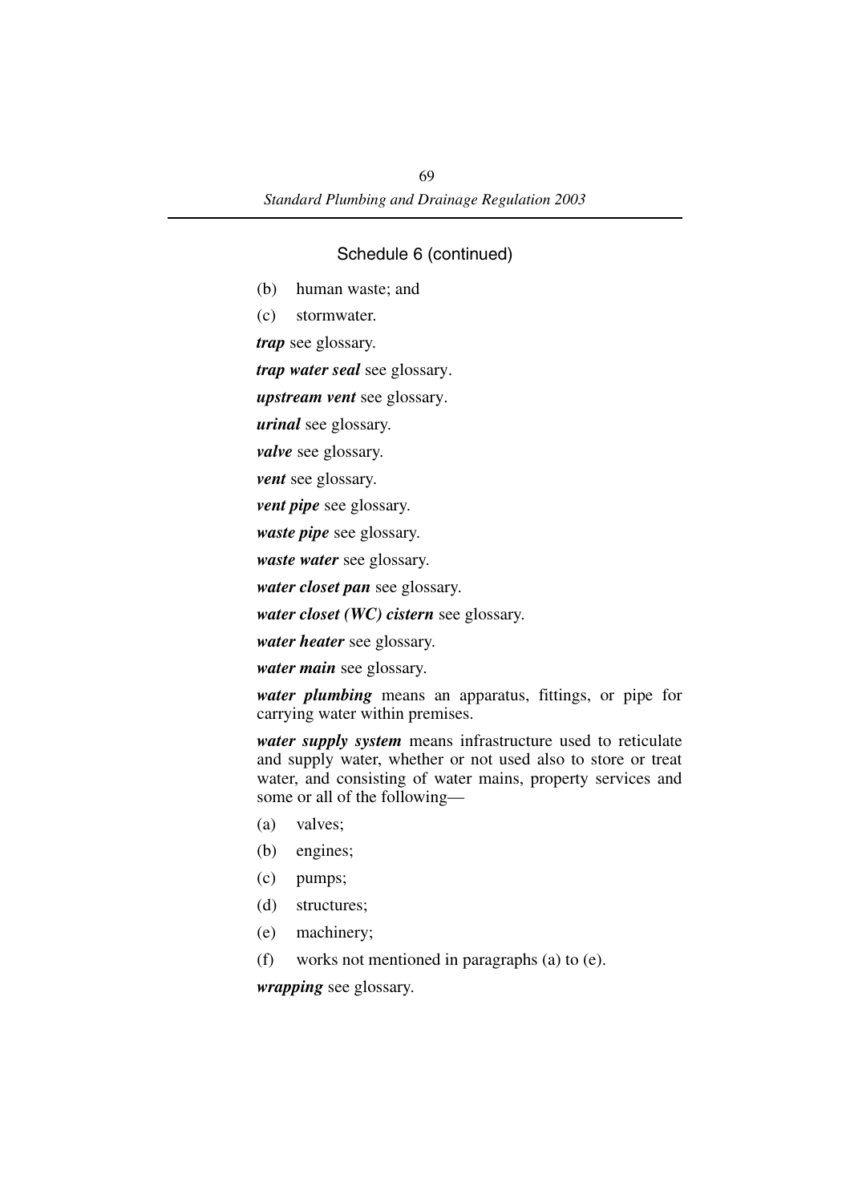Schedule 6 (continued)

(b) human waste; and

(c) stormwater.

***trap*** see glossary.

***trap water seal*** see glossary.

***upstream vent*** see glossary.

***urinal*** see glossary.

***valve*** see glossary.

***vent*** see glossary.

***vent pipe*** see glossary.

***waste pipe*** see glossary.

***waste water*** see glossary.

***water closet pan*** see glossary.

***water closet (WC) cistern*** see glossary.

***water heater*** see glossary.

***water main*** see glossary.

***water plumbing*** means an apparatus, fittings, or pipe for carrying water within premises.

***water supply system*** means infrastructure used to reticulate and supply water, whether or not used also to store or treat water, and consisting of water mains, property services and some or all of the following—

(a) valves;

(b) engines;

(c) pumps;

(d) structures;

(e) machinery;

(f) works not mentioned in paragraphs (a) to (e).

***wrapping*** see glossary.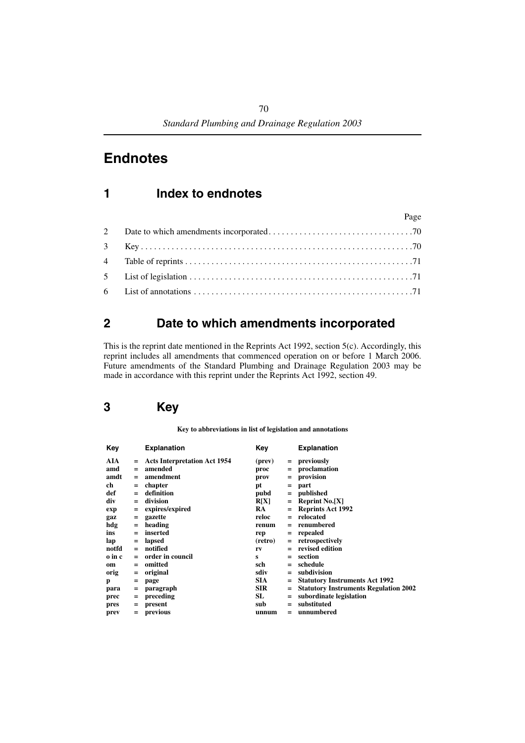# Endnotes

## 1 Index to endnotes

| | | Page |
|---|---|---|
| 2 | Date to which amendments incorporated | 70 |
| 3 | Key | 70 |
| 4 | Table of reprints | 71 |
| 5 | List of legislation | 71 |
| 6 | List of annotations | 71 |

## 2 Date to which amendments incorporated

This is the reprint date mentioned in the Reprints Act 1992, section 5(c). Accordingly, this reprint includes all amendments that commenced operation on or before 1 March 2006. Future amendments of the Standard Plumbing and Drainage Regulation 2003 may be made in accordance with this reprint under the Reprints Act 1992, section 49.

## 3 Key

**Key to abbreviations in list of legislation and annotations**

| Key | | Explanation | Key | | Explanation |
|---|---|---|---|---|---|
| **AIA** | = | **Acts Interpretation Act 1954** | **(prev)** | = | **previously** |
| **amd** | = | **amended** | **proc** | = | **proclamation** |
| **amdt** | = | **amendment** | **prov** | = | **provision** |
| **ch** | = | **chapter** | **pt** | = | **part** |
| **def** | = | **definition** | **pubd** | = | **published** |
| **div** | = | **division** | **R[X]** | = | **Reprint No.[X]** |
| **exp** | = | **expires/expired** | **RA** | = | **Reprints Act 1992** |
| **gaz** | = | **gazette** | **reloc** | = | **relocated** |
| **hdg** | = | **heading** | **renum** | = | **renumbered** |
| **ins** | = | **inserted** | **rep** | = | **repealed** |
| **lap** | = | **lapsed** | **(retro)** | = | **retrospectively** |
| **notfd** | = | **notified** | **rv** | = | **revised edition** |
| **o in c** | = | **order in council** | **s** | = | **section** |
| **om** | = | **omitted** | **sch** | = | **schedule** |
| **orig** | = | **original** | **sdiv** | = | **subdivision** |
| **p** | = | **page** | **SIA** | = | **Statutory Instruments Act 1992** |
| **para** | = | **paragraph** | **SIR** | = | **Statutory Instruments Regulation 2002** |
| **prec** | = | **preceding** | **SL** | = | **subordinate legislation** |
| **pres** | = | **present** | **sub** | = | **substituted** |
| **prev** | = | **previous** | **unnum** | = | **unnumbered** |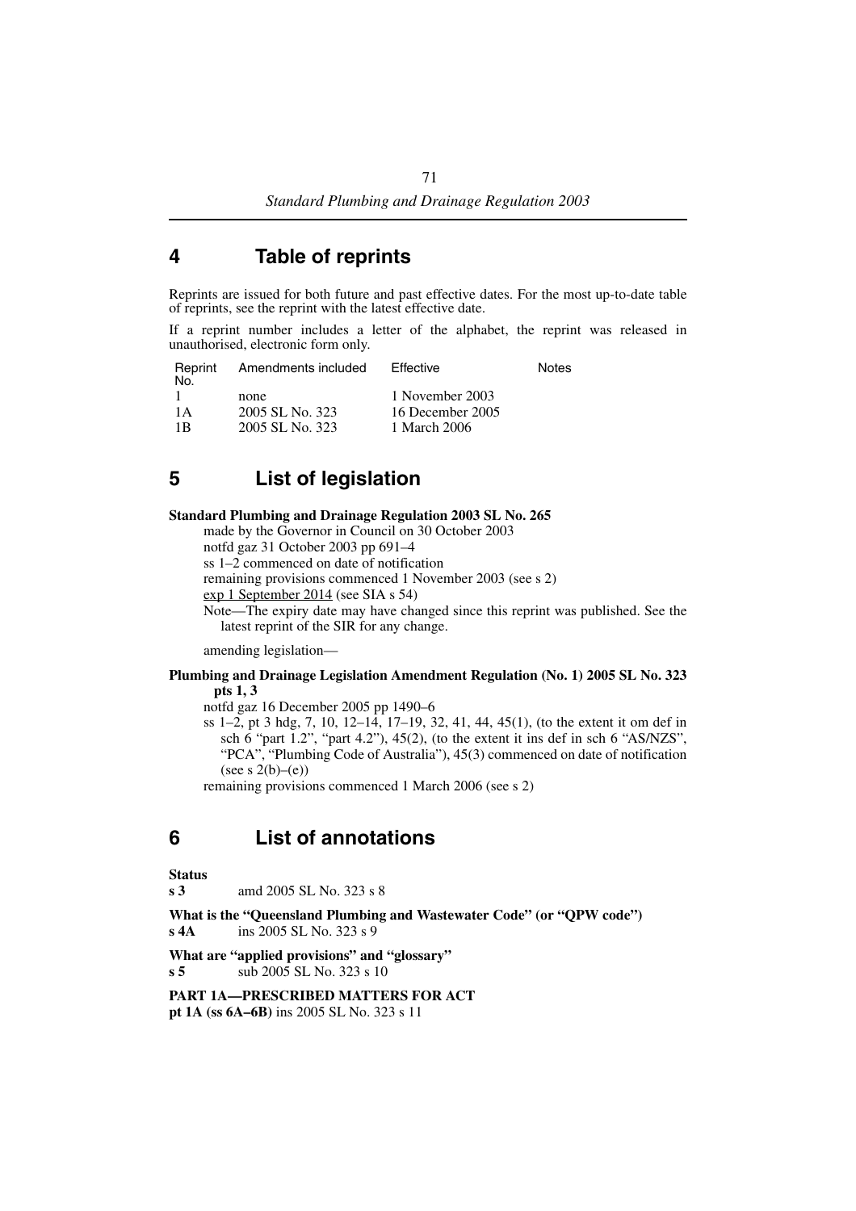## 4 Table of reprints

Reprints are issued for both future and past effective dates. For the most up-to-date table of reprints, see the reprint with the latest effective date.

If a reprint number includes a letter of the alphabet, the reprint was released in unauthorised, electronic form only.

| Reprint No. | Amendments included | Effective | Notes |
|---|---|---|---|
| 1 | none | 1 November 2003 | |
| 1A | 2005 SL No. 323 | 16 December 2005 | |
| 1B | 2005 SL No. 323 | 1 March 2006 | |

## 5 List of legislation

**Standard Plumbing and Drainage Regulation 2003 SL No. 265**

made by the Governor in Council on 30 October 2003
notfd gaz 31 October 2003 pp 691–4
ss 1–2 commenced on date of notification
remaining provisions commenced 1 November 2003 (see s 2)
exp 1 September 2014 (see SIA s 54)
Note—The expiry date may have changed since this reprint was published. See the latest reprint of the SIR for any change.

amending legislation—

**Plumbing and Drainage Legislation Amendment Regulation (No. 1) 2005 SL No. 323 pts 1, 3**

notfd gaz 16 December 2005 pp 1490–6
ss 1–2, pt 3 hdg, 7, 10, 12–14, 17–19, 32, 41, 44, 45(1), (to the extent it om def in sch 6 "part 1.2", "part 4.2"), 45(2), (to the extent it ins def in sch 6 "AS/NZS", "PCA", "Plumbing Code of Australia"), 45(3) commenced on date of notification (see s 2(b)–(e))
remaining provisions commenced 1 March 2006 (see s 2)

## 6 List of annotations

**Status**
**s 3** amd 2005 SL No. 323 s 8

**What is the "Queensland Plumbing and Wastewater Code" (or "QPW code")**
**s 4A** ins 2005 SL No. 323 s 9

**What are "applied provisions" and "glossary"**
**s 5** sub 2005 SL No. 323 s 10

**PART 1A—PRESCRIBED MATTERS FOR ACT**
**pt 1A (ss 6A–6B)** ins 2005 SL No. 323 s 11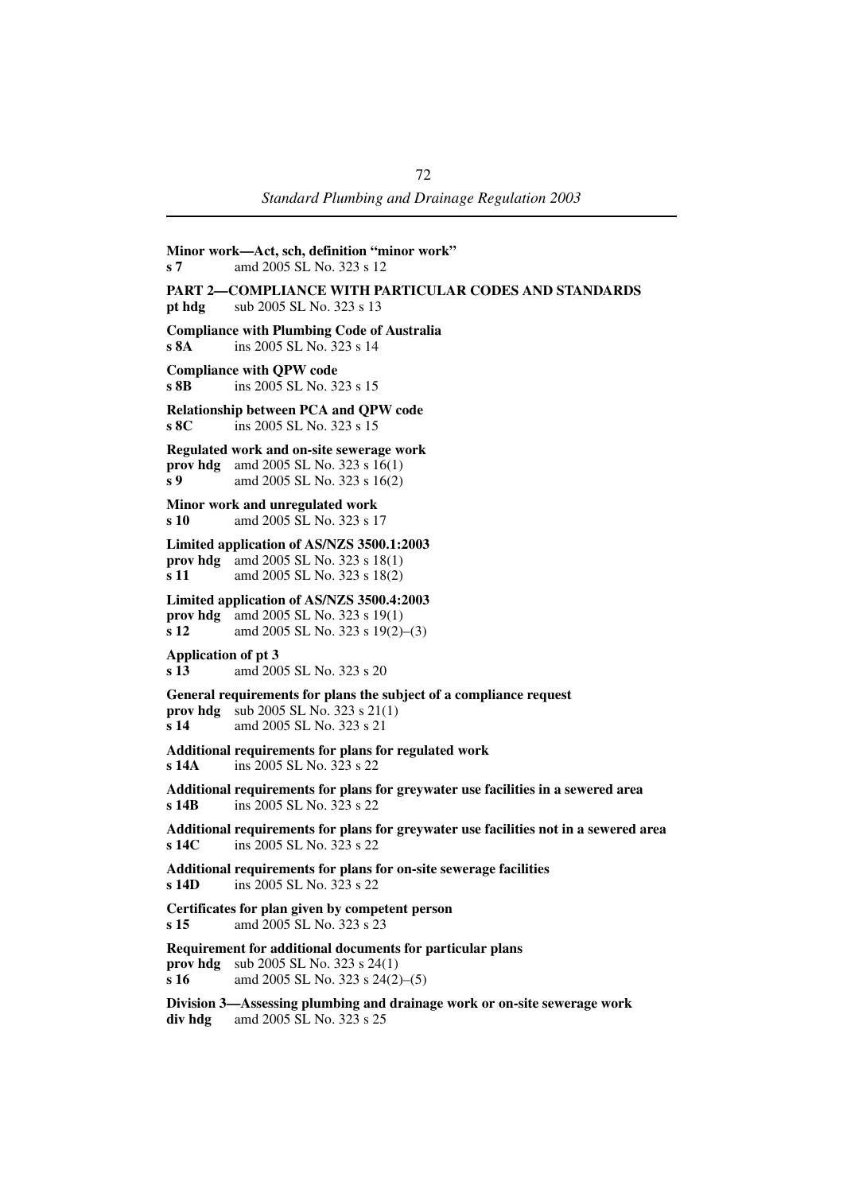**Minor work—Act, sch, definition "minor work"**
**s 7** amd 2005 SL No. 323 s 12

**PART 2—COMPLIANCE WITH PARTICULAR CODES AND STANDARDS**
**pt hdg** sub 2005 SL No. 323 s 13

**Compliance with Plumbing Code of Australia**
**s 8A** ins 2005 SL No. 323 s 14

**Compliance with QPW code**
**s 8B** ins 2005 SL No. 323 s 15

**Relationship between PCA and QPW code**
**s 8C** ins 2005 SL No. 323 s 15

**Regulated work and on-site sewerage work**
**prov hdg** amd 2005 SL No. 323 s 16(1)
**s 9** amd 2005 SL No. 323 s 16(2)

**Minor work and unregulated work**
**s 10** amd 2005 SL No. 323 s 17

**Limited application of AS/NZS 3500.1:2003**
**prov hdg** amd 2005 SL No. 323 s 18(1)
**s 11** amd 2005 SL No. 323 s 18(2)

**Limited application of AS/NZS 3500.4:2003**
**prov hdg** amd 2005 SL No. 323 s 19(1)
**s 12** amd 2005 SL No. 323 s 19(2)–(3)

**Application of pt 3**
**s 13** amd 2005 SL No. 323 s 20

**General requirements for plans the subject of a compliance request**
**prov hdg** sub 2005 SL No. 323 s 21(1)
**s 14** amd 2005 SL No. 323 s 21

**Additional requirements for plans for regulated work**
**s 14A** ins 2005 SL No. 323 s 22

**Additional requirements for plans for greywater use facilities in a sewered area**
**s 14B** ins 2005 SL No. 323 s 22

**Additional requirements for plans for greywater use facilities not in a sewered area**
**s 14C** ins 2005 SL No. 323 s 22

**Additional requirements for plans for on-site sewerage facilities**
**s 14D** ins 2005 SL No. 323 s 22

**Certificates for plan given by competent person**
**s 15** amd 2005 SL No. 323 s 23

**Requirement for additional documents for particular plans**
**prov hdg** sub 2005 SL No. 323 s 24(1)
**s 16** amd 2005 SL No. 323 s 24(2)–(5)

**Division 3—Assessing plumbing and drainage work or on-site sewerage work**
**div hdg** amd 2005 SL No. 323 s 25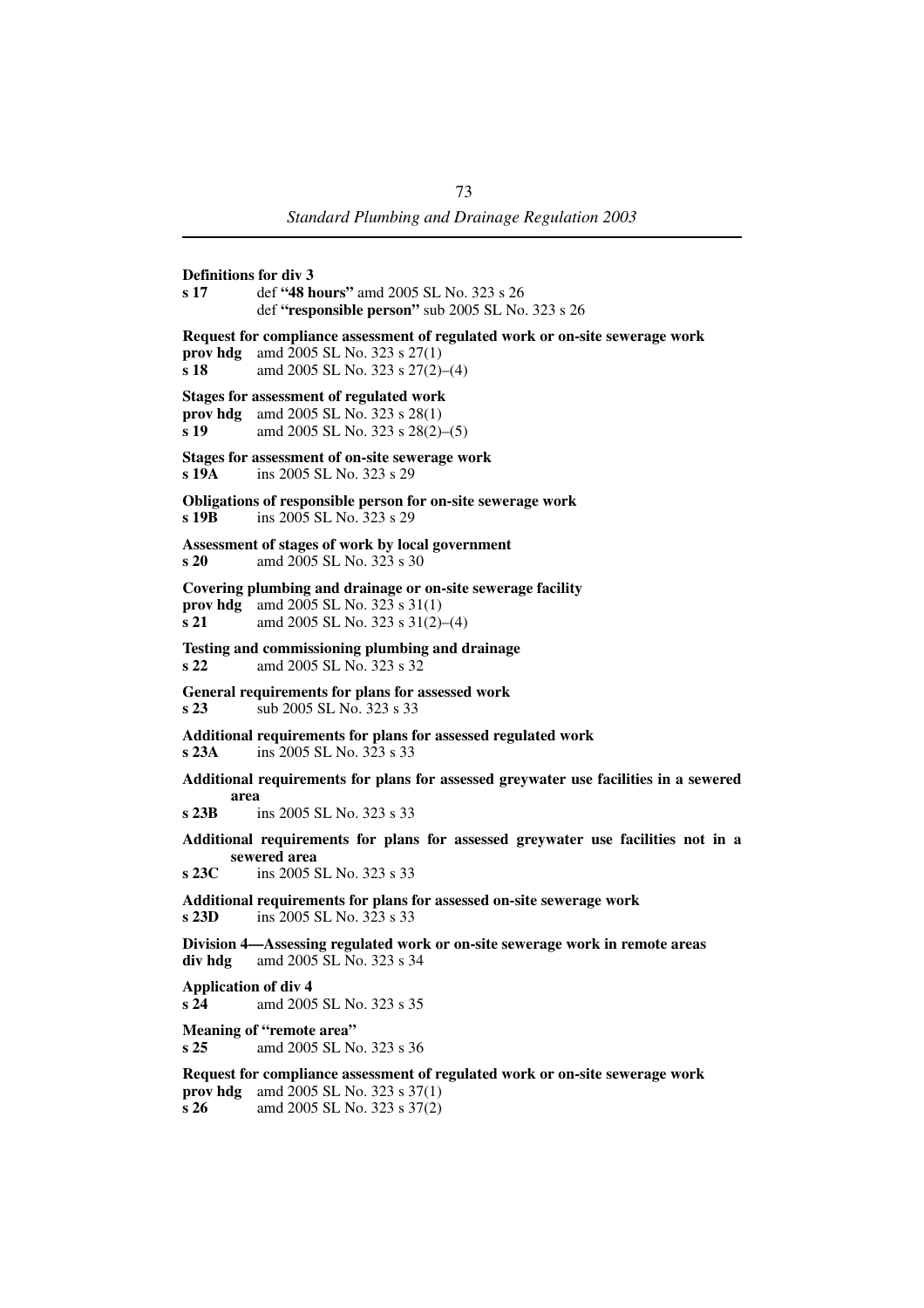**Definitions for div 3**
**s 17** def **"48 hours"** amd 2005 SL No. 323 s 26
def **"responsible person"** sub 2005 SL No. 323 s 26

**Request for compliance assessment of regulated work or on-site sewerage work**
**prov hdg** amd 2005 SL No. 323 s 27(1)
**s 18** amd 2005 SL No. 323 s 27(2)–(4)

**Stages for assessment of regulated work**
**prov hdg** amd 2005 SL No. 323 s 28(1)
**s 19** amd 2005 SL No. 323 s 28(2)–(5)

**Stages for assessment of on-site sewerage work**
**s 19A** ins 2005 SL No. 323 s 29

**Obligations of responsible person for on-site sewerage work**
**s 19B** ins 2005 SL No. 323 s 29

**Assessment of stages of work by local government**
**s 20** amd 2005 SL No. 323 s 30

**Covering plumbing and drainage or on-site sewerage facility**
**prov hdg** amd 2005 SL No. 323 s 31(1)
**s 21** amd 2005 SL No. 323 s 31(2)–(4)

**Testing and commissioning plumbing and drainage**
**s 22** amd 2005 SL No. 323 s 32

**General requirements for plans for assessed work**
**s 23** sub 2005 SL No. 323 s 33

**Additional requirements for plans for assessed regulated work**
**s 23A** ins 2005 SL No. 323 s 33

**Additional requirements for plans for assessed greywater use facilities in a sewered area**
**s 23B** ins 2005 SL No. 323 s 33

**Additional requirements for plans for assessed greywater use facilities not in a sewered area**
**s 23C** ins 2005 SL No. 323 s 33

**Additional requirements for plans for assessed on-site sewerage work**
**s 23D** ins 2005 SL No. 323 s 33

**Division 4—Assessing regulated work or on-site sewerage work in remote areas**
**div hdg** amd 2005 SL No. 323 s 34

**Application of div 4**
**s 24** amd 2005 SL No. 323 s 35

**Meaning of "remote area"**
**s 25** amd 2005 SL No. 323 s 36

**Request for compliance assessment of regulated work or on-site sewerage work**
**prov hdg** amd 2005 SL No. 323 s 37(1)
**s 26** amd 2005 SL No. 323 s 37(2)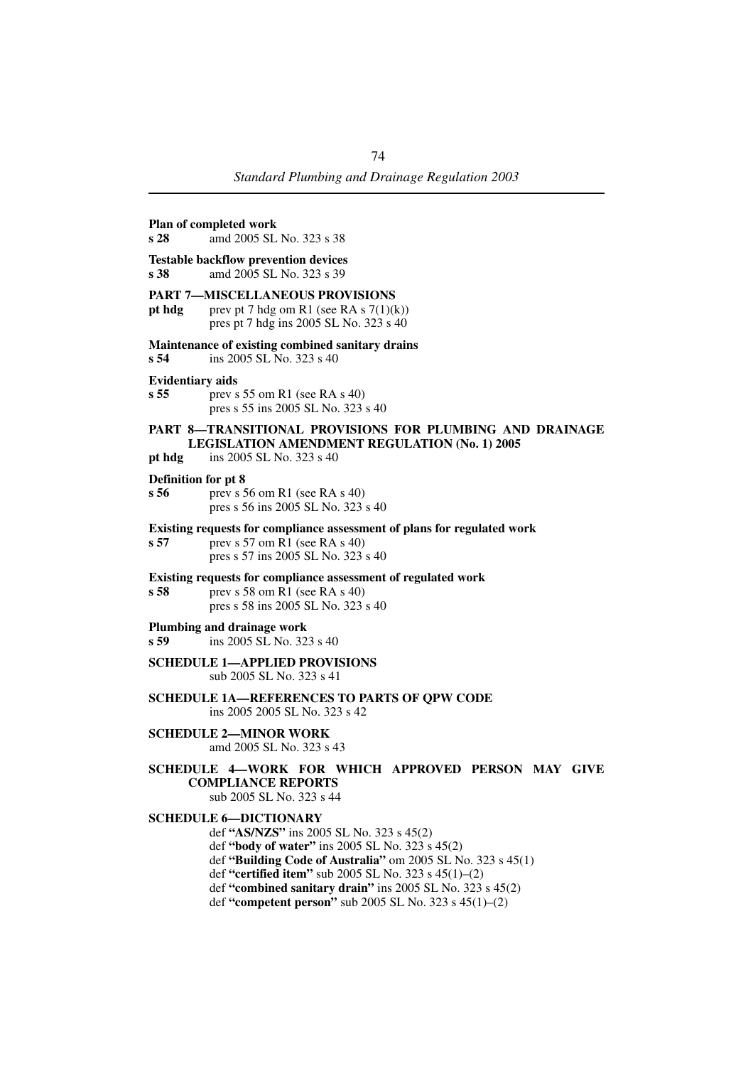**Plan of completed work**
**s 28** amd 2005 SL No. 323 s 38

**Testable backflow prevention devices**
**s 38** amd 2005 SL No. 323 s 39

**PART 7—MISCELLANEOUS PROVISIONS**
**pt hdg** prev pt 7 hdg om R1 (see RA s 7(1)(k))
pres pt 7 hdg ins 2005 SL No. 323 s 40

**Maintenance of existing combined sanitary drains**
**s 54** ins 2005 SL No. 323 s 40

**Evidentiary aids**
**s 55** prev s 55 om R1 (see RA s 40)
pres s 55 ins 2005 SL No. 323 s 40

**PART 8—TRANSITIONAL PROVISIONS FOR PLUMBING AND DRAINAGE LEGISLATION AMENDMENT REGULATION (No. 1) 2005**
**pt hdg** ins 2005 SL No. 323 s 40

**Definition for pt 8**
**s 56** prev s 56 om R1 (see RA s 40)
pres s 56 ins 2005 SL No. 323 s 40

**Existing requests for compliance assessment of plans for regulated work**
**s 57** prev s 57 om R1 (see RA s 40)
pres s 57 ins 2005 SL No. 323 s 40

**Existing requests for compliance assessment of regulated work**
**s 58** prev s 58 om R1 (see RA s 40)
pres s 58 ins 2005 SL No. 323 s 40

**Plumbing and drainage work**
**s 59** ins 2005 SL No. 323 s 40

**SCHEDULE 1—APPLIED PROVISIONS**
sub 2005 SL No. 323 s 41

**SCHEDULE 1A—REFERENCES TO PARTS OF QPW CODE**
ins 2005 2005 SL No. 323 s 42

**SCHEDULE 2—MINOR WORK**
amd 2005 SL No. 323 s 43

**SCHEDULE 4—WORK FOR WHICH APPROVED PERSON MAY GIVE COMPLIANCE REPORTS**
sub 2005 SL No. 323 s 44

**SCHEDULE 6—DICTIONARY**
def **"AS/NZS"** ins 2005 SL No. 323 s 45(2)
def **"body of water"** ins 2005 SL No. 323 s 45(2)
def **"Building Code of Australia"** om 2005 SL No. 323 s 45(1)
def **"certified item"** sub 2005 SL No. 323 s 45(1)–(2)
def **"combined sanitary drain"** ins 2005 SL No. 323 s 45(2)
def **"competent person"** sub 2005 SL No. 323 s 45(1)–(2)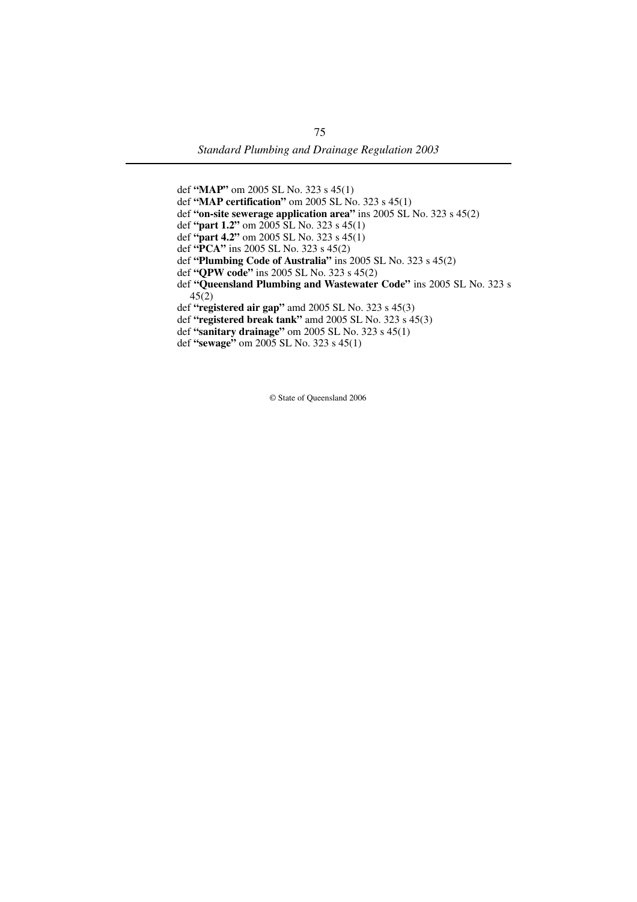def **"MAP"** om 2005 SL No. 323 s 45(1)
def **"MAP certification"** om 2005 SL No. 323 s 45(1)
def **"on-site sewerage application area"** ins 2005 SL No. 323 s 45(2)
def **"part 1.2"** om 2005 SL No. 323 s 45(1)
def **"part 4.2"** om 2005 SL No. 323 s 45(1)
def **"PCA"** ins 2005 SL No. 323 s 45(2)
def **"Plumbing Code of Australia"** ins 2005 SL No. 323 s 45(2)
def **"QPW code"** ins 2005 SL No. 323 s 45(2)
def **"Queensland Plumbing and Wastewater Code"** ins 2005 SL No. 323 s 45(2)
def **"registered air gap"** amd 2005 SL No. 323 s 45(3)
def **"registered break tank"** amd 2005 SL No. 323 s 45(3)
def **"sanitary drainage"** om 2005 SL No. 323 s 45(1)
def **"sewage"** om 2005 SL No. 323 s 45(1)

© State of Queensland 2006